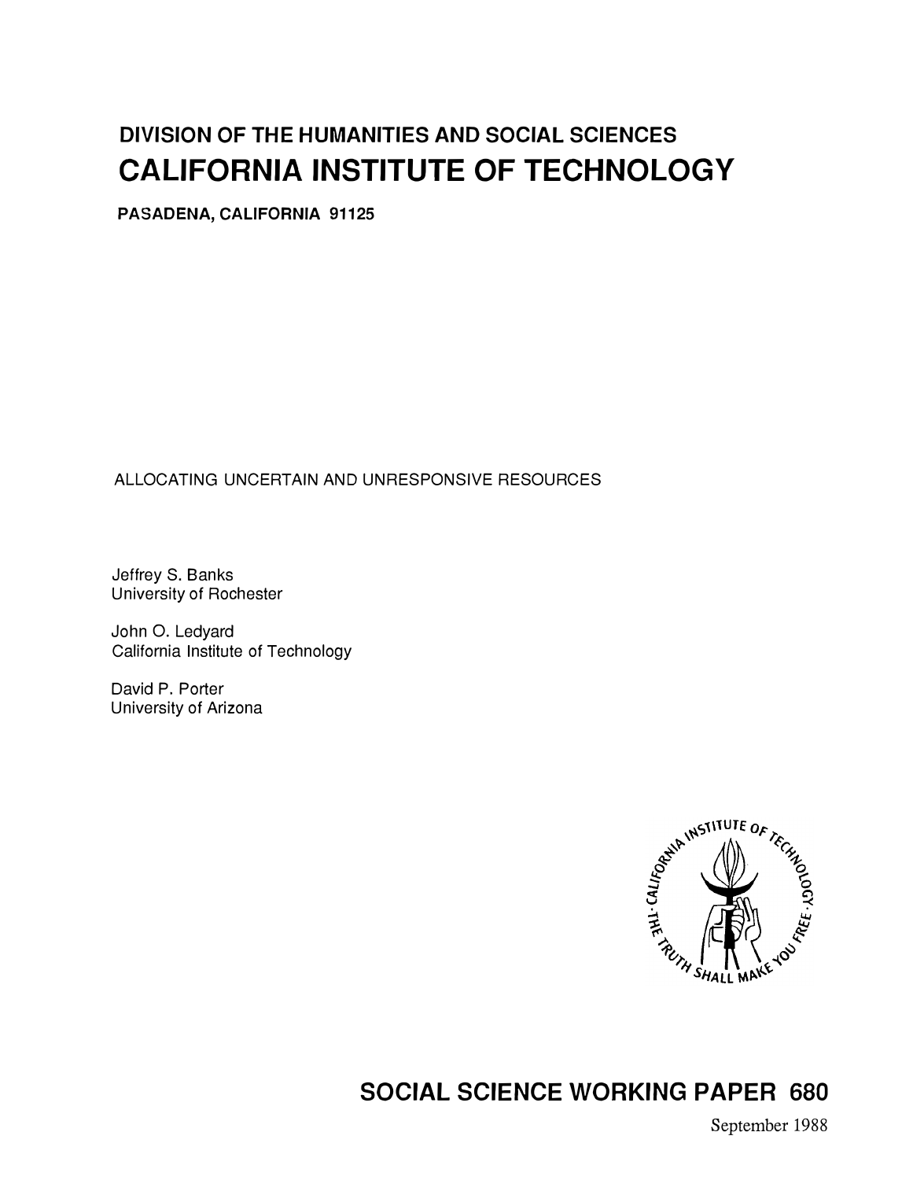# DIVISION OF THE HUMANITIES AND SOCIAL SCIENCES

# CALIFORNIA INSTITUTE OF TECHNOLOGY

PASADENA, CALIFORNIA 91125

## ALLOCATING UNCERTAIN AND UNRESPONSIVE RESOURCES

Jeffrey S. Banks
University of Rochester

John O. Ledyard
California Institute of Technology

David P. Porter
University of Arizona

## SOCIAL SCIENCE WORKING PAPER 680

September 1988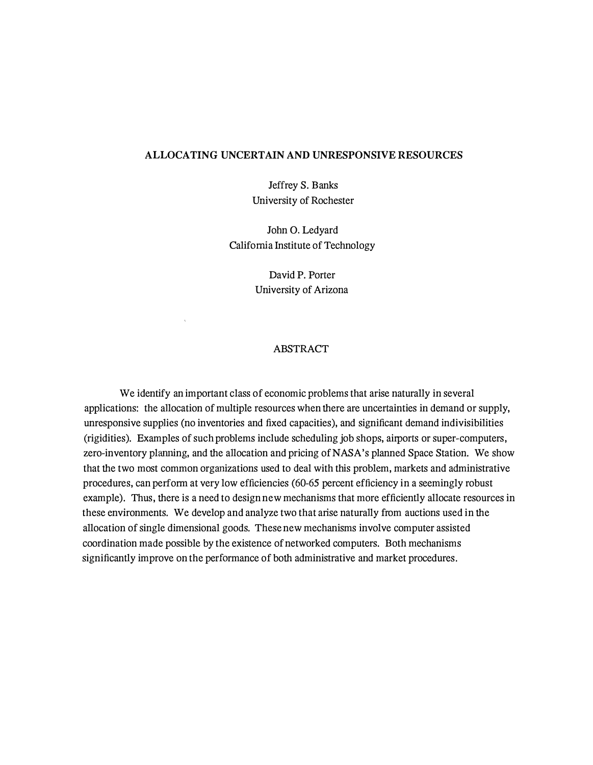# ALLOCATING UNCERTAIN AND UNRESPONSIVE RESOURCES

Jeffrey S. Banks
University of Rochester

John O. Ledyard
California Institute of Technology

David P. Porter
University of Arizona

## ABSTRACT

We identify an important class of economic problems that arise naturally in several applications: the allocation of multiple resources when there are uncertainties in demand or supply, unresponsive supplies (no inventories and fixed capacities), and significant demand indivisibilities (rigidities). Examples of such problems include scheduling job shops, airports or super-computers, zero-inventory planning, and the allocation and pricing of NASA's planned Space Station. We show that the two most common organizations used to deal with this problem, markets and administrative procedures, can perform at very low efficiencies (60-65 percent efficiency in a seemingly robust example). Thus, there is a need to design new mechanisms that more efficiently allocate resources in these environments. We develop and analyze two that arise naturally from auctions used in the allocation of single dimensional goods. These new mechanisms involve computer assisted coordination made possible by the existence of networked computers. Both mechanisms significantly improve on the performance of both administrative and market procedures.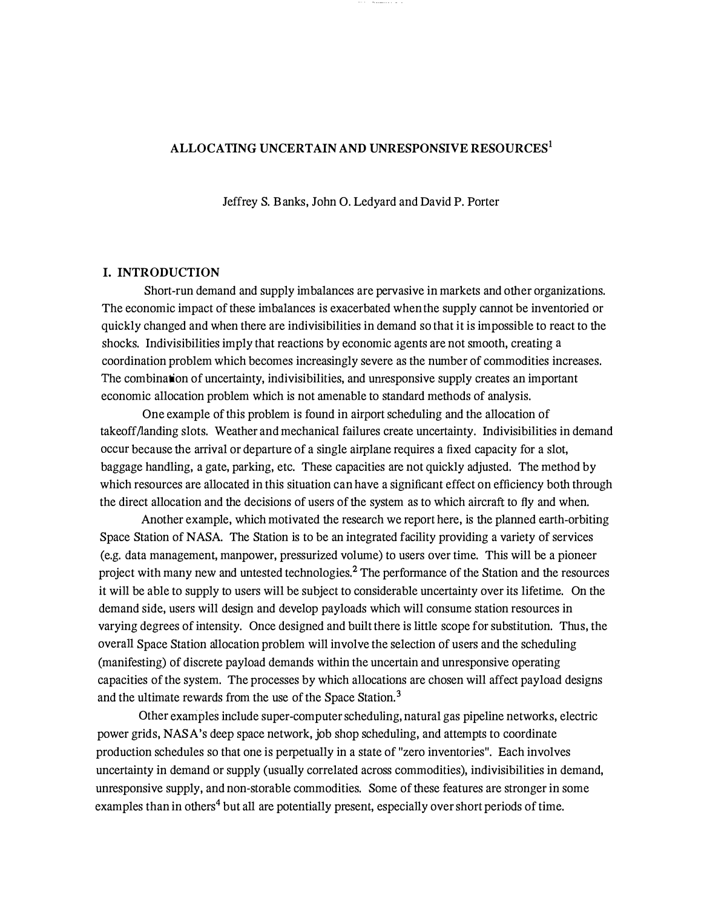# ALLOCATING UNCERTAIN AND UNRESPONSIVE RESOURCES[1]

Jeffrey S. Banks, John O. Ledyard and David P. Porter

## I. INTRODUCTION

Short-run demand and supply imbalances are pervasive in markets and other organizations. The economic impact of these imbalances is exacerbated when the supply cannot be inventoried or quickly changed and when there are indivisibilities in demand so that it is impossible to react to the shocks. Indivisibilities imply that reactions by economic agents are not smooth, creating a coordination problem which becomes increasingly severe as the number of commodities increases. The combination of uncertainty, indivisibilities, and unresponsive supply creates an important economic allocation problem which is not amenable to standard methods of analysis.

One example of this problem is found in airport scheduling and the allocation of takeoff/landing slots. Weather and mechanical failures create uncertainty. Indivisibilities in demand occur because the arrival or departure of a single airplane requires a fixed capacity for a slot, baggage handling, a gate, parking, etc. These capacities are not quickly adjusted. The method by which resources are allocated in this situation can have a significant effect on efficiency both through the direct allocation and the decisions of users of the system as to which aircraft to fly and when.

Another example, which motivated the research we report here, is the planned earth-orbiting Space Station of NASA. The Station is to be an integrated facility providing a variety of services (e.g. data management, manpower, pressurized volume) to users over time. This will be a pioneer project with many new and untested technologies.[2] The performance of the Station and the resources it will be able to supply to users will be subject to considerable uncertainty over its lifetime. On the demand side, users will design and develop payloads which will consume station resources in varying degrees of intensity. Once designed and built there is little scope for substitution. Thus, the overall Space Station allocation problem will involve the selection of users and the scheduling (manifesting) of discrete payload demands within the uncertain and unresponsive operating capacities of the system. The processes by which allocations are chosen will affect payload designs and the ultimate rewards from the use of the Space Station.[3]

Other examples include super-computer scheduling, natural gas pipeline networks, electric power grids, NASA's deep space network, job shop scheduling, and attempts to coordinate production schedules so that one is perpetually in a state of "zero inventories". Each involves uncertainty in demand or supply (usually correlated across commodities), indivisibilities in demand, unresponsive supply, and non-storable commodities. Some of these features are stronger in some examples than in others[4] but all are potentially present, especially over short periods of time.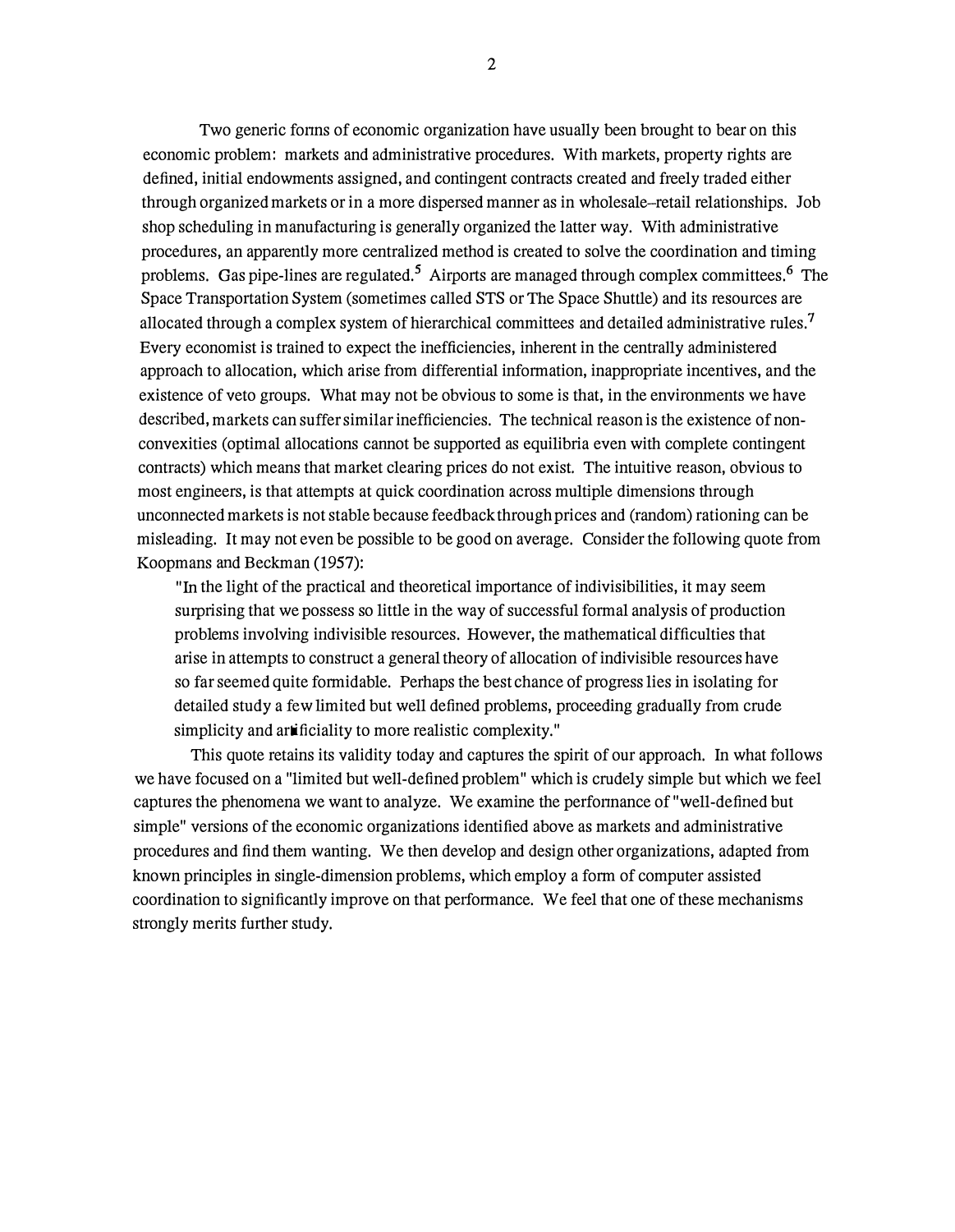Two generic forms of economic organization have usually been brought to bear on this economic problem: markets and administrative procedures. With markets, property rights are defined, initial endowments assigned, and contingent contracts created and freely traded either through organized markets or in a more dispersed manner as in wholesale–retail relationships. Job shop scheduling in manufacturing is generally organized the latter way. With administrative procedures, an apparently more centralized method is created to solve the coordination and timing problems. Gas pipe-lines are regulated.[5] Airports are managed through complex committees.[6] The Space Transportation System (sometimes called STS or The Space Shuttle) and its resources are allocated through a complex system of hierarchical committees and detailed administrative rules.[7] Every economist is trained to expect the inefficiencies, inherent in the centrally administered approach to allocation, which arise from differential information, inappropriate incentives, and the existence of veto groups. What may not be obvious to some is that, in the environments we have described, markets can suffer similar inefficiencies. The technical reason is the existence of non-convexities (optimal allocations cannot be supported as equilibria even with complete contingent contracts) which means that market clearing prices do not exist. The intuitive reason, obvious to most engineers, is that attempts at quick coordination across multiple dimensions through unconnected markets is not stable because feedback through prices and (random) rationing can be misleading. It may not even be possible to be good on average. Consider the following quote from Koopmans and Beckman (1957):

> "In the light of the practical and theoretical importance of indivisibilities, it may seem surprising that we possess so little in the way of successful formal analysis of production problems involving indivisible resources. However, the mathematical difficulties that arise in attempts to construct a general theory of allocation of indivisible resources have so far seemed quite formidable. Perhaps the best chance of progress lies in isolating for detailed study a few limited but well defined problems, proceeding gradually from crude simplicity and artificiality to more realistic complexity."

This quote retains its validity today and captures the spirit of our approach. In what follows we have focused on a "limited but well-defined problem" which is crudely simple but which we feel captures the phenomena we want to analyze. We examine the performance of "well-defined but simple" versions of the economic organizations identified above as markets and administrative procedures and find them wanting. We then develop and design other organizations, adapted from known principles in single-dimension problems, which employ a form of computer assisted coordination to significantly improve on that performance. We feel that one of these mechanisms strongly merits further study.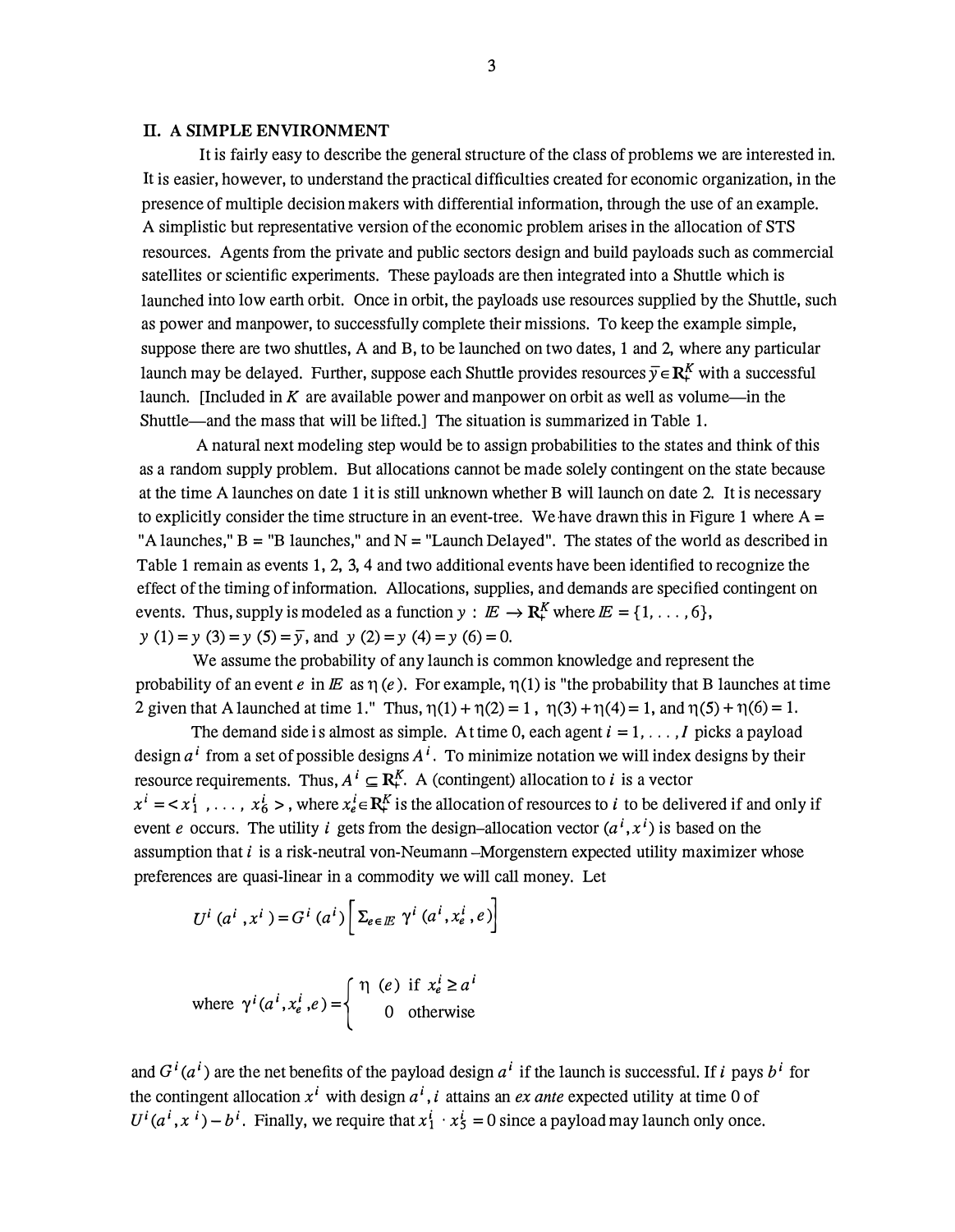## II. A SIMPLE ENVIRONMENT

It is fairly easy to describe the general structure of the class of problems we are interested in. It is easier, however, to understand the practical difficulties created for economic organization, in the presence of multiple decision makers with differential information, through the use of an example. A simplistic but representative version of the economic problem arises in the allocation of STS resources. Agents from the private and public sectors design and build payloads such as commercial satellites or scientific experiments. These payloads are then integrated into a Shuttle which is launched into low earth orbit. Once in orbit, the payloads use resources supplied by the Shuttle, such as power and manpower, to successfully complete their missions. To keep the example simple, suppose there are two shuttles, A and B, to be launched on two dates, 1 and 2, where any particular launch may be delayed. Further, suppose each Shuttle provides resources $\bar{y} \in \mathbf{R}_+^K$ with a successful launch. [Included in $K$ are available power and manpower on orbit as well as volume—in the Shuttle—and the mass that will be lifted.] The situation is summarized in Table 1.

A natural next modeling step would be to assign probabilities to the states and think of this as a random supply problem. But allocations cannot be made solely contingent on the state because at the time A launches on date 1 it is still unknown whether B will launch on date 2. It is necessary to explicitly consider the time structure in an event-tree. We have drawn this in Figure 1 where A = "A launches," B = "B launches," and N = "Launch Delayed". The states of the world as described in Table 1 remain as events 1, 2, 3, 4 and two additional events have been identified to recognize the effect of the timing of information. Allocations, supplies, and demands are specified contingent on events. Thus, supply is modeled as a function $y : \mathbb{E} \rightarrow \mathbf{R}_+^K$ where $\mathbb{E} = \{1, \ldots, 6\}$, $y(1) = y(3) = y(5) = \bar{y}$, and $y(2) = y(4) = y(6) = 0$.

We assume the probability of any launch is common knowledge and represent the probability of an event $e$ in $\mathbb{E}$ as $\eta(e)$. For example, $\eta(1)$ is "the probability that B launches at time 2 given that A launched at time 1." Thus, $\eta(1) + \eta(2) = 1$, $\eta(3) + \eta(4) = 1$, and $\eta(5) + \eta(6) = 1$.

The demand side is almost as simple. At time 0, each agent $i = 1, \ldots, I$ picks a payload design $a^i$ from a set of possible designs $A^i$. To minimize notation we will index designs by their resource requirements. Thus, $A^i \subseteq \mathbf{R}_+^K$. A (contingent) allocation to $i$ is a vector $x^i = \langle x_1^i, \ldots, x_6^i \rangle$, where $x_e^i \in \mathbf{R}_+^K$ is the allocation of resources to $i$ to be delivered if and only if event $e$ occurs. The utility $i$ gets from the design–allocation vector $(a^i, x^i)$ is based on the assumption that $i$ is a risk-neutral von-Neumann–Morgenstern expected utility maximizer whose preferences are quasi-linear in a commodity we will call money. Let

$$U^i(a^i, x^i) = G^i(a^i)\left[\Sigma_{e \in \mathbb{E}}\, \gamma^i(a^i, x_e^i, e)\right]$$

$$\text{where } \gamma^i(a^i, x_e^i, e) = \begin{cases} \eta(e) & \text{if } x_e^i \geq a^i \\ 0 & \text{otherwise} \end{cases}$$

and $G^i(a^i)$ are the net benefits of the payload design $a^i$ if the launch is successful. If $i$ pays $b^i$ for the contingent allocation $x^i$ with design $a^i$, $i$ attains an *ex ante* expected utility at time 0 of $U^i(a^i, x^i) - b^i$. Finally, we require that $x_1^i \cdot x_5^i = 0$ since a payload may launch only once.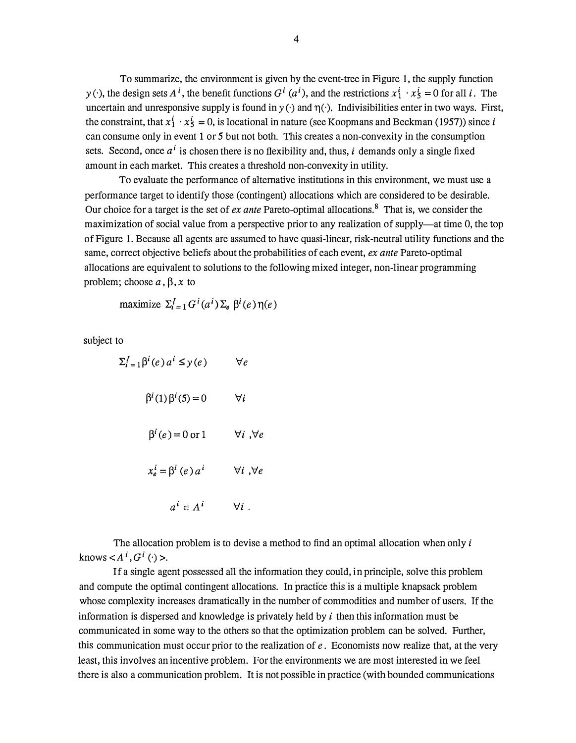To summarize, the environment is given by the event-tree in Figure 1, the supply function $y(\cdot)$, the design sets $A^i$, the benefit functions $G^i(a^i)$, and the restrictions $x_1^i \cdot x_5^i = 0$ for all $i$. The uncertain and unresponsive supply is found in $y(\cdot)$ and $\eta(\cdot)$. Indivisibilities enter in two ways. First, the constraint, that $x_1^i \cdot x_5^i = 0$, is locational in nature (see Koopmans and Beckman (1957)) since $i$ can consume only in event 1 or 5 but not both. This creates a non-convexity in the consumption sets. Second, once $a^i$ is chosen there is no flexibility and, thus, $i$ demands only a single fixed amount in each market. This creates a threshold non-convexity in utility.

To evaluate the performance of alternative institutions in this environment, we must use a performance target to identify those (contingent) allocations which are considered to be desirable. Our choice for a target is the set of *ex ante* Pareto-optimal allocations.[8] That is, we consider the maximization of social value from a perspective prior to any realization of supply—at time 0, the top of Figure 1. Because all agents are assumed to have quasi-linear, risk-neutral utility functions and the same, correct objective beliefs about the probabilities of each event, *ex ante* Pareto-optimal allocations are equivalent to solutions to the following mixed integer, non-linear programming problem; choose $a, \beta, x$ to

$$\text{maximize } \Sigma_{i=1}^{I} G^i(a^i) \Sigma_e \beta^i(e) \eta(e)$$

subject to

$$\Sigma_{i=1}^{I} \beta^i(e) a^i \leq y(e) \qquad \forall e$$

$$\beta^i(1) \beta^i(5) = 0 \qquad \forall i$$

$$\beta^i(e) = 0 \text{ or } 1 \qquad \forall i, \forall e$$

$$x_e^i = \beta^i(e) a^i \qquad \forall i, \forall e$$

$$a^i \in A^i \qquad \forall i .$$

The allocation problem is to devise a method to find an optimal allocation when only $i$ knows $< A^i, G^i(\cdot) >$.

If a single agent possessed all the information they could, in principle, solve this problem and compute the optimal contingent allocations. In practice this is a multiple knapsack problem whose complexity increases dramatically in the number of commodities and number of users. If the information is dispersed and knowledge is privately held by $i$ then this information must be communicated in some way to the others so that the optimization problem can be solved. Further, this communication must occur prior to the realization of $e$. Economists now realize that, at the very least, this involves an incentive problem. For the environments we are most interested in we feel there is also a communication problem. It is not possible in practice (with bounded communications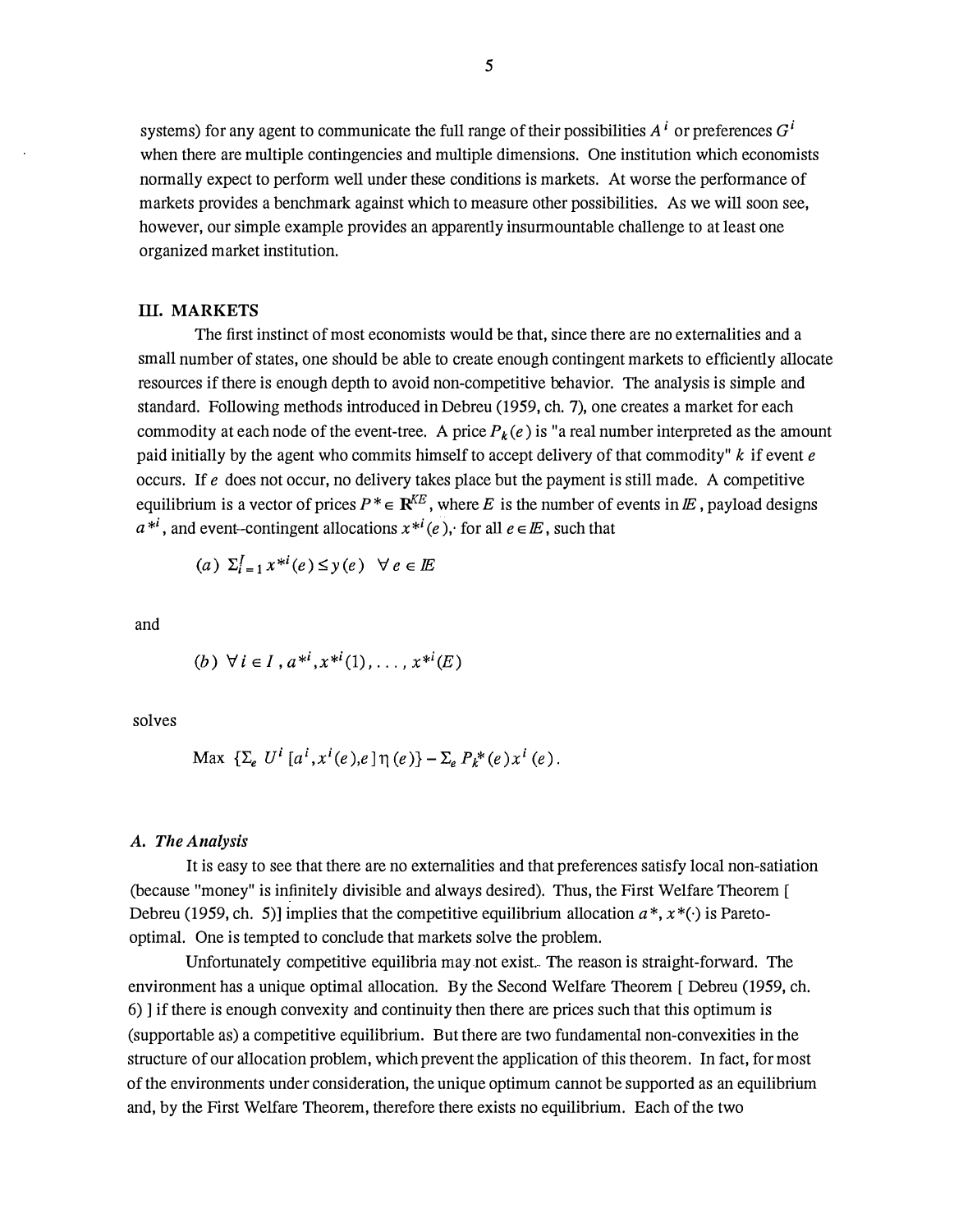systems) for any agent to communicate the full range of their possibilities $A^i$ or preferences $G^i$ when there are multiple contingencies and multiple dimensions. One institution which economists normally expect to perform well under these conditions is markets. At worse the performance of markets provides a benchmark against which to measure other possibilities. As we will soon see, however, our simple example provides an apparently insurmountable challenge to at least one organized market institution.

## III. MARKETS

The first instinct of most economists would be that, since there are no externalities and a small number of states, one should be able to create enough contingent markets to efficiently allocate resources if there is enough depth to avoid non-competitive behavior. The analysis is simple and standard. Following methods introduced in Debreu (1959, ch. 7), one creates a market for each commodity at each node of the event-tree. A price $P_k(e)$ is "a real number interpreted as the amount paid initially by the agent who commits himself to accept delivery of that commodity" $k$ if event $e$ occurs. If $e$ does not occur, no delivery takes place but the payment is still made. A competitive equilibrium is a vector of prices $P^* \in \mathbf{R}^{KE}$, where $E$ is the number of events in $\mathbb{E}$, payload designs $a^{*i}$, and event-contingent allocations $x^{*i}(e)$, for all $e \in \mathbb{E}$, such that

$$(a)\ \Sigma_{i=1}^{I} x^{*i}(e) \leq y(e) \quad \forall\, e \in \mathbb{E}$$

and

$$(b)\ \forall\, i \in I\,,\ a^{*i}, x^{*i}(1), \ldots, x^{*i}(E)$$

solves

$$\text{Max}\ \{\Sigma_e\, U^i\,[a^i, x^i(e), e]\,\eta(e)\} - \Sigma_e\, P_k^*(e)\, x^i(e).$$

### A. *The Analysis*

It is easy to see that there are no externalities and that preferences satisfy local non-satiation (because "money" is infinitely divisible and always desired). Thus, the First Welfare Theorem [ Debreu (1959, ch. 5)] implies that the competitive equilibrium allocation $a^*, x^*(\cdot)$ is Pareto-optimal. One is tempted to conclude that markets solve the problem.

Unfortunately competitive equilibria may not exist. The reason is straight-forward. The environment has a unique optimal allocation. By the Second Welfare Theorem [ Debreu (1959, ch. 6) ] if there is enough convexity and continuity then there are prices such that this optimum is (supportable as) a competitive equilibrium. But there are two fundamental non-convexities in the structure of our allocation problem, which prevent the application of this theorem. In fact, for most of the environments under consideration, the unique optimum cannot be supported as an equilibrium and, by the First Welfare Theorem, therefore there exists no equilibrium. Each of the two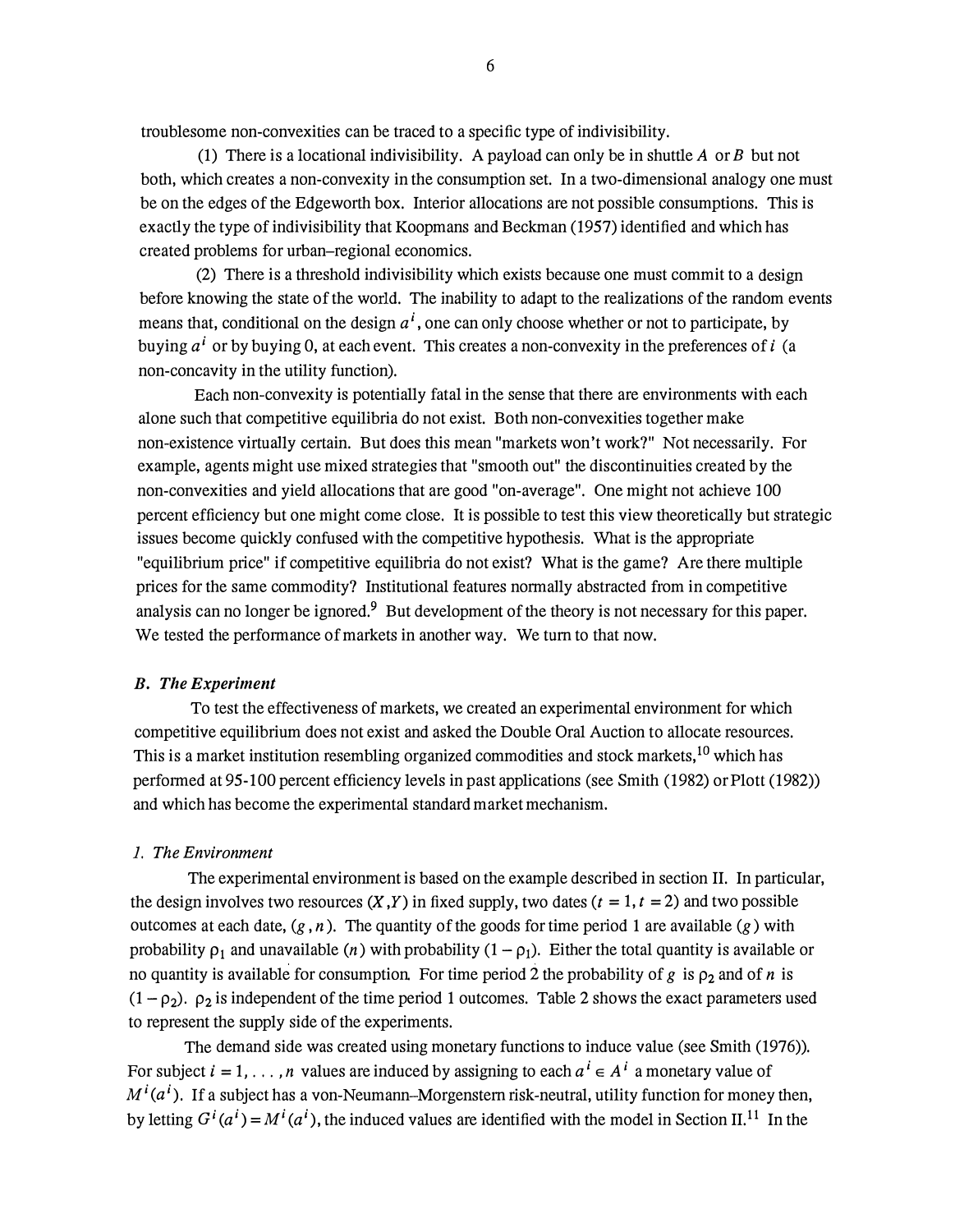troublesome non-convexities can be traced to a specific type of indivisibility.

(1) There is a locational indivisibility. A payload can only be in shuttle $A$ or $B$ but not both, which creates a non-convexity in the consumption set. In a two-dimensional analogy one must be on the edges of the Edgeworth box. Interior allocations are not possible consumptions. This is exactly the type of indivisibility that Koopmans and Beckman (1957) identified and which has created problems for urban–regional economics.

(2) There is a threshold indivisibility which exists because one must commit to a design before knowing the state of the world. The inability to adapt to the realizations of the random events means that, conditional on the design $a^i$, one can only choose whether or not to participate, by buying $a^i$ or by buying 0, at each event. This creates a non-convexity in the preferences of $i$ (a non-concavity in the utility function).

Each non-convexity is potentially fatal in the sense that there are environments with each alone such that competitive equilibria do not exist. Both non-convexities together make non-existence virtually certain. But does this mean "markets won't work?" Not necessarily. For example, agents might use mixed strategies that "smooth out" the discontinuities created by the non-convexities and yield allocations that are good "on-average". One might not achieve 100 percent efficiency but one might come close. It is possible to test this view theoretically but strategic issues become quickly confused with the competitive hypothesis. What is the appropriate "equilibrium price" if competitive equilibria do not exist? What is the game? Are there multiple prices for the same commodity? Institutional features normally abstracted from in competitive analysis can no longer be ignored.[9] But development of the theory is not necessary for this paper. We tested the performance of markets in another way. We turn to that now.

### *B. The Experiment*

To test the effectiveness of markets, we created an experimental environment for which competitive equilibrium does not exist and asked the Double Oral Auction to allocate resources. This is a market institution resembling organized commodities and stock markets,[10] which has performed at 95-100 percent efficiency levels in past applications (see Smith (1982) or Plott (1982)) and which has become the experimental standard market mechanism.

#### *1. The Environment*

The experimental environment is based on the example described in section II. In particular, the design involves two resources $(X, Y)$ in fixed supply, two dates $(t = 1, t = 2)$ and two possible outcomes at each date, $(g, n)$. The quantity of the goods for time period 1 are available $(g)$ with probability $\rho_1$ and unavailable $(n)$ with probability $(1 - \rho_1)$. Either the total quantity is available or no quantity is available for consumption. For time period 2 the probability of $g$ is $\rho_2$ and of $n$ is $(1 - \rho_2)$. $\rho_2$ is independent of the time period 1 outcomes. Table 2 shows the exact parameters used to represent the supply side of the experiments.

The demand side was created using monetary functions to induce value (see Smith (1976)). For subject $i = 1, \ldots, n$ values are induced by assigning to each $a^i \in A^i$ a monetary value of $M^i(a^i)$. If a subject has a von-Neumann–Morgenstern risk-neutral, utility function for money then, by letting $G^i(a^i) = M^i(a^i)$, the induced values are identified with the model in Section II.[11] In the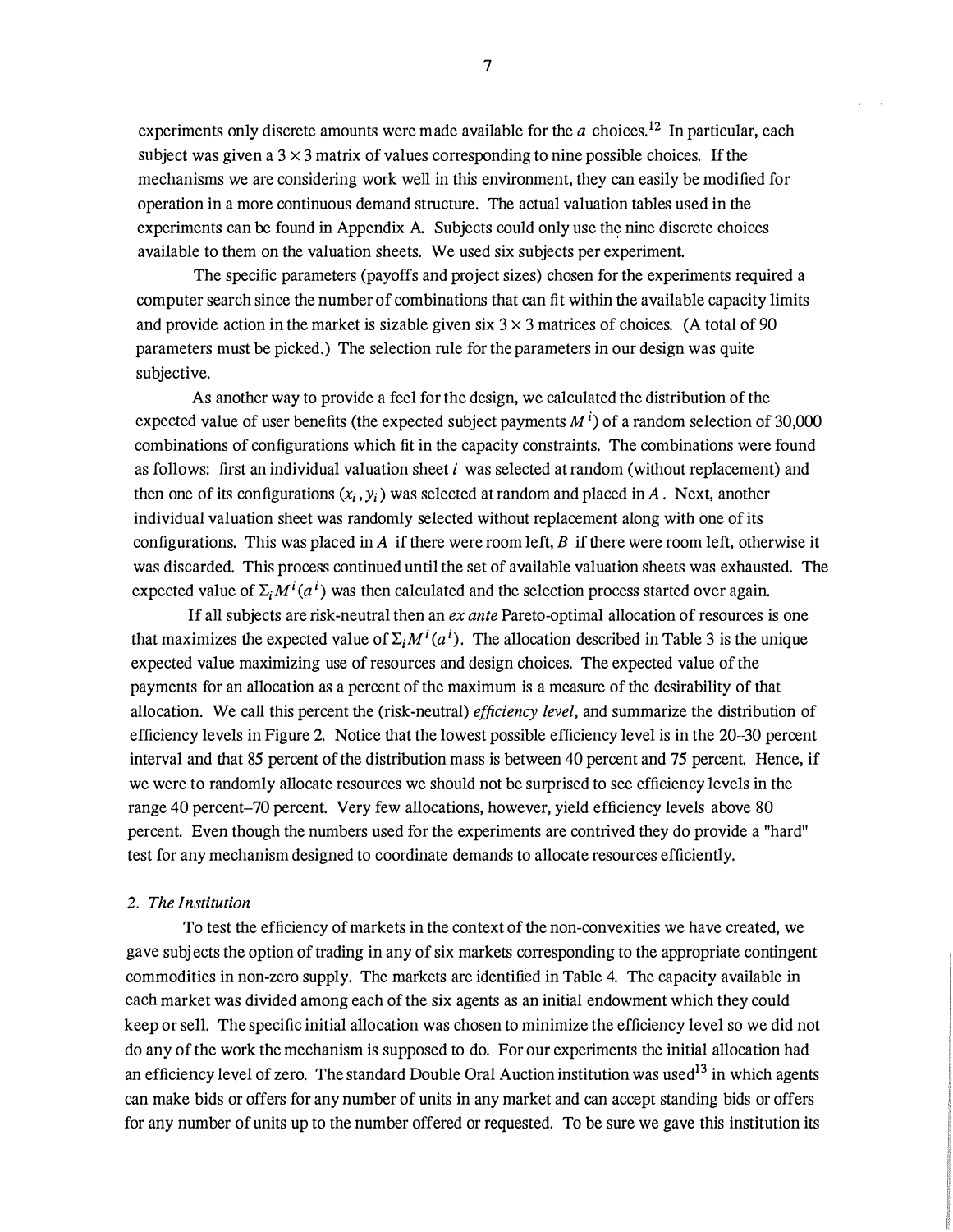experiments only discrete amounts were made available for the $a$ choices.[12] In particular, each subject was given a $3 \times 3$ matrix of values corresponding to nine possible choices. If the mechanisms we are considering work well in this environment, they can easily be modified for operation in a more continuous demand structure. The actual valuation tables used in the experiments can be found in Appendix A. Subjects could only use the nine discrete choices available to them on the valuation sheets. We used six subjects per experiment.

The specific parameters (payoffs and project sizes) chosen for the experiments required a computer search since the number of combinations that can fit within the available capacity limits and provide action in the market is sizable given six $3 \times 3$ matrices of choices. (A total of 90 parameters must be picked.) The selection rule for the parameters in our design was quite subjective.

As another way to provide a feel for the design, we calculated the distribution of the expected value of user benefits (the expected subject payments $M^i$) of a random selection of 30,000 combinations of configurations which fit in the capacity constraints. The combinations were found as follows: first an individual valuation sheet $i$ was selected at random (without replacement) and then one of its configurations $(x_i, y_i)$ was selected at random and placed in $A$. Next, another individual valuation sheet was randomly selected without replacement along with one of its configurations. This was placed in $A$ if there were room left, $B$ if there were room left, otherwise it was discarded. This process continued until the set of available valuation sheets was exhausted. The expected value of $\Sigma_i M^i(a^i)$ was then calculated and the selection process started over again.

If all subjects are risk-neutral then an *ex ante* Pareto-optimal allocation of resources is one that maximizes the expected value of $\Sigma_i M^i(a^i)$. The allocation described in Table 3 is the unique expected value maximizing use of resources and design choices. The expected value of the payments for an allocation as a percent of the maximum is a measure of the desirability of that allocation. We call this percent the (risk-neutral) *efficiency level*, and summarize the distribution of efficiency levels in Figure 2. Notice that the lowest possible efficiency level is in the 20–30 percent interval and that 85 percent of the distribution mass is between 40 percent and 75 percent. Hence, if we were to randomly allocate resources we should not be surprised to see efficiency levels in the range 40 percent–70 percent. Very few allocations, however, yield efficiency levels above 80 percent. Even though the numbers used for the experiments are contrived they do provide a "hard" test for any mechanism designed to coordinate demands to allocate resources efficiently.

## *2. The Institution*

To test the efficiency of markets in the context of the non-convexities we have created, we gave subjects the option of trading in any of six markets corresponding to the appropriate contingent commodities in non-zero supply. The markets are identified in Table 4. The capacity available in each market was divided among each of the six agents as an initial endowment which they could keep or sell. The specific initial allocation was chosen to minimize the efficiency level so we did not do any of the work the mechanism is supposed to do. For our experiments the initial allocation had an efficiency level of zero. The standard Double Oral Auction institution was used[13] in which agents can make bids or offers for any number of units in any market and can accept standing bids or offers for any number of units up to the number offered or requested. To be sure we gave this institution its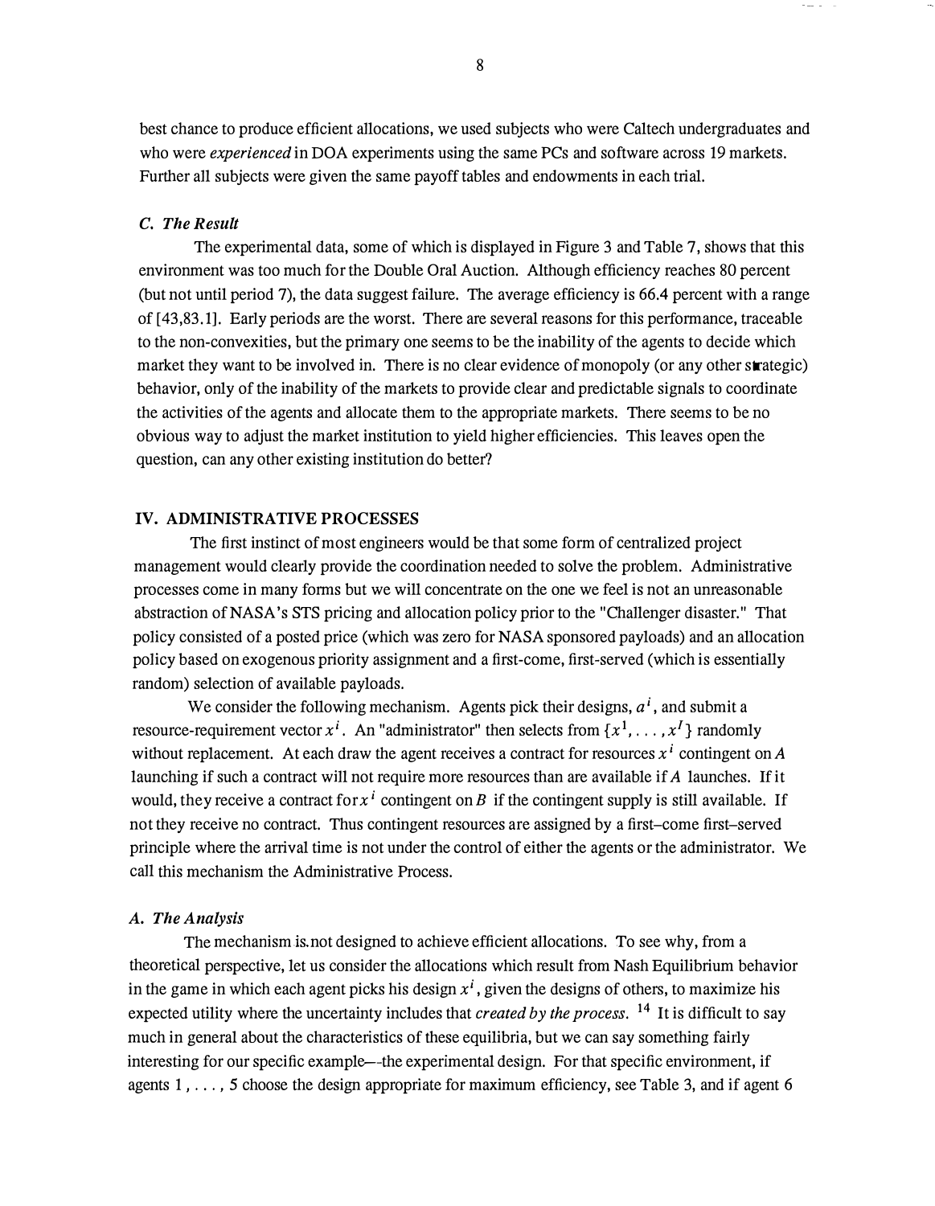best chance to produce efficient allocations, we used subjects who were Caltech undergraduates and who were *experienced* in DOA experiments using the same PCs and software across 19 markets. Further all subjects were given the same payoff tables and endowments in each trial.

### *C. The Result*

The experimental data, some of which is displayed in Figure 3 and Table 7, shows that this environment was too much for the Double Oral Auction. Although efficiency reaches 80 percent (but not until period 7), the data suggest failure. The average efficiency is 66.4 percent with a range of [43,83.1]. Early periods are the worst. There are several reasons for this performance, traceable to the non-convexities, but the primary one seems to be the inability of the agents to decide which market they want to be involved in. There is no clear evidence of monopoly (or any other strategic) behavior, only of the inability of the markets to provide clear and predictable signals to coordinate the activities of the agents and allocate them to the appropriate markets. There seems to be no obvious way to adjust the market institution to yield higher efficiencies. This leaves open the question, can any other existing institution do better?

## IV. ADMINISTRATIVE PROCESSES

The first instinct of most engineers would be that some form of centralized project management would clearly provide the coordination needed to solve the problem. Administrative processes come in many forms but we will concentrate on the one we feel is not an unreasonable abstraction of NASA's STS pricing and allocation policy prior to the "Challenger disaster." That policy consisted of a posted price (which was zero for NASA sponsored payloads) and an allocation policy based on exogenous priority assignment and a first-come, first-served (which is essentially random) selection of available payloads.

We consider the following mechanism. Agents pick their designs, $a^i$, and submit a resource-requirement vector $x^i$. An "administrator" then selects from $\{x^1, \ldots, x^I\}$ randomly without replacement. At each draw the agent receives a contract for resources $x^i$ contingent on $A$ launching if such a contract will not require more resources than are available if $A$ launches. If it would, they receive a contract for $x^i$ contingent on $B$ if the contingent supply is still available. If not they receive no contract. Thus contingent resources are assigned by a first-come first-served principle where the arrival time is not under the control of either the agents or the administrator. We call this mechanism the Administrative Process.

### *A. The Analysis*

The mechanism is not designed to achieve efficient allocations. To see why, from a theoretical perspective, let us consider the allocations which result from Nash Equilibrium behavior in the game in which each agent picks his design $x^i$, given the designs of others, to maximize his expected utility where the uncertainty includes that *created by the process*. [14] It is difficult to say much in general about the characteristics of these equilibria, but we can say something fairly interesting for our specific example—the experimental design. For that specific environment, if agents $1, \ldots, 5$ choose the design appropriate for maximum efficiency, see Table 3, and if agent 6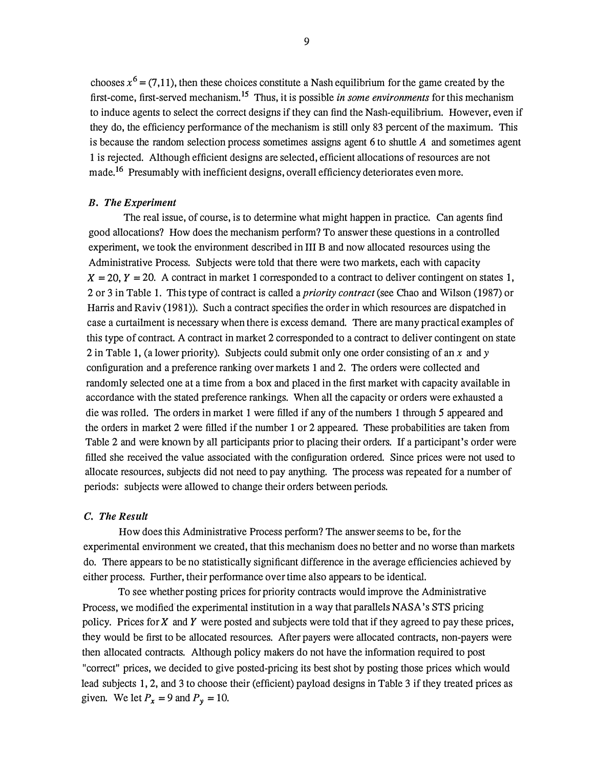chooses $x^6 = (7,11)$, then these choices constitute a Nash equilibrium for the game created by the first-come, first-served mechanism.[15] Thus, it is possible *in some environments* for this mechanism to induce agents to select the correct designs if they can find the Nash-equilibrium. However, even if they do, the efficiency performance of the mechanism is still only 83 percent of the maximum. This is because the random selection process sometimes assigns agent 6 to shuttle $A$ and sometimes agent 1 is rejected. Although efficient designs are selected, efficient allocations of resources are not made.[16] Presumably with inefficient designs, overall efficiency deteriorates even more.

### *B. The Experiment*

The real issue, of course, is to determine what might happen in practice. Can agents find good allocations? How does the mechanism perform? To answer these questions in a controlled experiment, we took the environment described in III B and now allocated resources using the Administrative Process. Subjects were told that there were two markets, each with capacity $X = 20$, $Y = 20$. A contract in market 1 corresponded to a contract to deliver contingent on states 1, 2 or 3 in Table 1. This type of contract is called a *priority contract* (see Chao and Wilson (1987) or Harris and Raviv (1981)). Such a contract specifies the order in which resources are dispatched in case a curtailment is necessary when there is excess demand. There are many practical examples of this type of contract. A contract in market 2 corresponded to a contract to deliver contingent on state 2 in Table 1, (a lower priority). Subjects could submit only one order consisting of an $x$ and $y$ configuration and a preference ranking over markets 1 and 2. The orders were collected and randomly selected one at a time from a box and placed in the first market with capacity available in accordance with the stated preference rankings. When all the capacity or orders were exhausted a die was rolled. The orders in market 1 were filled if any of the numbers 1 through 5 appeared and the orders in market 2 were filled if the number 1 or 2 appeared. These probabilities are taken from Table 2 and were known by all participants prior to placing their orders. If a participant's order were filled she received the value associated with the configuration ordered. Since prices were not used to allocate resources, subjects did not need to pay anything. The process was repeated for a number of periods: subjects were allowed to change their orders between periods.

### *C. The Result*

How does this Administrative Process perform? The answer seems to be, for the experimental environment we created, that this mechanism does no better and no worse than markets do. There appears to be no statistically significant difference in the average efficiencies achieved by either process. Further, their performance over time also appears to be identical.

To see whether posting prices for priority contracts would improve the Administrative Process, we modified the experimental institution in a way that parallels NASA's STS pricing policy. Prices for $X$ and $Y$ were posted and subjects were told that if they agreed to pay these prices, they would be first to be allocated resources. After payers were allocated contracts, non-payers were then allocated contracts. Although policy makers do not have the information required to post "correct" prices, we decided to give posted-pricing its best shot by posting those prices which would lead subjects 1, 2, and 3 to choose their (efficient) payload designs in Table 3 if they treated prices as given. We let $P_x = 9$ and $P_y = 10$.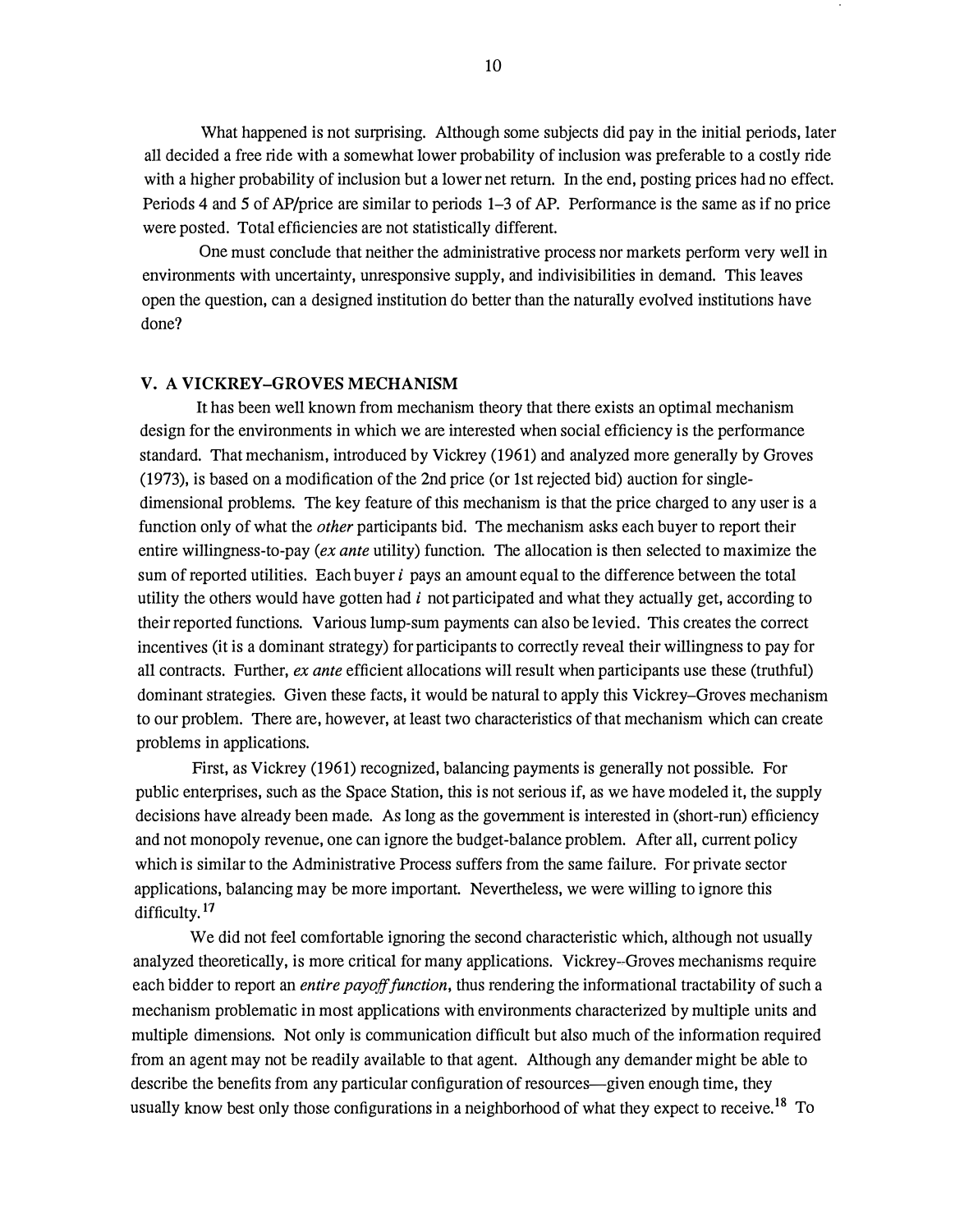What happened is not surprising. Although some subjects did pay in the initial periods, later all decided a free ride with a somewhat lower probability of inclusion was preferable to a costly ride with a higher probability of inclusion but a lower net return. In the end, posting prices had no effect. Periods 4 and 5 of AP/price are similar to periods 1–3 of AP. Performance is the same as if no price were posted. Total efficiencies are not statistically different.

One must conclude that neither the administrative process nor markets perform very well in environments with uncertainty, unresponsive supply, and indivisibilities in demand. This leaves open the question, can a designed institution do better than the naturally evolved institutions have done?

## V. A VICKREY–GROVES MECHANISM

It has been well known from mechanism theory that there exists an optimal mechanism design for the environments in which we are interested when social efficiency is the performance standard. That mechanism, introduced by Vickrey (1961) and analyzed more generally by Groves (1973), is based on a modification of the 2nd price (or 1st rejected bid) auction for single-dimensional problems. The key feature of this mechanism is that the price charged to any user is a function only of what the *other* participants bid. The mechanism asks each buyer to report their entire willingness-to-pay (*ex ante* utility) function. The allocation is then selected to maximize the sum of reported utilities. Each buyer $i$ pays an amount equal to the difference between the total utility the others would have gotten had $i$ not participated and what they actually get, according to their reported functions. Various lump-sum payments can also be levied. This creates the correct incentives (it is a dominant strategy) for participants to correctly reveal their willingness to pay for all contracts. Further, *ex ante* efficient allocations will result when participants use these (truthful) dominant strategies. Given these facts, it would be natural to apply this Vickrey–Groves mechanism to our problem. There are, however, at least two characteristics of that mechanism which can create problems in applications.

First, as Vickrey (1961) recognized, balancing payments is generally not possible. For public enterprises, such as the Space Station, this is not serious if, as we have modeled it, the supply decisions have already been made. As long as the government is interested in (short-run) efficiency and not monopoly revenue, one can ignore the budget-balance problem. After all, current policy which is similar to the Administrative Process suffers from the same failure. For private sector applications, balancing may be more important. Nevertheless, we were willing to ignore this difficulty.[17]

We did not feel comfortable ignoring the second characteristic which, although not usually analyzed theoretically, is more critical for many applications. Vickrey–Groves mechanisms require each bidder to report an *entire payoff function*, thus rendering the informational tractability of such a mechanism problematic in most applications with environments characterized by multiple units and multiple dimensions. Not only is communication difficult but also much of the information required from an agent may not be readily available to that agent. Although any demander might be able to describe the benefits from any particular configuration of resources—given enough time, they usually know best only those configurations in a neighborhood of what they expect to receive.[18] To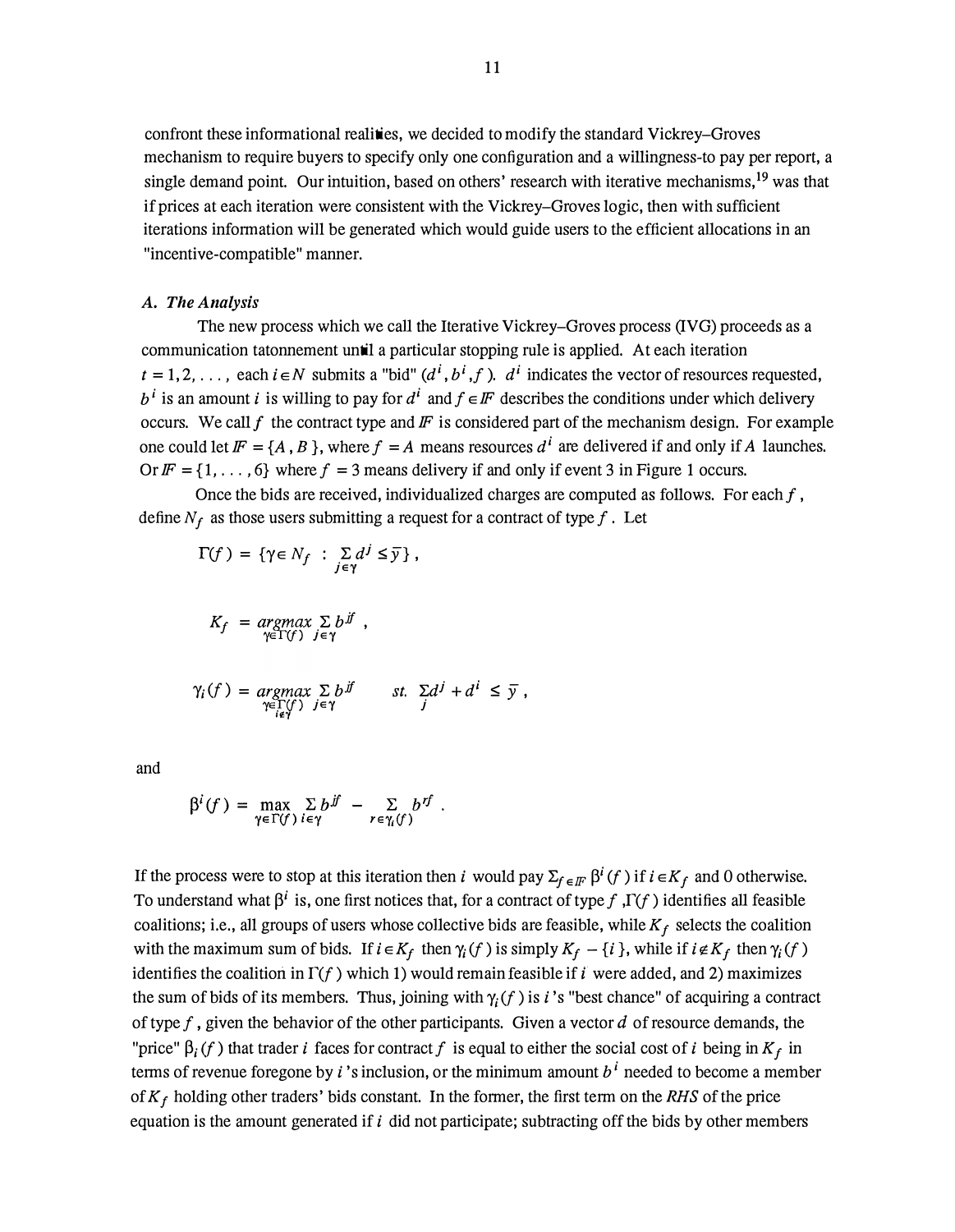confront these informational realities, we decided to modify the standard Vickrey–Groves mechanism to require buyers to specify only one configuration and a willingness-to pay per report, a single demand point. Our intuition, based on others' research with iterative mechanisms,[19] was that if prices at each iteration were consistent with the Vickrey–Groves logic, then with sufficient iterations information will be generated which would guide users to the efficient allocations in an "incentive-compatible" manner.

### *A. The Analysis*

The new process which we call the Iterative Vickrey–Groves process (IVG) proceeds as a communication tatonnement until a particular stopping rule is applied. At each iteration $t = 1, 2, \ldots,$ each $i \in N$ submits a "bid" $(d^i, b^i, f)$. $d^i$ indicates the vector of resources requested, $b^i$ is an amount $i$ is willing to pay for $d^i$ and $f \in \mathbb{F}$ describes the conditions under which delivery occurs. We call $f$ the contract type and $\mathbb{F}$ is considered part of the mechanism design. For example one could let $\mathbb{F} = \{A, B\}$, where $f = A$ means resources $d^i$ are delivered if and only if $A$ launches. Or $\mathbb{F} = \{1, \ldots, 6\}$ where $f = 3$ means delivery if and only if event 3 in Figure 1 occurs.

Once the bids are received, individualized charges are computed as follows. For each $f$, define $N_f$ as those users submitting a request for a contract of type $f$. Let

$$\Gamma(f) = \{\gamma \in N_f \; : \; \sum_{j \in \gamma} d^j \leq \bar{y}\},$$

$$K_f = \underset{\gamma \in \Gamma(f)}{argmax} \sum_{j \in \gamma} b^{jf},$$

$$\gamma_i(f) = \underset{\substack{\gamma \in \Gamma(f) \\ i \notin \gamma}}{argmax} \sum_{j \in \gamma} b^{jf} \qquad st. \; \sum_j d^j + d^i \leq \bar{y},$$

and

$$\beta^i(f) = \max_{\gamma \in \Gamma(f)} \sum_{i \in \gamma} b^{jf} - \sum_{r \in \gamma_i(f)} b^{rf}.$$

If the process were to stop at this iteration then $i$ would pay $\Sigma_{f \in \mathbb{F}} \beta^i(f)$ if $i \in K_f$ and 0 otherwise. To understand what $\beta^i$ is, one first notices that, for a contract of type $f$, $\Gamma(f)$ identifies all feasible coalitions; i.e., all groups of users whose collective bids are feasible, while $K_f$ selects the coalition with the maximum sum of bids. If $i \in K_f$ then $\gamma_i(f)$ is simply $K_f - \{i\}$, while if $i \notin K_f$ then $\gamma_i(f)$ identifies the coalition in $\Gamma(f)$ which 1) would remain feasible if $i$ were added, and 2) maximizes the sum of bids of its members. Thus, joining with $\gamma_i(f)$ is $i$'s "best chance" of acquiring a contract of type $f$, given the behavior of the other participants. Given a vector $d$ of resource demands, the "price" $\beta_i(f)$ that trader $i$ faces for contract $f$ is equal to either the social cost of $i$ being in $K_f$ in terms of revenue foregone by $i$'s inclusion, or the minimum amount $b^i$ needed to become a member of $K_f$ holding other traders' bids constant. In the former, the first term on the *RHS* of the price equation is the amount generated if $i$ did not participate; subtracting off the bids by other members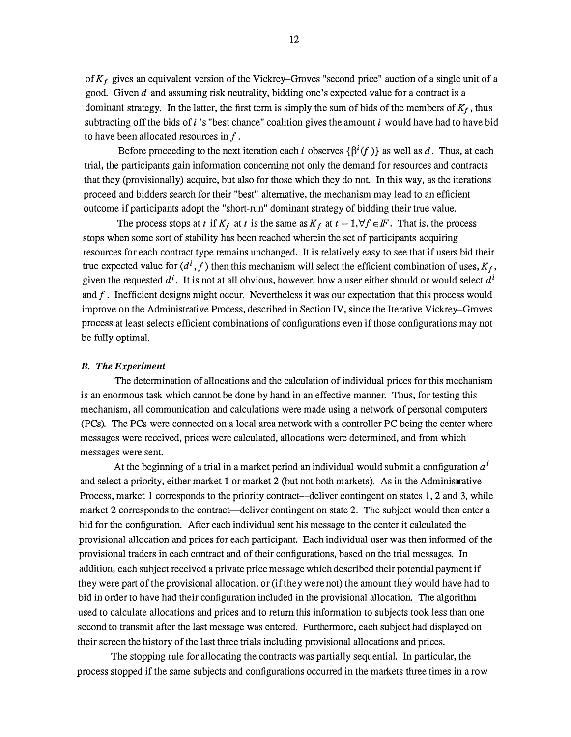of $K_f$ gives an equivalent version of the Vickrey–Groves "second price" auction of a single unit of a good. Given $d$ and assuming risk neutrality, bidding one's expected value for a contract is a dominant strategy. In the latter, the first term is simply the sum of bids of the members of $K_f$, thus subtracting off the bids of $i$'s "best chance" coalition gives the amount $i$ would have had to have bid to have been allocated resources in $f$.

Before proceeding to the next iteration each $i$ observes $\{\beta^i(f)\}$ as well as $d$. Thus, at each trial, the participants gain information concerning not only the demand for resources and contracts that they (provisionally) acquire, but also for those which they do not. In this way, as the iterations proceed and bidders search for their "best" alternative, the mechanism may lead to an efficient outcome if participants adopt the "short-run" dominant strategy of bidding their true value.

The process stops at $t$ if $K_f$ at $t$ is the same as $K_f$ at $t-1, \forall f \in \mathbb{F}$. That is, the process stops when some sort of stability has been reached wherein the set of participants acquiring resources for each contract type remains unchanged. It is relatively easy to see that if users bid their true expected value for $(d^i, f)$ then this mechanism will select the efficient combination of uses, $K_f$, given the requested $d^i$. It is not at all obvious, however, how a user either should or would select $d^i$ and $f$. Inefficient designs might occur. Nevertheless it was our expectation that this process would improve on the Administrative Process, described in Section IV, since the Iterative Vickrey–Groves process at least selects efficient combinations of configurations even if those configurations may not be fully optimal.

### *B. The Experiment*

The determination of allocations and the calculation of individual prices for this mechanism is an enormous task which cannot be done by hand in an effective manner. Thus, for testing this mechanism, all communication and calculations were made using a network of personal computers (PCs). The PCs were connected on a local area network with a controller PC being the center where messages were received, prices were calculated, allocations were determined, and from which messages were sent.

At the beginning of a trial in a market period an individual would submit a configuration $a^i$ and select a priority, either market 1 or market 2 (but not both markets). As in the Administrative Process, market 1 corresponds to the priority contract––deliver contingent on states 1, 2 and 3, while market 2 corresponds to the contract—deliver contingent on state 2. The subject would then enter a bid for the configuration. After each individual sent his message to the center it calculated the provisional allocation and prices for each participant. Each individual user was then informed of the provisional traders in each contract and of their configurations, based on the trial messages. In addition, each subject received a private price message which described their potential payment if they were part of the provisional allocation, or (if they were not) the amount they would have had to bid in order to have had their configuration included in the provisional allocation. The algorithm used to calculate allocations and prices and to return this information to subjects took less than one second to transmit after the last message was entered. Furthermore, each subject had displayed on their screen the history of the last three trials including provisional allocations and prices.

The stopping rule for allocating the contracts was partially sequential. In particular, the process stopped if the same subjects and configurations occurred in the markets three times in a row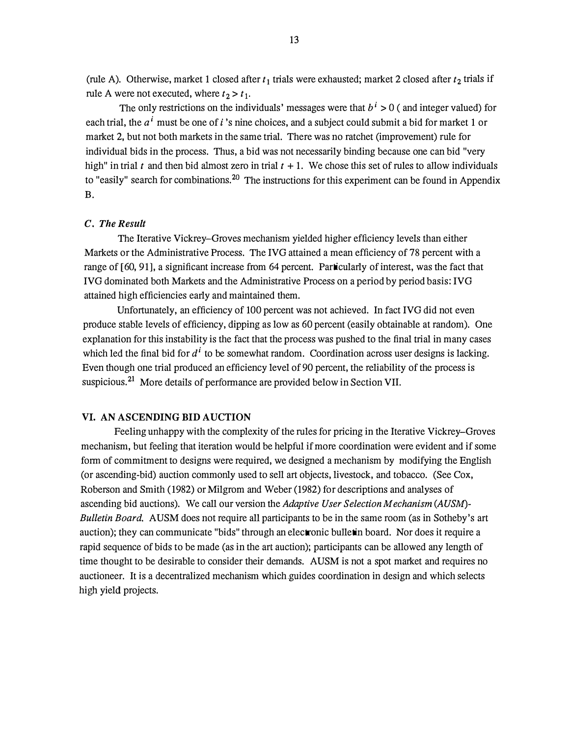(rule A). Otherwise, market 1 closed after $t_1$ trials were exhausted; market 2 closed after $t_2$ trials if rule A were not executed, where $t_2 > t_1$.

The only restrictions on the individuals' messages were that $b^i > 0$ ( and integer valued) for each trial, the $a^i$ must be one of $i$ 's nine choices, and a subject could submit a bid for market 1 or market 2, but not both markets in the same trial. There was no ratchet (improvement) rule for individual bids in the process. Thus, a bid was not necessarily binding because one can bid "very high" in trial $t$ and then bid almost zero in trial $t + 1$. We chose this set of rules to allow individuals to "easily" search for combinations.[20] The instructions for this experiment can be found in Appendix B.

### *C. The Result*

The Iterative Vickrey–Groves mechanism yielded higher efficiency levels than either Markets or the Administrative Process. The IVG attained a mean efficiency of 78 percent with a range of [60, 91], a significant increase from 64 percent. Particularly of interest, was the fact that IVG dominated both Markets and the Administrative Process on a period by period basis: IVG attained high efficiencies early and maintained them.

Unfortunately, an efficiency of 100 percent was not achieved. In fact IVG did not even produce stable levels of efficiency, dipping as low as 60 percent (easily obtainable at random). One explanation for this instability is the fact that the process was pushed to the final trial in many cases which led the final bid for $d^i$ to be somewhat random. Coordination across user designs is lacking. Even though one trial produced an efficiency level of 90 percent, the reliability of the process is suspicious.[21] More details of performance are provided below in Section VII.

## VI. AN ASCENDING BID AUCTION

Feeling unhappy with the complexity of the rules for pricing in the Iterative Vickrey–Groves mechanism, but feeling that iteration would be helpful if more coordination were evident and if some form of commitment to designs were required, we designed a mechanism by modifying the English (or ascending-bid) auction commonly used to sell art objects, livestock, and tobacco. (See Cox, Roberson and Smith (1982) or Milgrom and Weber (1982) for descriptions and analyses of ascending bid auctions). We call our version the *Adaptive User Selection Mechanism (AUSM)-Bulletin Board.* AUSM does not require all participants to be in the same room (as in Sotheby's art auction); they can communicate "bids" through an electronic bulletin board. Nor does it require a rapid sequence of bids to be made (as in the art auction); participants can be allowed any length of time thought to be desirable to consider their demands. AUSM is not a spot market and requires no auctioneer. It is a decentralized mechanism which guides coordination in design and which selects high yield projects.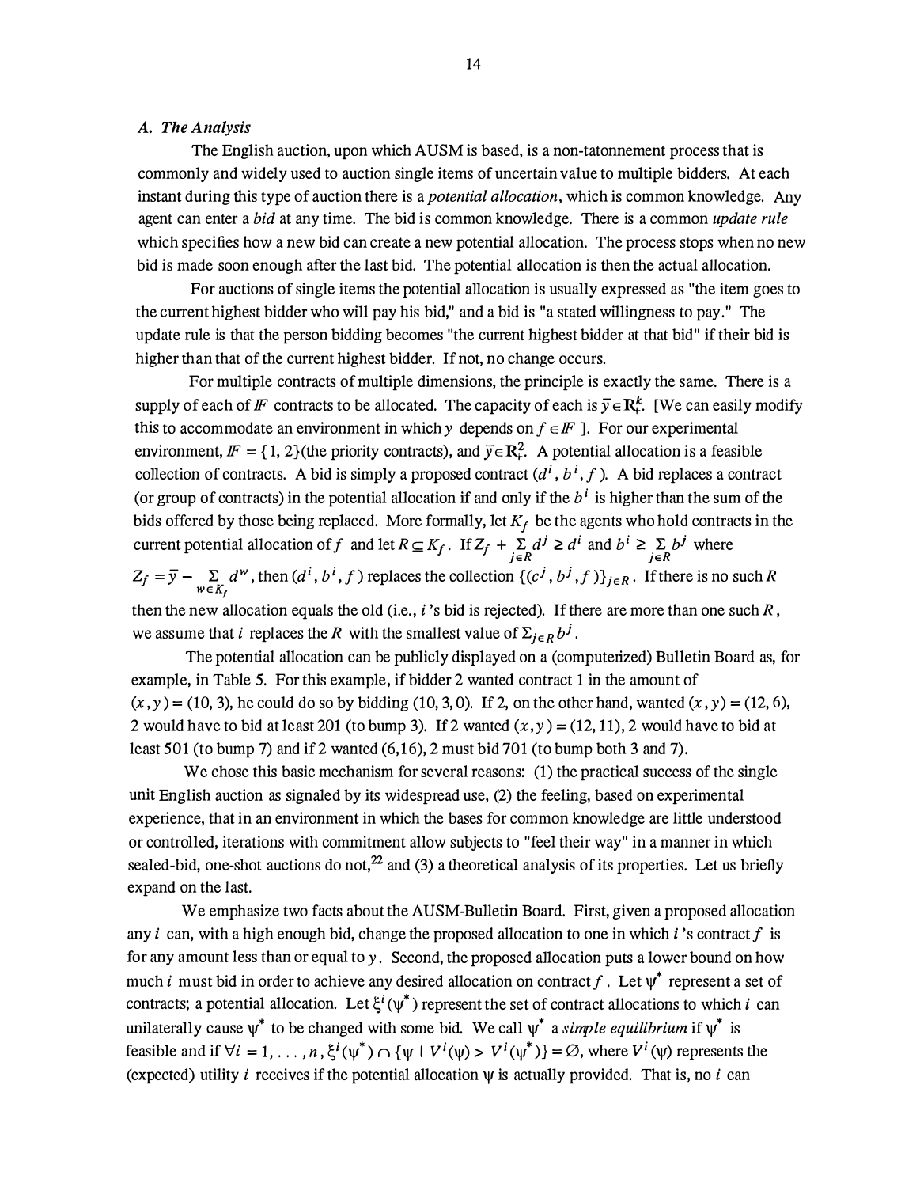### *A. The Analysis*

The English auction, upon which AUSM is based, is a non-tatonnement process that is commonly and widely used to auction single items of uncertain value to multiple bidders. At each instant during this type of auction there is a *potential allocation*, which is common knowledge. Any agent can enter a *bid* at any time. The bid is common knowledge. There is a common *update rule* which specifies how a new bid can create a new potential allocation. The process stops when no new bid is made soon enough after the last bid. The potential allocation is then the actual allocation.

For auctions of single items the potential allocation is usually expressed as "the item goes to the current highest bidder who will pay his bid," and a bid is "a stated willingness to pay." The update rule is that the person bidding becomes "the current highest bidder at that bid" if their bid is higher than that of the current highest bidder. If not, no change occurs.

For multiple contracts of multiple dimensions, the principle is exactly the same. There is a supply of each of $\mathbb{F}$ contracts to be allocated. The capacity of each is $\bar{y} \in \mathbf{R}_+^k$. [We can easily modify this to accommodate an environment in which $y$ depends on $f \in \mathbb{F}$ ]. For our experimental environment, $\mathbb{F} = \{1, 2\}$(the priority contracts), and $\bar{y} \in \mathbf{R}_+^2$. A potential allocation is a feasible collection of contracts. A bid is simply a proposed contract $(d^i, b^i, f)$. A bid replaces a contract (or group of contracts) in the potential allocation if and only if the $b^i$ is higher than the sum of the bids offered by those being replaced. More formally, let $K_f$ be the agents who hold contracts in the current potential allocation of $f$ and let $R \subseteq K_f$. If $Z_f + \sum_{j \in R} d^j \geq d^i$ and $b^i \geq \sum_{j \in R} b^j$ where $Z_f = \bar{y} - \sum_{w \in K_f} d^w$, then $(d^i, b^i, f)$ replaces the collection $\{(c^j, b^j, f)\}_{j \in R}$. If there is no such $R$ then the new allocation equals the old (i.e., $i$ 's bid is rejected). If there are more than one such $R$, we assume that $i$ replaces the $R$ with the smallest value of $\Sigma_{j \in R} b^j$.

The potential allocation can be publicly displayed on a (computerized) Bulletin Board as, for example, in Table 5. For this example, if bidder 2 wanted contract 1 in the amount of $(x, y) = (10, 3)$, he could do so by bidding (10, 3, 0). If 2, on the other hand, wanted $(x, y) = (12, 6)$, 2 would have to bid at least 201 (to bump 3). If 2 wanted $(x, y) = (12, 11)$, 2 would have to bid at least 501 (to bump 7) and if 2 wanted (6,16), 2 must bid 701 (to bump both 3 and 7).

We chose this basic mechanism for several reasons: (1) the practical success of the single unit English auction as signaled by its widespread use, (2) the feeling, based on experimental experience, that in an environment in which the bases for common knowledge are little understood or controlled, iterations with commitment allow subjects to "feel their way" in a manner in which sealed-bid, one-shot auctions do not,[22] and (3) a theoretical analysis of its properties. Let us briefly expand on the last.

We emphasize two facts about the AUSM-Bulletin Board. First, given a proposed allocation any $i$ can, with a high enough bid, change the proposed allocation to one in which $i$ 's contract $f$ is for any amount less than or equal to $y$. Second, the proposed allocation puts a lower bound on how much $i$ must bid in order to achieve any desired allocation on contract $f$. Let $\psi^*$ represent a set of contracts; a potential allocation. Let $\xi^i(\psi^*)$ represent the set of contract allocations to which $i$ can unilaterally cause $\psi^*$ to be changed with some bid. We call $\psi^*$ a *simple equilibrium* if $\psi^*$ is feasible and if $\forall i = 1, \ldots, n, \xi^i(\psi^*) \cap \{\psi \mid V^i(\psi) > V^i(\psi^*)\} = \varnothing$, where $V^i(\psi)$ represents the (expected) utility $i$ receives if the potential allocation $\psi$ is actually provided. That is, no $i$ can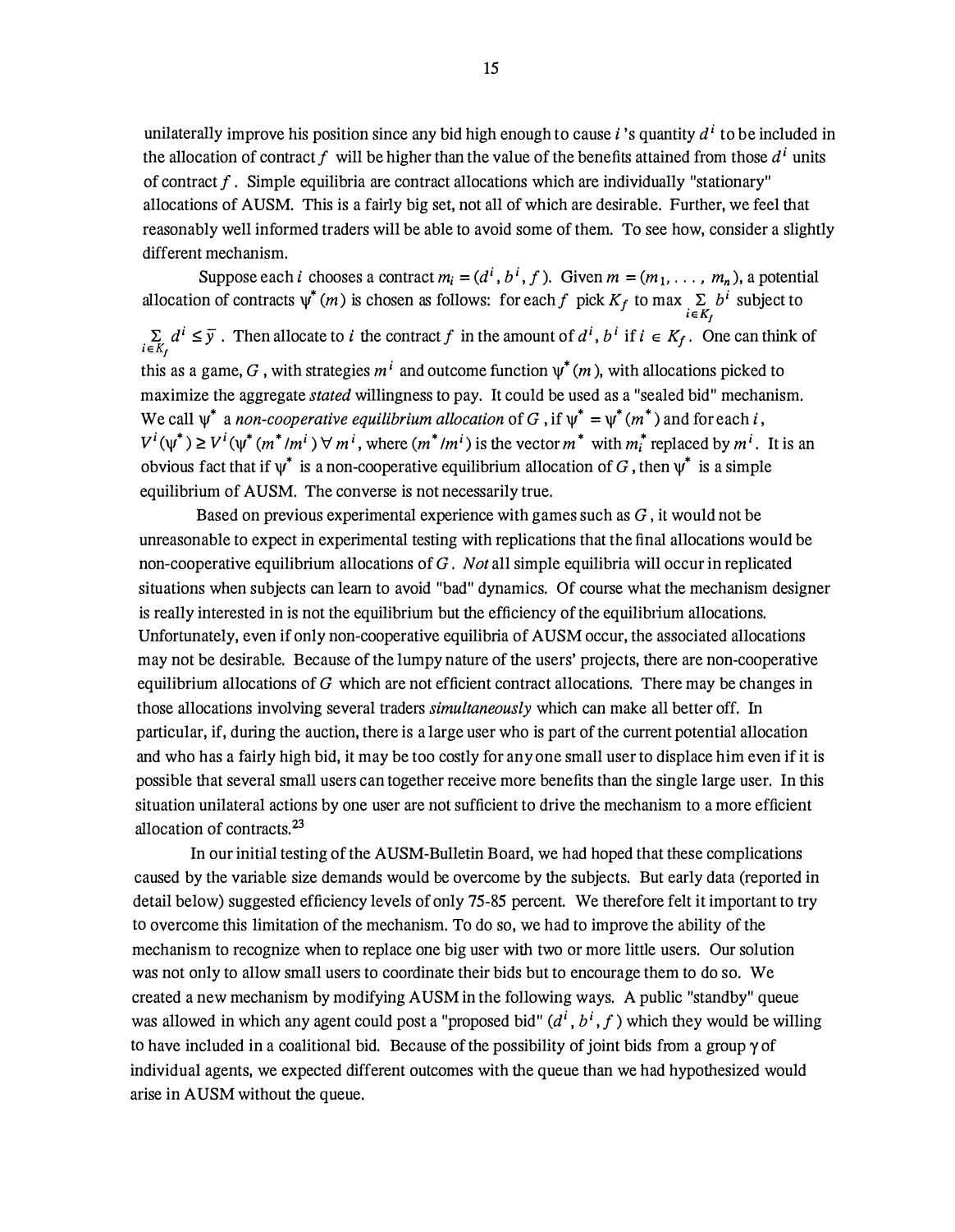unilaterally improve his position since any bid high enough to cause $i$'s quantity $d^i$ to be included in the allocation of contract $f$ will be higher than the value of the benefits attained from those $d^i$ units of contract $f$. Simple equilibria are contract allocations which are individually "stationary" allocations of AUSM. This is a fairly big set, not all of which are desirable. Further, we feel that reasonably well informed traders will be able to avoid some of them. To see how, consider a slightly different mechanism.

Suppose each $i$ chooses a contract $m_i = (d^i, b^i, f)$. Given $m = (m_1, \ldots, m_n)$, a potential allocation of contracts $\psi^*(m)$ is chosen as follows: for each $f$ pick $K_f$ to max $\sum_{i \in K_f} b^i$ subject to $\sum_{i \in K_f} d^i \leq \bar{y}$. Then allocate to $i$ the contract $f$ in the amount of $d^i, b^i$ if $i \in K_f$. One can think of this as a game, $G$, with strategies $m^i$ and outcome function $\psi^*(m)$, with allocations picked to maximize the aggregate *stated* willingness to pay. It could be used as a "sealed bid" mechanism. We call $\psi^*$ a *non-cooperative equilibrium allocation* of $G$, if $\psi^* = \psi^*(m^*)$ and for each $i$, $V^i(\psi^*) \geq V^i(\psi^*(m^*/m^i)) \; \forall \, m^i$, where $(m^*/m^i)$ is the vector $m^*$ with $m_i^*$ replaced by $m^i$. It is an obvious fact that if $\psi^*$ is a non-cooperative equilibrium allocation of $G$, then $\psi^*$ is a simple equilibrium of AUSM. The converse is not necessarily true.

Based on previous experimental experience with games such as $G$, it would not be unreasonable to expect in experimental testing with replications that the final allocations would be non-cooperative equilibrium allocations of $G$. *Not* all simple equilibria will occur in replicated situations when subjects can learn to avoid "bad" dynamics. Of course what the mechanism designer is really interested in is not the equilibrium but the efficiency of the equilibrium allocations. Unfortunately, even if only non-cooperative equilibria of AUSM occur, the associated allocations may not be desirable. Because of the lumpy nature of the users' projects, there are non-cooperative equilibrium allocations of $G$ which are not efficient contract allocations. There may be changes in those allocations involving several traders *simultaneously* which can make all better off. In particular, if, during the auction, there is a large user who is part of the current potential allocation and who has a fairly high bid, it may be too costly for any one small user to displace him even if it is possible that several small users can together receive more benefits than the single large user. In this situation unilateral actions by one user are not sufficient to drive the mechanism to a more efficient allocation of contracts.[23]

In our initial testing of the AUSM-Bulletin Board, we had hoped that these complications caused by the variable size demands would be overcome by the subjects. But early data (reported in detail below) suggested efficiency levels of only 75-85 percent. We therefore felt it important to try to overcome this limitation of the mechanism. To do so, we had to improve the ability of the mechanism to recognize when to replace one big user with two or more little users. Our solution was not only to allow small users to coordinate their bids but to encourage them to do so. We created a new mechanism by modifying AUSM in the following ways. A public "standby" queue was allowed in which any agent could post a "proposed bid" $(d^i, b^i, f)$ which they would be willing to have included in a coalitional bid. Because of the possibility of joint bids from a group $\gamma$ of individual agents, we expected different outcomes with the queue than we had hypothesized would arise in AUSM without the queue.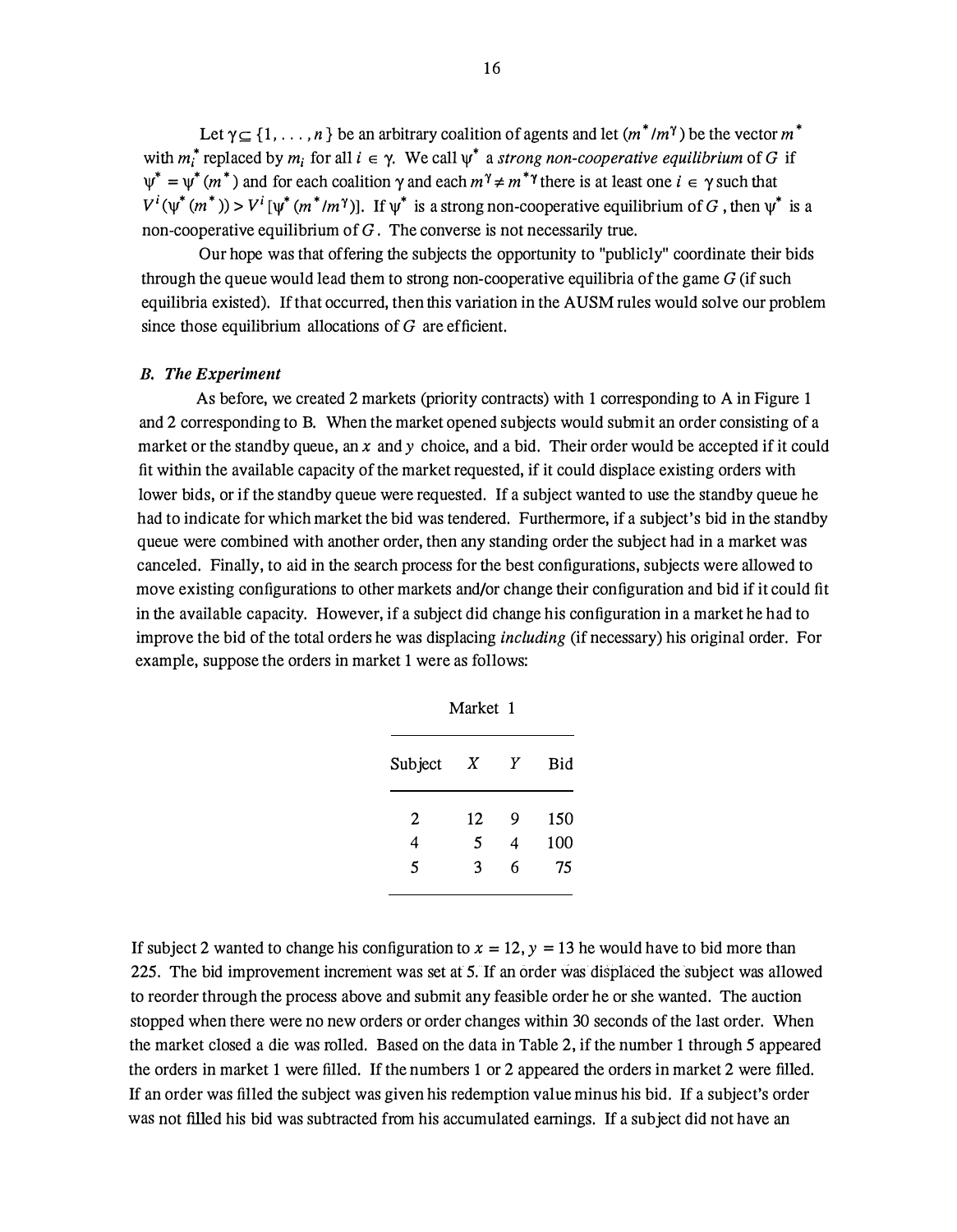Let $\gamma \subseteq \{1, \ldots, n\}$ be an arbitrary coalition of agents and let $(m^*/m^\gamma)$ be the vector $m^*$ with $m_i^*$ replaced by $m_i$ for all $i \in \gamma$. We call $\psi^*$ a *strong non-cooperative equilibrium* of $G$ if $\psi^* = \psi^*(m^*)$ and for each coalition $\gamma$ and each $m^\gamma \neq m^{*\gamma}$ there is at least one $i \in \gamma$ such that $V^i(\psi^*(m^*)) > V^i[\psi^*(m^*/m^\gamma)]$. If $\psi^*$ is a strong non-cooperative equilibrium of $G$, then $\psi^*$ is a non-cooperative equilibrium of $G$. The converse is not necessarily true.

Our hope was that offering the subjects the opportunity to "publicly" coordinate their bids through the queue would lead them to strong non-cooperative equilibria of the game $G$ (if such equilibria existed). If that occurred, then this variation in the AUSM rules would solve our problem since those equilibrium allocations of $G$ are efficient.

### *B. The Experiment*

As before, we created 2 markets (priority contracts) with 1 corresponding to A in Figure 1 and 2 corresponding to B. When the market opened subjects would submit an order consisting of a market or the standby queue, an $x$ and $y$ choice, and a bid. Their order would be accepted if it could fit within the available capacity of the market requested, if it could displace existing orders with lower bids, or if the standby queue were requested. If a subject wanted to use the standby queue he had to indicate for which market the bid was tendered. Furthermore, if a subject's bid in the standby queue were combined with another order, then any standing order the subject had in a market was canceled. Finally, to aid in the search process for the best configurations, subjects were allowed to move existing configurations to other markets and/or change their configuration and bid if it could fit in the available capacity. However, if a subject did change his configuration in a market he had to improve the bid of the total orders he was displacing *including* (if necessary) his original order. For example, suppose the orders in market 1 were as follows:

Market 1

| Subject | $X$ | $Y$ | Bid |
|---|---|---|---|
| 2 | 12 | 9 | 150 |
| 4 | 5 | 4 | 100 |
| 5 | 3 | 6 | 75 |

If subject 2 wanted to change his configuration to $x = 12$, $y = 13$ he would have to bid more than 225. The bid improvement increment was set at 5. If an order was displaced the subject was allowed to reorder through the process above and submit any feasible order he or she wanted. The auction stopped when there were no new orders or order changes within 30 seconds of the last order. When the market closed a die was rolled. Based on the data in Table 2, if the number 1 through 5 appeared the orders in market 1 were filled. If the numbers 1 or 2 appeared the orders in market 2 were filled. If an order was filled the subject was given his redemption value minus his bid. If a subject's order was not filled his bid was subtracted from his accumulated earnings. If a subject did not have an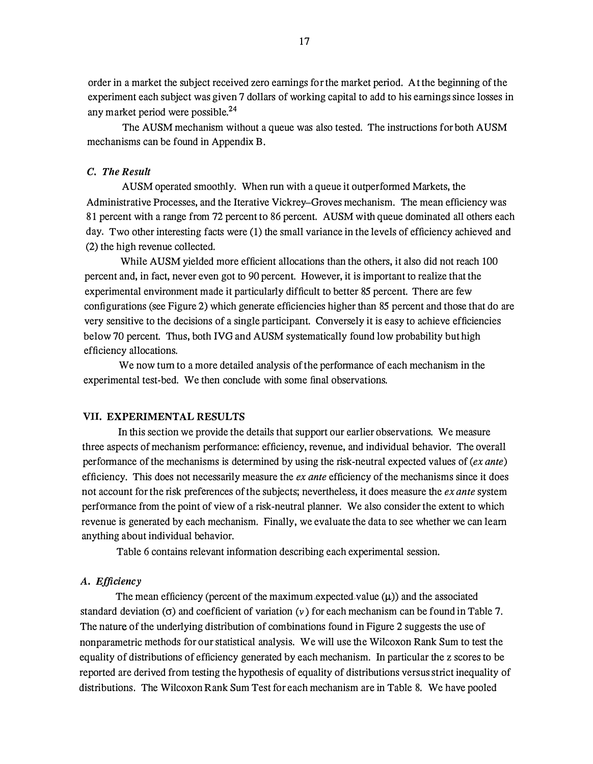order in a market the subject received zero earnings for the market period. At the beginning of the experiment each subject was given 7 dollars of working capital to add to his earnings since losses in any market period were possible.[24]

The AUSM mechanism without a queue was also tested. The instructions for both AUSM mechanisms can be found in Appendix B.

### *C. The Result*

AUSM operated smoothly. When run with a queue it outperformed Markets, the Administrative Processes, and the Iterative Vickrey–Groves mechanism. The mean efficiency was 81 percent with a range from 72 percent to 86 percent. AUSM with queue dominated all others each day. Two other interesting facts were (1) the small variance in the levels of efficiency achieved and (2) the high revenue collected.

While AUSM yielded more efficient allocations than the others, it also did not reach 100 percent and, in fact, never even got to 90 percent. However, it is important to realize that the experimental environment made it particularly difficult to better 85 percent. There are few configurations (see Figure 2) which generate efficiencies higher than 85 percent and those that do are very sensitive to the decisions of a single participant. Conversely it is easy to achieve efficiencies below 70 percent. Thus, both IVG and AUSM systematically found low probability but high efficiency allocations.

We now turn to a more detailed analysis of the performance of each mechanism in the experimental test-bed. We then conclude with some final observations.

## VII. EXPERIMENTAL RESULTS

In this section we provide the details that support our earlier observations. We measure three aspects of mechanism performance: efficiency, revenue, and individual behavior. The overall performance of the mechanisms is determined by using the risk-neutral expected values of (*ex ante*) efficiency. This does not necessarily measure the *ex ante* efficiency of the mechanisms since it does not account for the risk preferences of the subjects; nevertheless, it does measure the *ex ante* system performance from the point of view of a risk-neutral planner. We also consider the extent to which revenue is generated by each mechanism. Finally, we evaluate the data to see whether we can learn anything about individual behavior.

Table 6 contains relevant information describing each experimental session.

### *A. Efficiency*

The mean efficiency (percent of the maximum expected value ($\mu$)) and the associated standard deviation ($\sigma$) and coefficient of variation ($v$) for each mechanism can be found in Table 7. The nature of the underlying distribution of combinations found in Figure 2 suggests the use of nonparametric methods for our statistical analysis. We will use the Wilcoxon Rank Sum to test the equality of distributions of efficiency generated by each mechanism. In particular the z scores to be reported are derived from testing the hypothesis of equality of distributions versus strict inequality of distributions. The Wilcoxon Rank Sum Test for each mechanism are in Table 8. We have pooled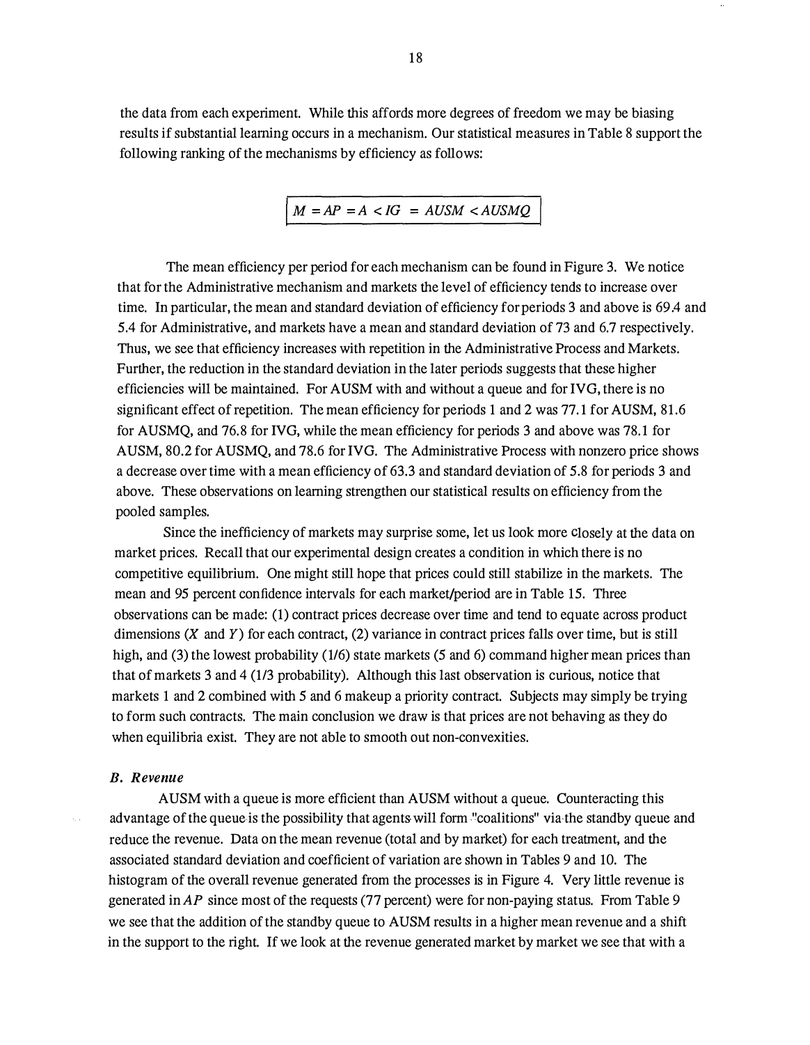the data from each experiment. While this affords more degrees of freedom we may be biasing results if substantial learning occurs in a mechanism. Our statistical measures in Table 8 support the following ranking of the mechanisms by efficiency as follows:

$$M = AP = A < IG = AUSM < AUSMQ$$

The mean efficiency per period for each mechanism can be found in Figure 3. We notice that for the Administrative mechanism and markets the level of efficiency tends to increase over time. In particular, the mean and standard deviation of efficiency for periods 3 and above is 69.4 and 5.4 for Administrative, and markets have a mean and standard deviation of 73 and 6.7 respectively. Thus, we see that efficiency increases with repetition in the Administrative Process and Markets. Further, the reduction in the standard deviation in the later periods suggests that these higher efficiencies will be maintained. For AUSM with and without a queue and for IVG, there is no significant effect of repetition. The mean efficiency for periods 1 and 2 was 77.1 for AUSM, 81.6 for AUSMQ, and 76.8 for IVG, while the mean efficiency for periods 3 and above was 78.1 for AUSM, 80.2 for AUSMQ, and 78.6 for IVG. The Administrative Process with nonzero price shows a decrease over time with a mean efficiency of 63.3 and standard deviation of 5.8 for periods 3 and above. These observations on learning strengthen our statistical results on efficiency from the pooled samples.

Since the inefficiency of markets may surprise some, let us look more closely at the data on market prices. Recall that our experimental design creates a condition in which there is no competitive equilibrium. One might still hope that prices could still stabilize in the markets. The mean and 95 percent confidence intervals for each market/period are in Table 15. Three observations can be made: (1) contract prices decrease over time and tend to equate across product dimensions ($X$ and $Y$) for each contract, (2) variance in contract prices falls over time, but is still high, and (3) the lowest probability (1/6) state markets (5 and 6) command higher mean prices than that of markets 3 and 4 (1/3 probability). Although this last observation is curious, notice that markets 1 and 2 combined with 5 and 6 makeup a priority contract. Subjects may simply be trying to form such contracts. The main conclusion we draw is that prices are not behaving as they do when equilibria exist. They are not able to smooth out non-convexities.

### *B. Revenue*

AUSM with a queue is more efficient than AUSM without a queue. Counteracting this advantage of the queue is the possibility that agents will form "coalitions" via the standby queue and reduce the revenue. Data on the mean revenue (total and by market) for each treatment, and the associated standard deviation and coefficient of variation are shown in Tables 9 and 10. The histogram of the overall revenue generated from the processes is in Figure 4. Very little revenue is generated in *AP* since most of the requests (77 percent) were for non-paying status. From Table 9 we see that the addition of the standby queue to AUSM results in a higher mean revenue and a shift in the support to the right. If we look at the revenue generated market by market we see that with a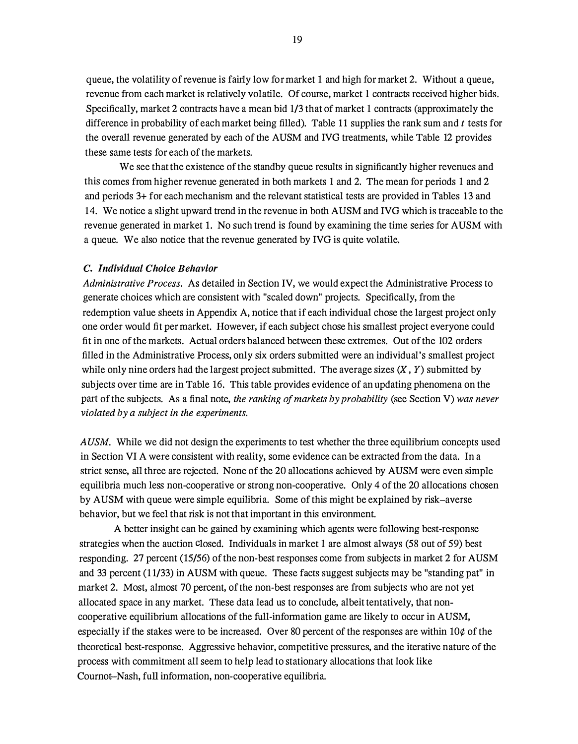queue, the volatility of revenue is fairly low for market 1 and high for market 2. Without a queue, revenue from each market is relatively volatile. Of course, market 1 contracts received higher bids. Specifically, market 2 contracts have a mean bid 1/3 that of market 1 contracts (approximately the difference in probability of each market being filled). Table 11 supplies the rank sum and $t$ tests for the overall revenue generated by each of the AUSM and IVG treatments, while Table 12 provides these same tests for each of the markets.

We see that the existence of the standby queue results in significantly higher revenues and this comes from higher revenue generated in both markets 1 and 2. The mean for periods 1 and 2 and periods 3+ for each mechanism and the relevant statistical tests are provided in Tables 13 and 14. We notice a slight upward trend in the revenue in both AUSM and IVG which is traceable to the revenue generated in market 1. No such trend is found by examining the time series for AUSM with a queue. We also notice that the revenue generated by IVG is quite volatile.

### C. Individual Choice Behavior

*Administrative Process.* As detailed in Section IV, we would expect the Administrative Process to generate choices which are consistent with "scaled down" projects. Specifically, from the redemption value sheets in Appendix A, notice that if each individual chose the largest project only one order would fit per market. However, if each subject chose his smallest project everyone could fit in one of the markets. Actual orders balanced between these extremes. Out of the 102 orders filled in the Administrative Process, only six orders submitted were an individual's smallest project while only nine orders had the largest project submitted. The average sizes ($X$, $Y$) submitted by subjects over time are in Table 16. This table provides evidence of an updating phenomena on the part of the subjects. As a final note, *the ranking of markets by probability* (see Section V) *was never violated by a subject in the experiments.*

*AUSM.* While we did not design the experiments to test whether the three equilibrium concepts used in Section VI A were consistent with reality, some evidence can be extracted from the data. In a strict sense, all three are rejected. None of the 20 allocations achieved by AUSM were even simple equilibria much less non-cooperative or strong non-cooperative. Only 4 of the 20 allocations chosen by AUSM with queue were simple equilibria. Some of this might be explained by risk–averse behavior, but we feel that risk is not that important in this environment.

A better insight can be gained by examining which agents were following best-response strategies when the auction closed. Individuals in market 1 are almost always (58 out of 59) best responding. 27 percent (15/56) of the non-best responses come from subjects in market 2 for AUSM and 33 percent (11/33) in AUSM with queue. These facts suggest subjects may be "standing pat" in market 2. Most, almost 70 percent, of the non-best responses are from subjects who are not yet allocated space in any market. These data lead us to conclude, albeit tentatively, that non-cooperative equilibrium allocations of the full-information game are likely to occur in AUSM, especially if the stakes were to be increased. Over 80 percent of the responses are within 10¢ of the theoretical best-response. Aggressive behavior, competitive pressures, and the iterative nature of the process with commitment all seem to help lead to stationary allocations that look like Cournot–Nash, full information, non-cooperative equilibria.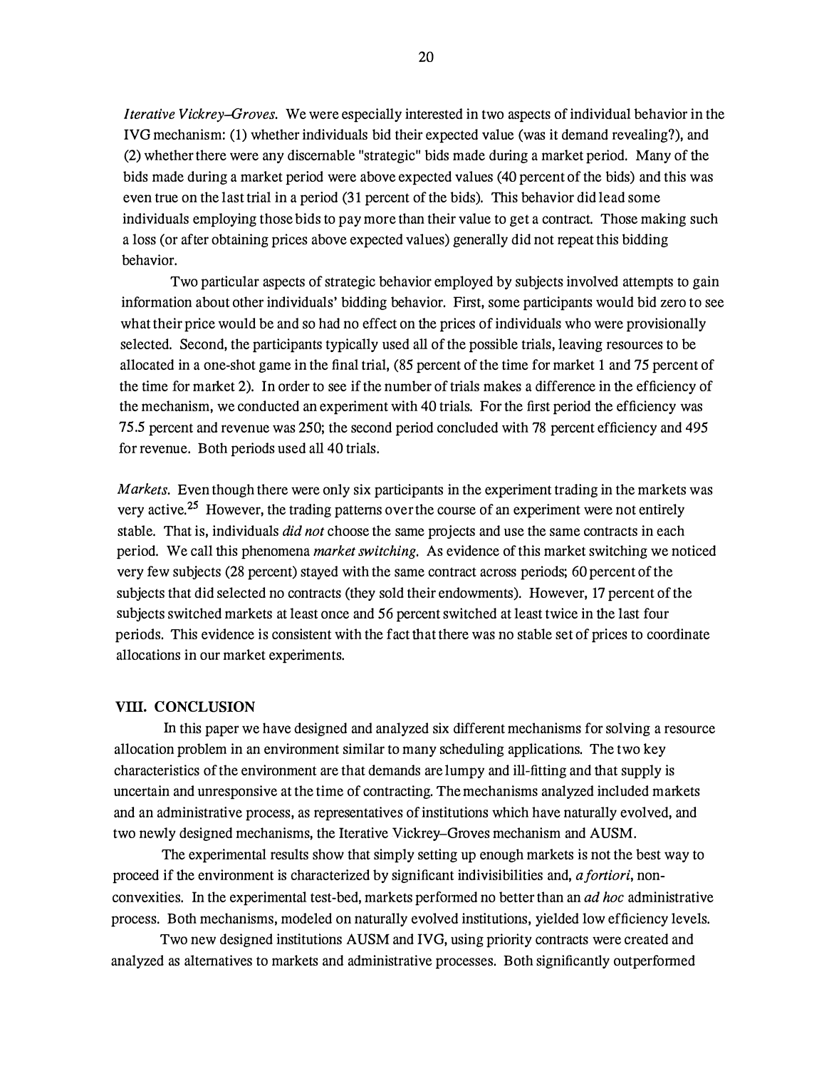*Iterative Vickrey–Groves.* We were especially interested in two aspects of individual behavior in the IVG mechanism: (1) whether individuals bid their expected value (was it demand revealing?), and (2) whether there were any discernable "strategic" bids made during a market period. Many of the bids made during a market period were above expected values (40 percent of the bids) and this was even true on the last trial in a period (31 percent of the bids). This behavior did lead some individuals employing those bids to pay more than their value to get a contract. Those making such a loss (or after obtaining prices above expected values) generally did not repeat this bidding behavior.

Two particular aspects of strategic behavior employed by subjects involved attempts to gain information about other individuals' bidding behavior. First, some participants would bid zero to see what their price would be and so had no effect on the prices of individuals who were provisionally selected. Second, the participants typically used all of the possible trials, leaving resources to be allocated in a one-shot game in the final trial, (85 percent of the time for market 1 and 75 percent of the time for market 2). In order to see if the number of trials makes a difference in the efficiency of the mechanism, we conducted an experiment with 40 trials. For the first period the efficiency was 75.5 percent and revenue was 250; the second period concluded with 78 percent efficiency and 495 for revenue. Both periods used all 40 trials.

*Markets.* Even though there were only six participants in the experiment trading in the markets was very active.[25] However, the trading patterns over the course of an experiment were not entirely stable. That is, individuals *did not* choose the same projects and use the same contracts in each period. We call this phenomena *market switching.* As evidence of this market switching we noticed very few subjects (28 percent) stayed with the same contract across periods; 60 percent of the subjects that did selected no contracts (they sold their endowments). However, 17 percent of the subjects switched markets at least once and 56 percent switched at least twice in the last four periods. This evidence is consistent with the fact that there was no stable set of prices to coordinate allocations in our market experiments.

## VIII. CONCLUSION

In this paper we have designed and analyzed six different mechanisms for solving a resource allocation problem in an environment similar to many scheduling applications. The two key characteristics of the environment are that demands are lumpy and ill-fitting and that supply is uncertain and unresponsive at the time of contracting. The mechanisms analyzed included markets and an administrative process, as representatives of institutions which have naturally evolved, and two newly designed mechanisms, the Iterative Vickrey–Groves mechanism and AUSM.

The experimental results show that simply setting up enough markets is not the best way to proceed if the environment is characterized by significant indivisibilities and, *a fortiori*, non-convexities. In the experimental test-bed, markets performed no better than an *ad hoc* administrative process. Both mechanisms, modeled on naturally evolved institutions, yielded low efficiency levels.

Two new designed institutions AUSM and IVG, using priority contracts were created and analyzed as alternatives to markets and administrative processes. Both significantly outperformed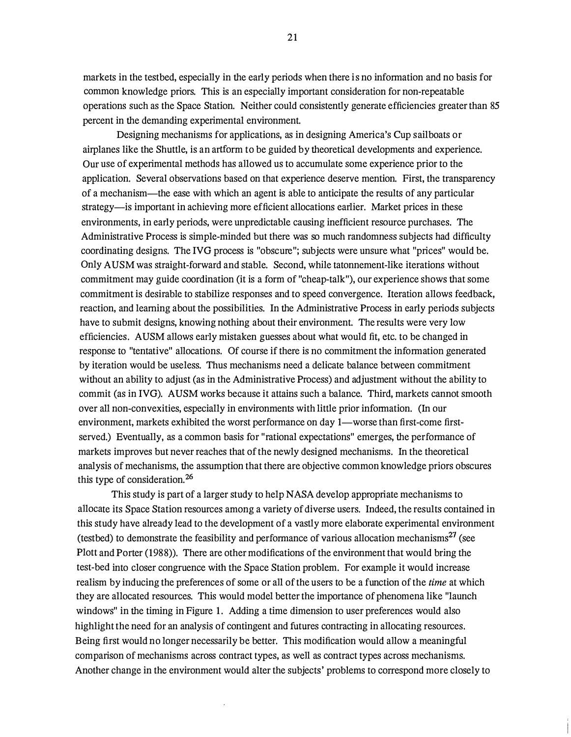markets in the testbed, especially in the early periods when there is no information and no basis for common knowledge priors. This is an especially important consideration for non-repeatable operations such as the Space Station. Neither could consistently generate efficiencies greater than 85 percent in the demanding experimental environment.

Designing mechanisms for applications, as in designing America's Cup sailboats or airplanes like the Shuttle, is an artform to be guided by theoretical developments and experience. Our use of experimental methods has allowed us to accumulate some experience prior to the application. Several observations based on that experience deserve mention. First, the transparency of a mechanism—the ease with which an agent is able to anticipate the results of any particular strategy—is important in achieving more efficient allocations earlier. Market prices in these environments, in early periods, were unpredictable causing inefficient resource purchases. The Administrative Process is simple-minded but there was so much randomness subjects had difficulty coordinating designs. The IVG process is "obscure"; subjects were unsure what "prices" would be. Only AUSM was straight-forward and stable. Second, while tatonnement-like iterations without commitment may guide coordination (it is a form of "cheap-talk"), our experience shows that some commitment is desirable to stabilize responses and to speed convergence. Iteration allows feedback, reaction, and learning about the possibilities. In the Administrative Process in early periods subjects have to submit designs, knowing nothing about their environment. The results were very low efficiencies. AUSM allows early mistaken guesses about what would fit, etc. to be changed in response to "tentative" allocations. Of course if there is no commitment the information generated by iteration would be useless. Thus mechanisms need a delicate balance between commitment without an ability to adjust (as in the Administrative Process) and adjustment without the ability to commit (as in IVG). AUSM works because it attains such a balance. Third, markets cannot smooth over all non-convexities, especially in environments with little prior information. (In our environment, markets exhibited the worst performance on day 1—worse than first-come first-served.) Eventually, as a common basis for "rational expectations" emerges, the performance of markets improves but never reaches that of the newly designed mechanisms. In the theoretical analysis of mechanisms, the assumption that there are objective common knowledge priors obscures this type of consideration.[26]

This study is part of a larger study to help NASA develop appropriate mechanisms to allocate its Space Station resources among a variety of diverse users. Indeed, the results contained in this study have already lead to the development of a vastly more elaborate experimental environment (testbed) to demonstrate the feasibility and performance of various allocation mechanisms[27] (see Plott and Porter (1988)). There are other modifications of the environment that would bring the test-bed into closer congruence with the Space Station problem. For example it would increase realism by inducing the preferences of some or all of the users to be a function of the *time* at which they are allocated resources. This would model better the importance of phenomena like "launch windows" in the timing in Figure 1. Adding a time dimension to user preferences would also highlight the need for an analysis of contingent and futures contracting in allocating resources. Being first would no longer necessarily be better. This modification would allow a meaningful comparison of mechanisms across contract types, as well as contract types across mechanisms. Another change in the environment would alter the subjects' problems to correspond more closely to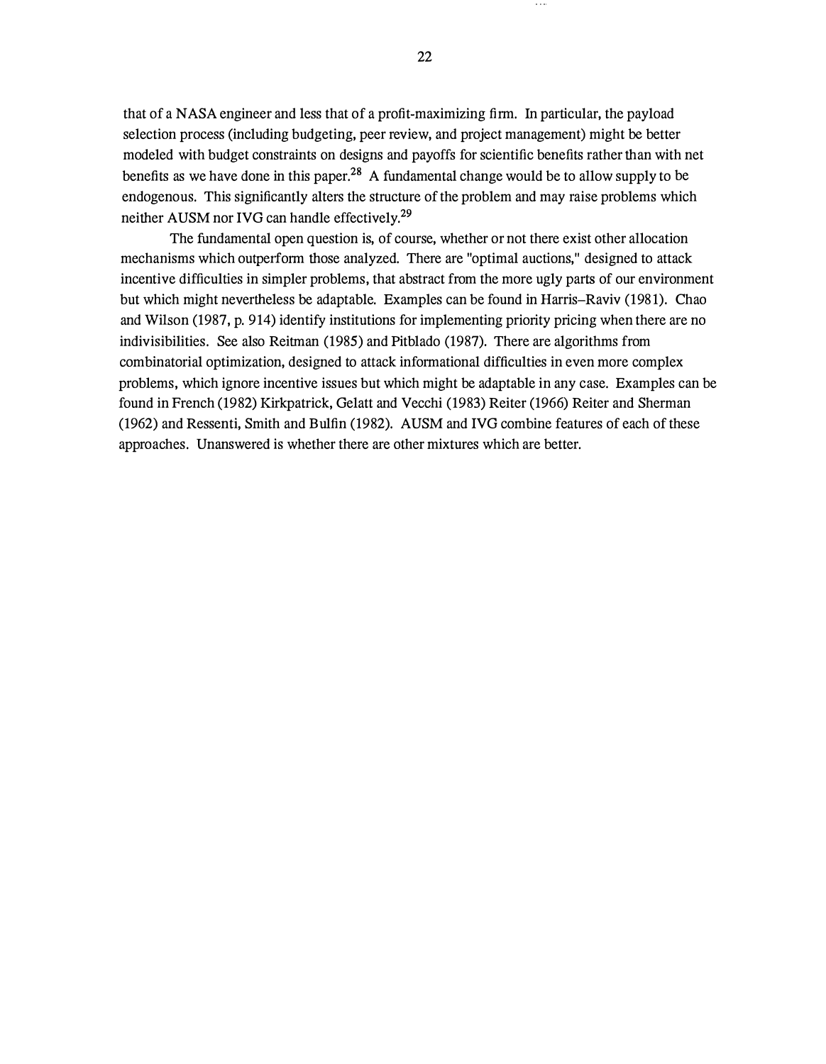that of a NASA engineer and less that of a profit-maximizing firm. In particular, the payload selection process (including budgeting, peer review, and project management) might be better modeled with budget constraints on designs and payoffs for scientific benefits rather than with net benefits as we have done in this paper.[28] A fundamental change would be to allow supply to be endogenous. This significantly alters the structure of the problem and may raise problems which neither AUSM nor IVG can handle effectively.[29]

The fundamental open question is, of course, whether or not there exist other allocation mechanisms which outperform those analyzed. There are "optimal auctions," designed to attack incentive difficulties in simpler problems, that abstract from the more ugly parts of our environment but which might nevertheless be adaptable. Examples can be found in Harris–Raviv (1981). Chao and Wilson (1987, p. 914) identify institutions for implementing priority pricing when there are no indivisibilities. See also Reitman (1985) and Pitblado (1987). There are algorithms from combinatorial optimization, designed to attack informational difficulties in even more complex problems, which ignore incentive issues but which might be adaptable in any case. Examples can be found in French (1982) Kirkpatrick, Gelatt and Vecchi (1983) Reiter (1966) Reiter and Sherman (1962) and Ressenti, Smith and Bulfin (1982). AUSM and IVG combine features of each of these approaches. Unanswered is whether there are other mixtures which are better.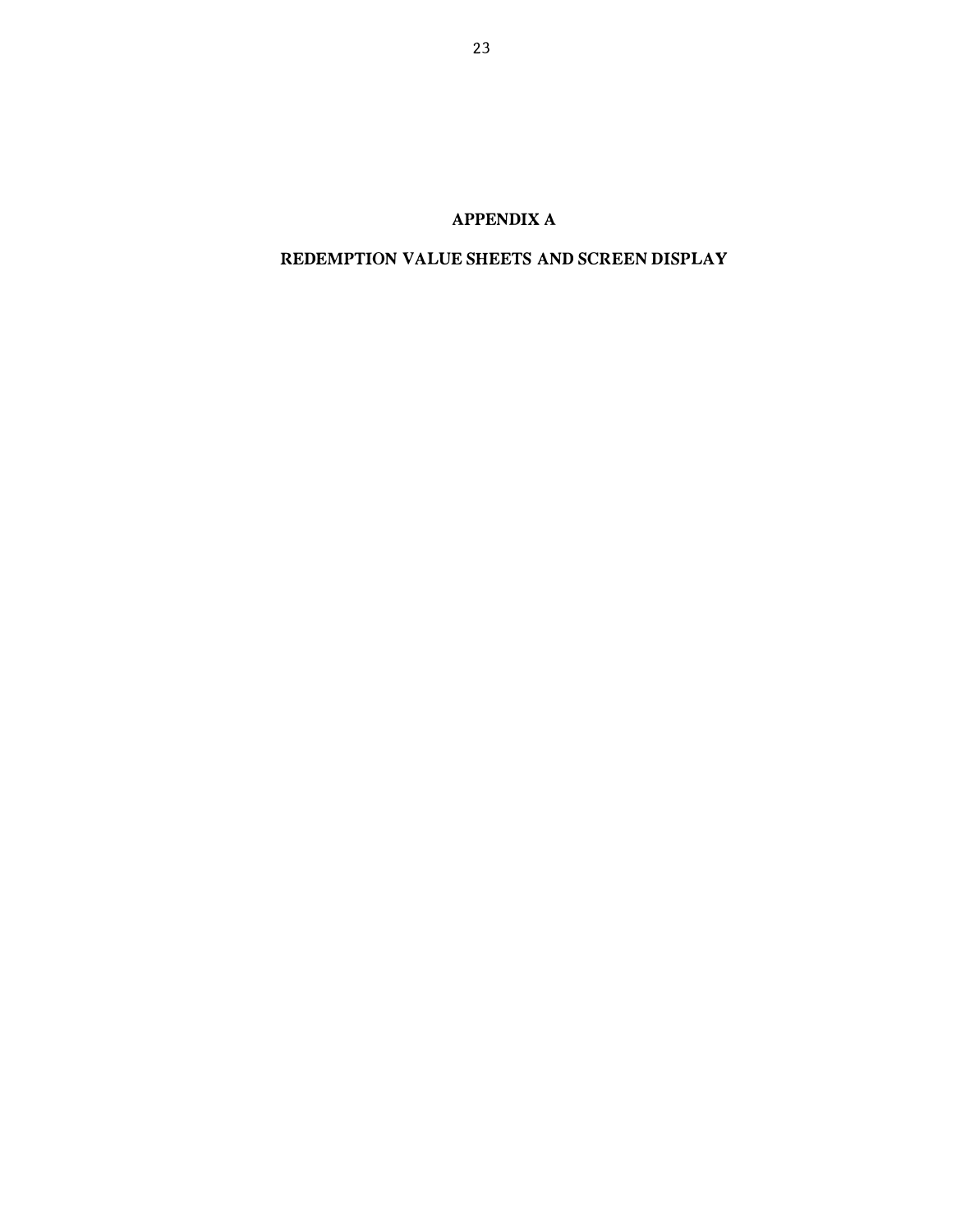# APPENDIX A

## REDEMPTION VALUE SHEETS AND SCREEN DISPLAY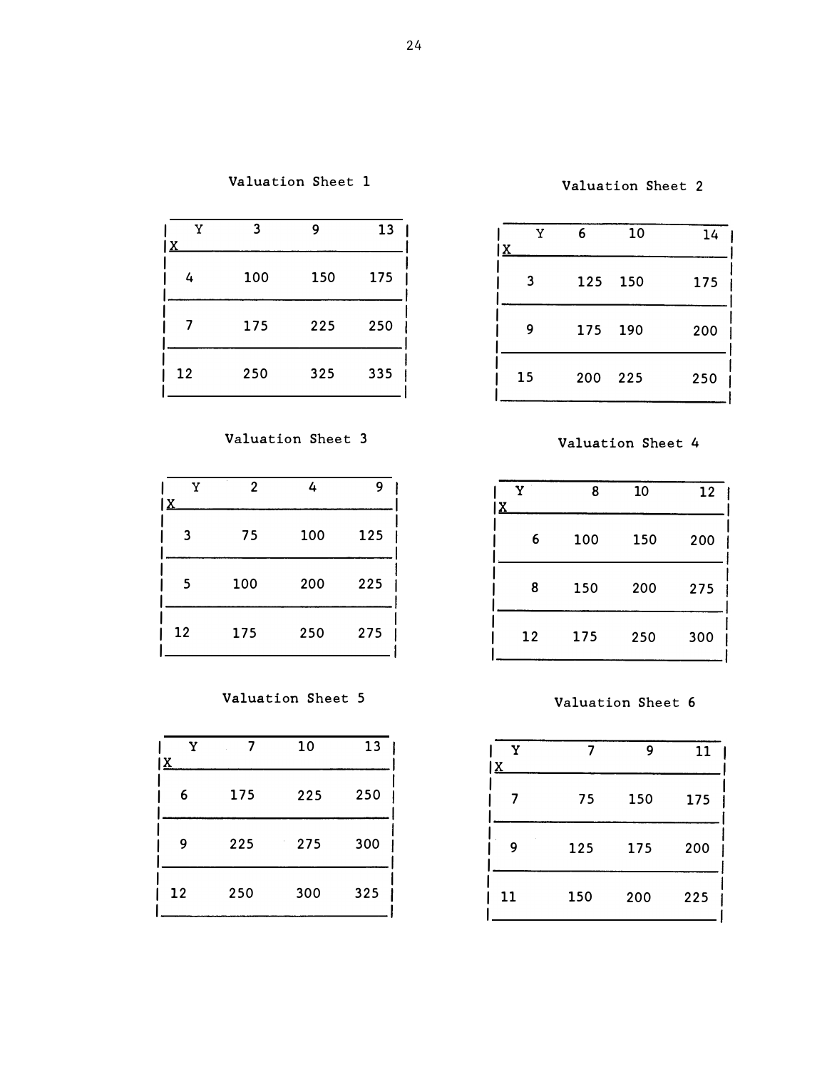Valuation Sheet 1

| X \ Y | 3 | 9 | 13 |
|---|---|---|---|
| 4 | 100 | 150 | 175 |
| 7 | 175 | 225 | 250 |
| 12 | 250 | 325 | 335 |

Valuation Sheet 2

| X \ Y | 6 | 10 | 14 |
|---|---|---|---|
| 3 | 125 | 150 | 175 |
| 9 | 175 | 190 | 200 |
| 15 | 200 | 225 | 250 |

Valuation Sheet 3

| X \ Y | 2 | 4 | 9 |
|---|---|---|---|
| 3 | 75 | 100 | 125 |
| 5 | 100 | 200 | 225 |
| 12 | 175 | 250 | 275 |

Valuation Sheet 4

| X \ Y | 8 | 10 | 12 |
|---|---|---|---|
| 6 | 100 | 150 | 200 |
| 8 | 150 | 200 | 275 |
| 12 | 175 | 250 | 300 |

Valuation Sheet 5

| X \ Y | 7 | 10 | 13 |
|---|---|---|---|
| 6 | 175 | 225 | 250 |
| 9 | 225 | 275 | 300 |
| 12 | 250 | 300 | 325 |

Valuation Sheet 6

| X \ Y | 7 | 9 | 11 |
|---|---|---|---|
| 7 | 75 | 150 | 175 |
| 9 | 125 | 175 | 200 |
| 11 | 150 | 200 | 225 |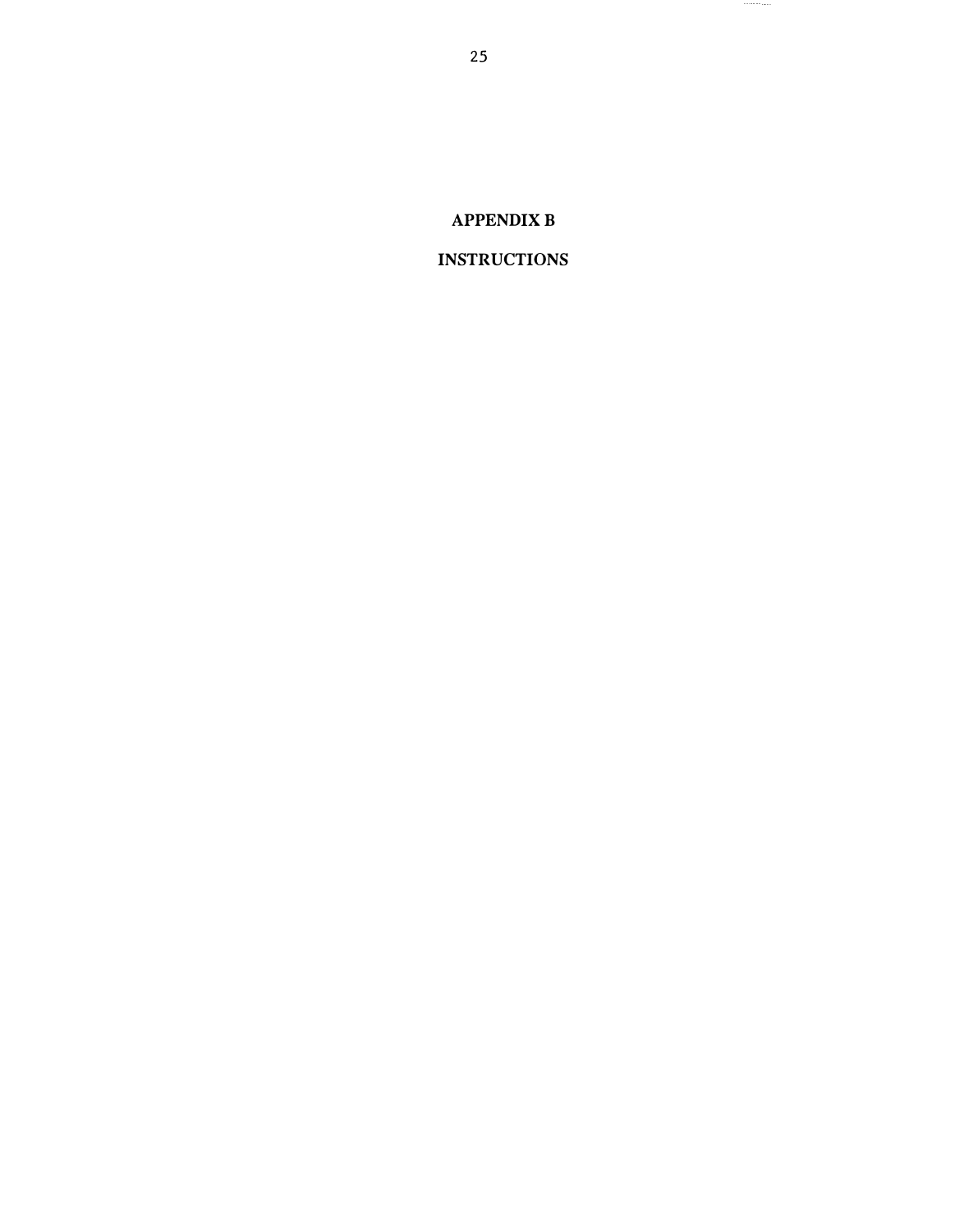# APPENDIX B

# INSTRUCTIONS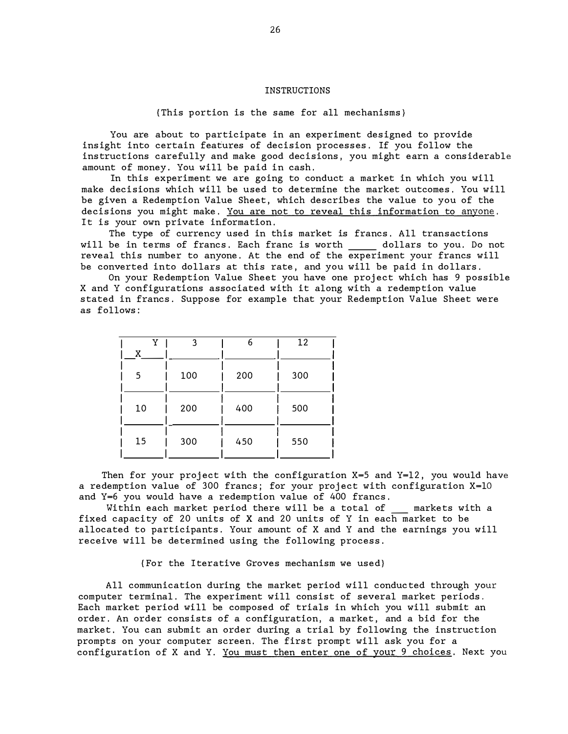## INSTRUCTIONS

(This portion is the same for all mechanisms)

You are about to participate in an experiment designed to provide insight into certain features of decision processes. If you follow the instructions carefully and make good decisions, you might earn a considerable amount of money. You will be paid in cash.

In this experiment we are going to conduct a market in which you will make decisions which will be used to determine the market outcomes. You will be given a Redemption Value Sheet, which describes the value to you of the decisions you might make. <u>You are not to reveal this information to anyone</u>. It is your own private information.

The type of currency used in this market is francs. All transactions will be in terms of francs. Each franc is worth _____ dollars to you. Do not reveal this number to anyone. At the end of the experiment your francs will be converted into dollars at this rate, and you will be paid in dollars.

On your Redemption Value Sheet you have one project which has 9 possible X and Y configurations associated with it along with a redemption value stated in francs. Suppose for example that your Redemption Value Sheet were as follows:

| Y / X | 3 | 6 | 12 |
|---|---|---|---|
| 5 | 100 | 200 | 300 |
| 10 | 200 | 400 | 500 |
| 15 | 300 | 450 | 550 |

Then for your project with the configuration X=5 and Y=12, you would have a redemption value of 300 francs; for your project with configuration X=10 and Y=6 you would have a redemption value of 400 francs.

Within each market period there will be a total of ___ markets with a fixed capacity of 20 units of X and 20 units of Y in each market to be allocated to participants. Your amount of X and Y and the earnings you will receive will be determined using the following process.

(For the Iterative Groves mechanism we used)

All communication during the market period will conducted through your computer terminal. The experiment will consist of several market periods. Each market period will be composed of trials in which you will submit an order. An order consists of a configuration, a market, and a bid for the market. You can submit an order during a trial by following the instruction prompts on your computer screen. The first prompt will ask you for a configuration of X and Y. <u>You must then enter one of your 9 choices</u>. Next you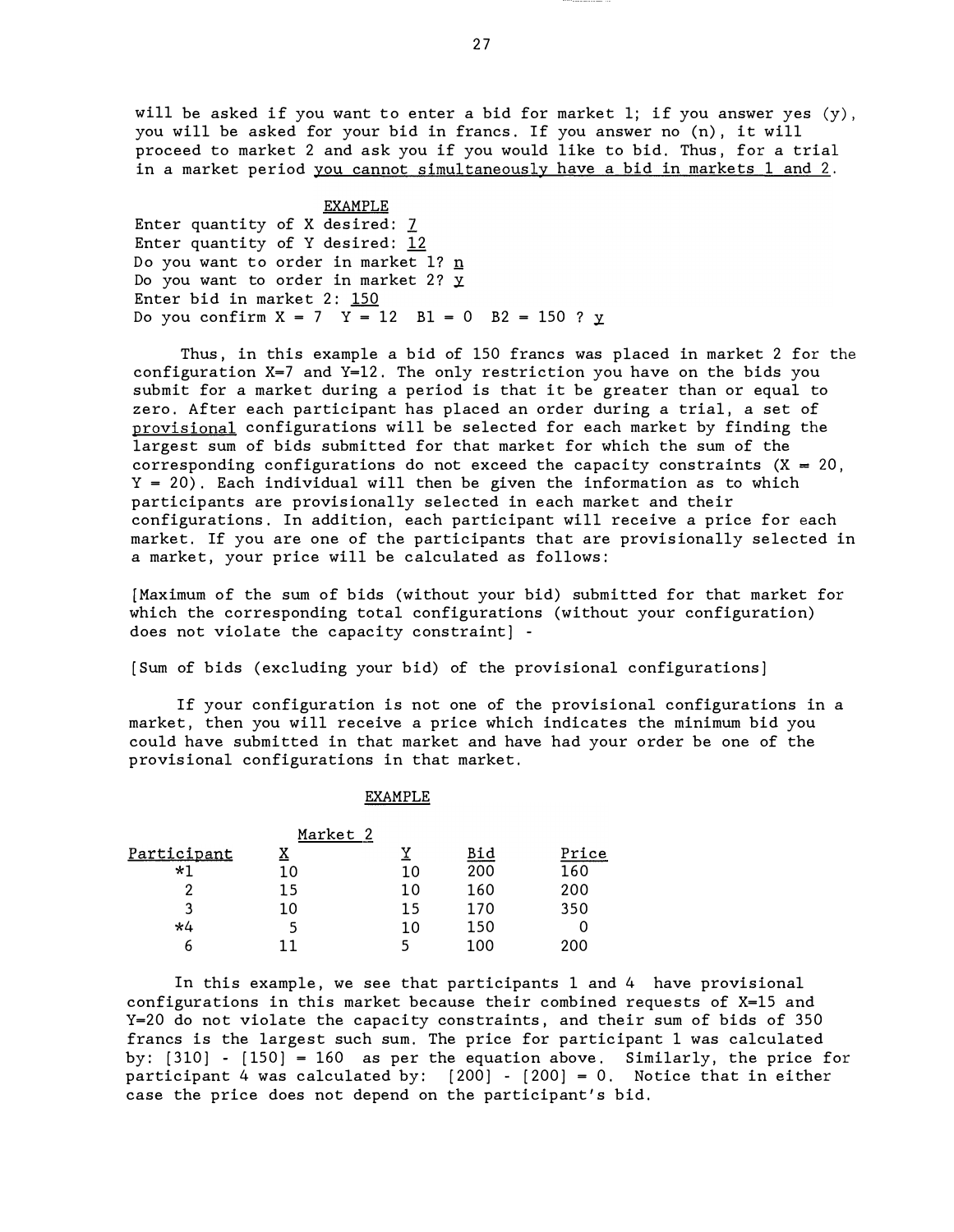will be asked if you want to enter a bid for market 1; if you answer yes (y), you will be asked for your bid in francs. If you answer no (n), it will proceed to market 2 and ask you if you would like to bid. Thus, for a trial in a market period <u>you cannot simultaneously have a bid in markets 1 and 2</u>.

<u>EXAMPLE</u>

```
Enter quantity of X desired: 7
Enter quantity of Y desired: 12
Do you want to order in market 1? n
Do you want to order in market 2? y
Enter bid in market 2: 150
Do you confirm X = 7  Y = 12  B1 = 0  B2 = 150 ? y
```

Thus, in this example a bid of 150 francs was placed in market 2 for the configuration X=7 and Y=12. The only restriction you have on the bids you submit for a market during a period is that it be greater than or equal to zero. After each participant has placed an order during a trial, a set of <u>provisional</u> configurations will be selected for each market by finding the largest sum of bids submitted for that market for which the sum of the corresponding configurations do not exceed the capacity constraints (X = 20, Y = 20). Each individual will then be given the information as to which participants are provisionally selected in each market and their configurations. In addition, each participant will receive a price for each market. If you are one of the participants that are provisionally selected in a market, your price will be calculated as follows:

[Maximum of the sum of bids (without your bid) submitted for that market for which the corresponding total configurations (without your configuration) does not violate the capacity constraint] -

[Sum of bids (excluding your bid) of the provisional configurations]

If your configuration is not one of the provisional configurations in a market, then you will receive a price which indicates the minimum bid you could have submitted in that market and have had your order be one of the provisional configurations in that market.

<u>EXAMPLE</u>

| | Market 2 | | | |
|---|---|---|---|---|
| Participant | X | Y | Bid | Price |
| *1 | 10 | 10 | 200 | 160 |
| 2 | 15 | 10 | 160 | 200 |
| 3 | 10 | 15 | 170 | 350 |
| *4 | 5 | 10 | 150 | 0 |
| 6 | 11 | 5 | 100 | 200 |

In this example, we see that participants 1 and 4 have provisional configurations in this market because their combined requests of X=15 and Y=20 do not violate the capacity constraints, and their sum of bids of 350 francs is the largest such sum. The price for participant 1 was calculated by: [310] - [150] = 160 as per the equation above. Similarly, the price for participant 4 was calculated by: [200] - [200] = 0. Notice that in either case the price does not depend on the participant's bid.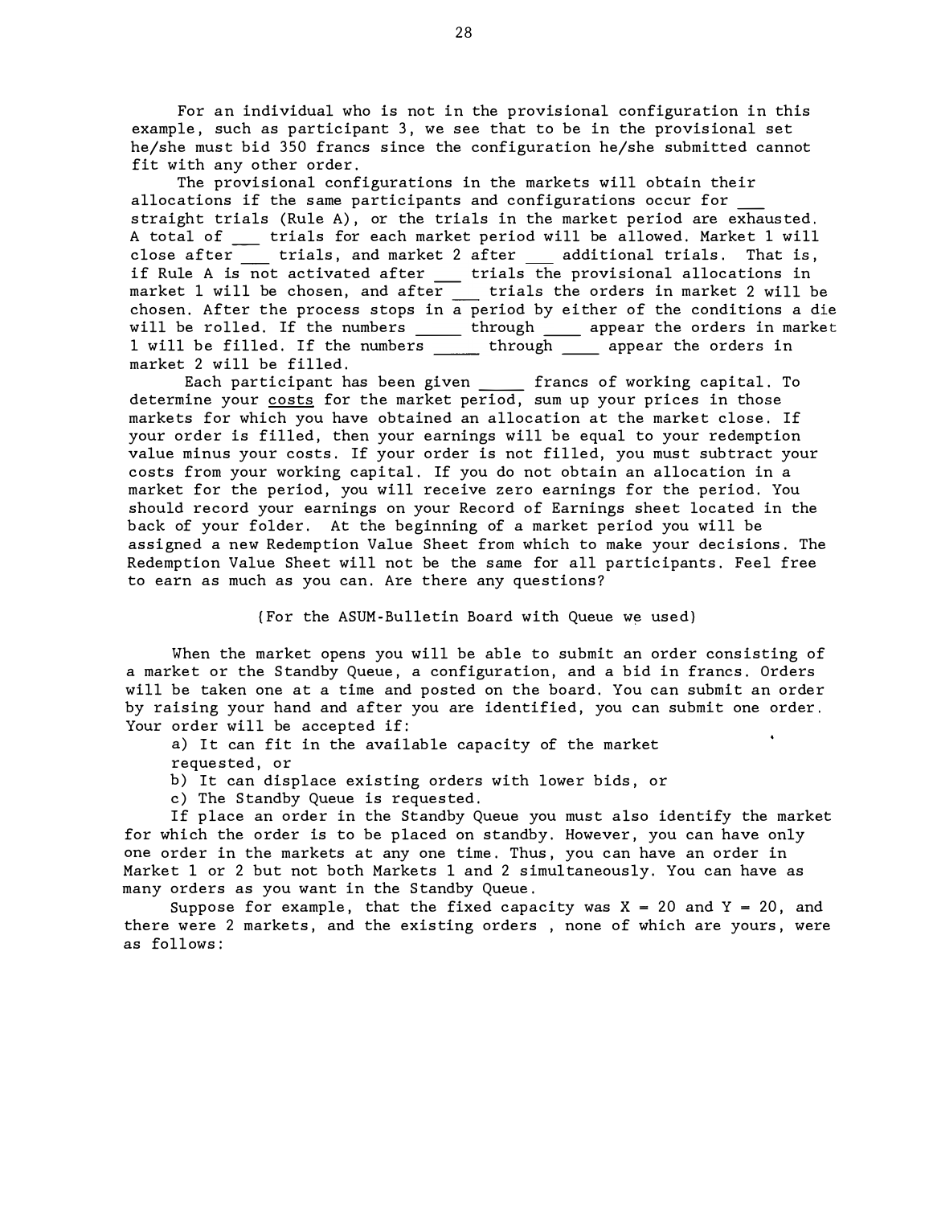For an individual who is not in the provisional configuration in this example, such as participant 3, we see that to be in the provisional set he/she must bid 350 francs since the configuration he/she submitted cannot fit with any other order.

The provisional configurations in the markets will obtain their allocations if the same participants and configurations occur for ___ straight trials (Rule A), or the trials in the market period are exhausted. A total of ___ trials for each market period will be allowed. Market 1 will close after ___ trials, and market 2 after ___ additional trials. That is, if Rule A is not activated after ___ trials the provisional allocations in market 1 will be chosen, and after ___ trials the orders in market 2 will be chosen. After the process stops in a period by either of the conditions a die will be rolled. If the numbers _____ through ____ appear the orders in market 1 will be filled. If the numbers _____ through ____ appear the orders in market 2 will be filled.

Each participant has been given _____ francs of working capital. To determine your <u>costs</u> for the market period, sum up your prices in those markets for which you have obtained an allocation at the market close. If your order is filled, then your earnings will be equal to your redemption value minus your costs. If your order is not filled, you must subtract your costs from your working capital. If you do not obtain an allocation in a market for the period, you will receive zero earnings for the period. You should record your earnings on your Record of Earnings sheet located in the back of your folder. At the beginning of a market period you will be assigned a new Redemption Value Sheet from which to make your decisions. The Redemption Value Sheet will not be the same for all participants. Feel free to earn as much as you can. Are there any questions?

(For the ASUM-Bulletin Board with Queue we used)

When the market opens you will be able to submit an order consisting of a market or the Standby Queue, a configuration, and a bid in francs. Orders will be taken one at a time and posted on the board. You can submit an order by raising your hand and after you are identified, you can submit one order. Your order will be accepted if:

a) It can fit in the available capacity of the market requested, or

b) It can displace existing orders with lower bids, or

c) The Standby Queue is requested.

If place an order in the Standby Queue you must also identify the market for which the order is to be placed on standby. However, you can have only one order in the markets at any one time. Thus, you can have an order in Market 1 or 2 but not both Markets 1 and 2 simultaneously. You can have as many orders as you want in the Standby Queue.

Suppose for example, that the fixed capacity was X = 20 and Y = 20, and there were 2 markets, and the existing orders , none of which are yours, were as follows: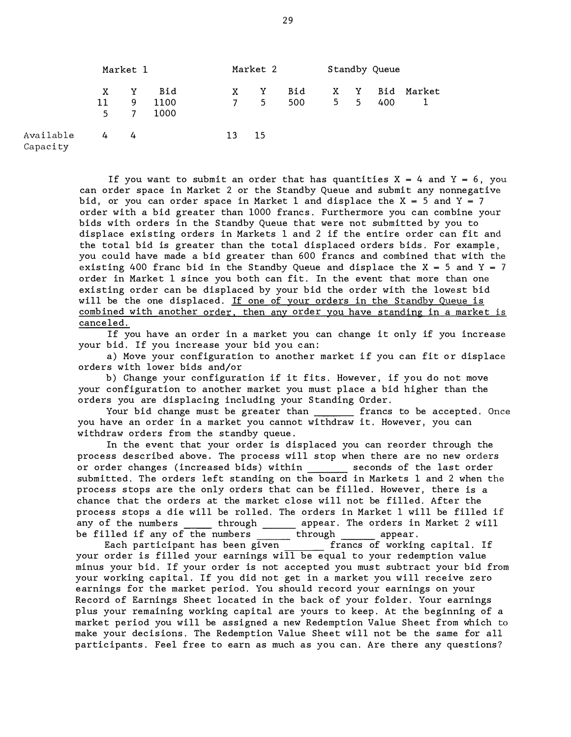| | Market 1 | | | Market 2 | | | Standby Queue | | | |
|---|---|---|---|---|---|---|---|---|---|---|
| | X | Y | Bid | X | Y | Bid | X | Y | Bid | Market |
| | 11 | 9 | 1100 | 7 | 5 | 500 | 5 | 5 | 400 | 1 |
| | 5 | 7 | 1000 | | | | | | | |
| Available Capacity | 4 | 4 | | 13 | 15 | | | | | |

If you want to submit an order that has quantities X = 4 and Y = 6, you can order space in Market 2 or the Standby Queue and submit any nonnegative bid, or you can order space in Market 1 and displace the X = 5 and Y = 7 order with a bid greater than 1000 francs. Furthermore you can combine your bids with orders in the Standby Queue that were not submitted by you to displace existing orders in Markets 1 and 2 if the entire order can fit and the total bid is greater than the total displaced orders bids. For example, you could have made a bid greater than 600 francs and combined that with the existing 400 franc bid in the Standby Queue and displace the X = 5 and Y = 7 order in Market 1 since you both can fit. In the event that more than one existing order can be displaced by your bid the order with the lowest bid will be the one displaced. <u>If one of your orders in the Standby Queue is combined with another order, then any order you have standing in a market is canceled.</u>

If you have an order in a market you can change it only if you increase your bid. If you increase your bid you can:

a) Move your configuration to another market if you can fit or displace orders with lower bids and/or

b) Change your configuration if it fits. However, if you do not move your configuration to another market you must place a bid higher than the orders you are displacing including your Standing Order.

Your bid change must be greater than _______ francs to be accepted. Once you have an order in a market you cannot withdraw it. However, you can withdraw orders from the standby queue.

In the event that your order is displaced you can reorder through the process described above. The process will stop when there are no new orders or order changes (increased bids) within _______ seconds of the last order submitted. The orders left standing on the board in Markets 1 and 2 when the process stops are the only orders that can be filled. However, there is a chance that the orders at the market close will not be filled. After the process stops a die will be rolled. The orders in Market 1 will be filled if any of the numbers _____ through ______ appear. The orders in Market 2 will be filled if any of the numbers ______ through ______ appear.

Each participant has been given _______ francs of working capital. If your order is filled your earnings will be equal to your redemption value minus your bid. If your order is not accepted you must subtract your bid from your working capital. If you did not get in a market you will receive zero earnings for the market period. You should record your earnings on your Record of Earnings Sheet located in the back of your folder. Your earnings plus your remaining working capital are yours to keep. At the beginning of a market period you will be assigned a new Redemption Value Sheet from which to make your decisions. The Redemption Value Sheet will not be the same for all participants. Feel free to earn as much as you can. Are there any questions?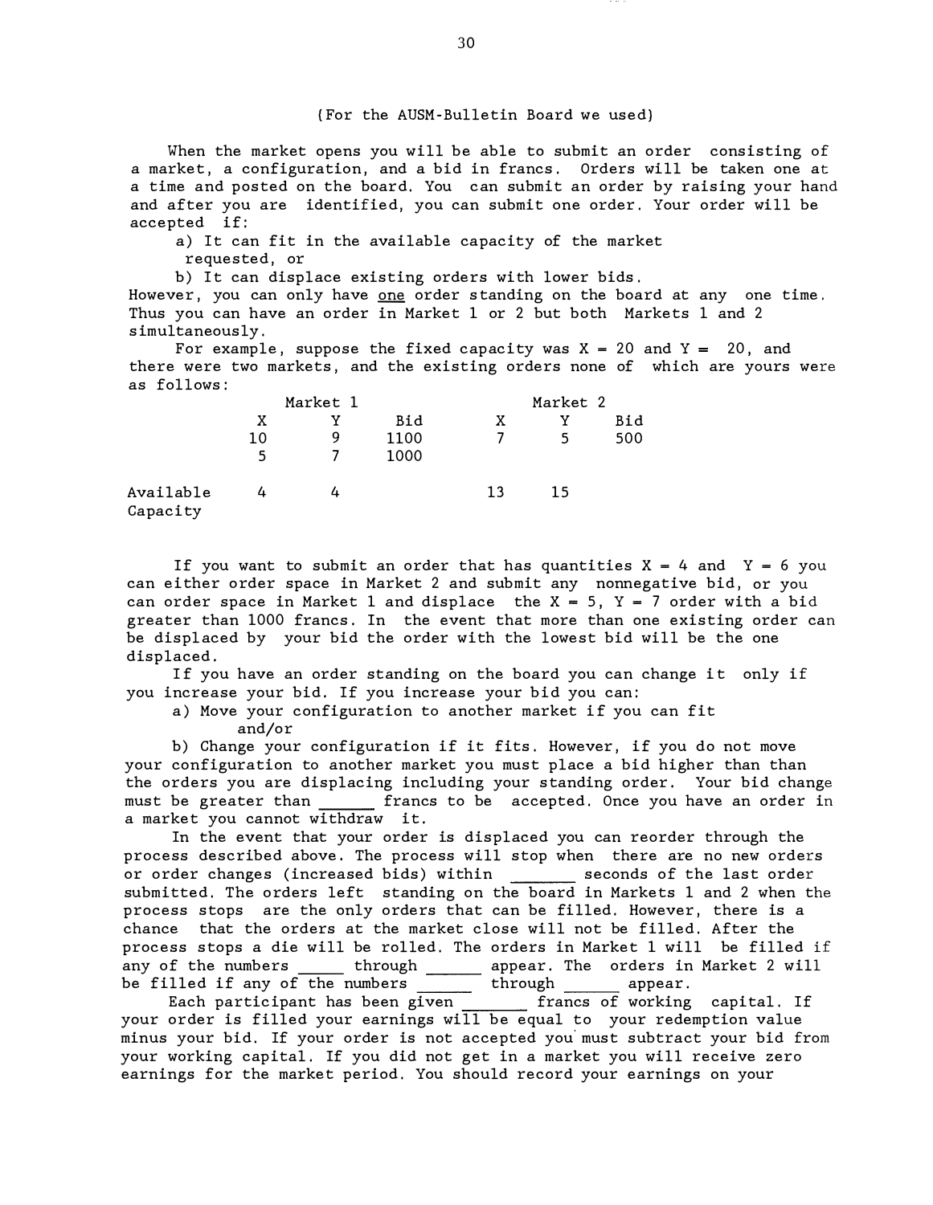(For the AUSM-Bulletin Board we used)

When the market opens you will be able to submit an order consisting of a market, a configuration, and a bid in francs. Orders will be taken one at a time and posted on the board. You can submit an order by raising your hand and after you are identified, you can submit one order. Your order will be accepted if:

a) It can fit in the available capacity of the market requested, or

b) It can displace existing orders with lower bids.

However, you can only have one order standing on the board at any one time. Thus you can have an order in Market 1 or 2 but both Markets 1 and 2 simultaneously.

For example, suppose the fixed capacity was X = 20 and Y = 20, and there were two markets, and the existing orders none of which are yours were as follows:

| | Market 1 | | | Market 2 | | |
|---|---|---|---|---|---|---|
| | X | Y | Bid | X | Y | Bid |
| | 10 | 9 | 1100 | 7 | 5 | 500 |
| | 5 | 7 | 1000 | | | |
| Available Capacity | 4 | 4 | | 13 | 15 | |

If you want to submit an order that has quantities X = 4 and Y = 6 you can either order space in Market 2 and submit any nonnegative bid, or you can order space in Market 1 and displace the X = 5, Y = 7 order with a bid greater than 1000 francs. In the event that more than one existing order can be displaced by your bid the order with the lowest bid will be the one displaced.

If you have an order standing on the board you can change it only if you increase your bid. If you increase your bid you can:

a) Move your configuration to another market if you can fit and/or

b) Change your configuration if it fits. However, if you do not move your configuration to another market you must place a bid higher than than the orders you are displacing including your standing order. Your bid change must be greater than ______ francs to be accepted. Once you have an order in a market you cannot withdraw it.

In the event that your order is displaced you can reorder through the process described above. The process will stop when there are no new orders or order changes (increased bids) within _______ seconds of the last order submitted. The orders left standing on the board in Markets 1 and 2 when the process stops are the only orders that can be filled. However, there is a chance that the orders at the market close will not be filled. After the process stops a die will be rolled. The orders in Market 1 will be filled if any of the numbers _____ through ______ appear. The orders in Market 2 will be filled if any of the numbers ______ through ______ appear.

Each participant has been given _______ francs of working capital. If your order is filled your earnings will be equal to your redemption value minus your bid. If your order is not accepted you must subtract your bid from your working capital. If you did not get in a market you will receive zero earnings for the market period. You should record your earnings on your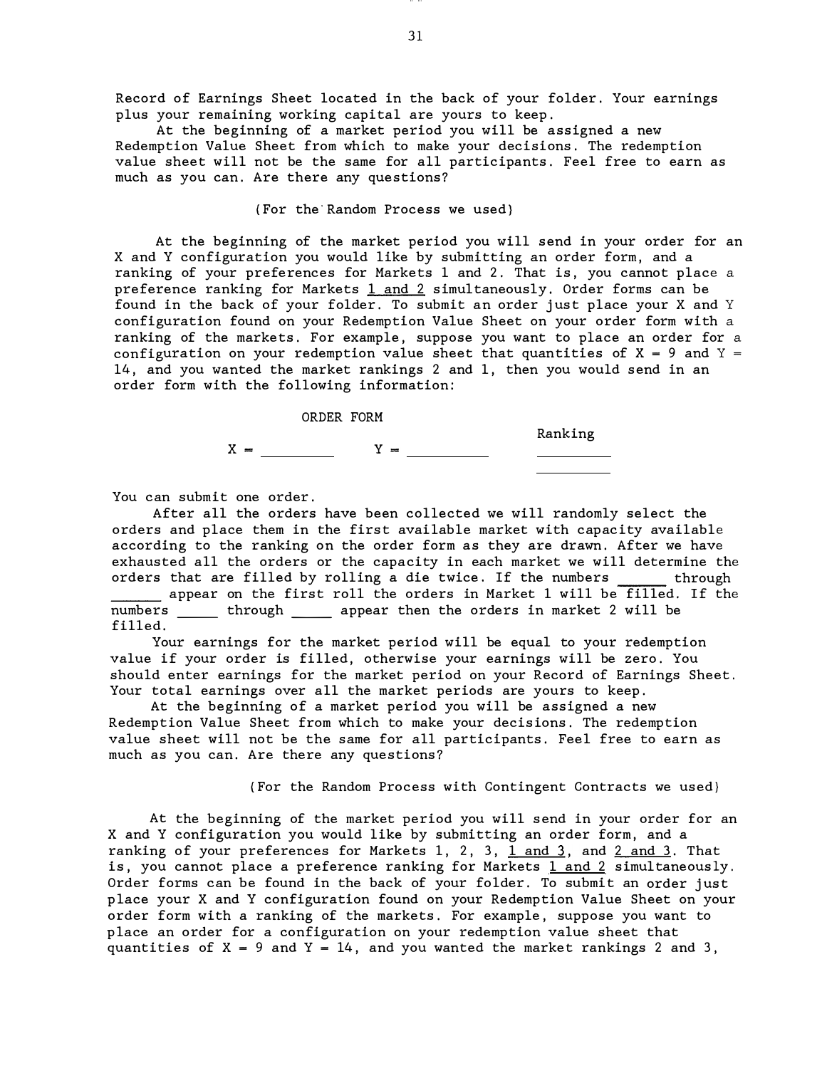Record of Earnings Sheet located in the back of your folder. Your earnings plus your remaining working capital are yours to keep.

At the beginning of a market period you will be assigned a new Redemption Value Sheet from which to make your decisions. The redemption value sheet will not be the same for all participants. Feel free to earn as much as you can. Are there any questions?

(For the Random Process we used)

At the beginning of the market period you will send in your order for an X and Y configuration you would like by submitting an order form, and a ranking of your preferences for Markets 1 and 2. That is, you cannot place a preference ranking for Markets 1 and 2 simultaneously. Order forms can be found in the back of your folder. To submit an order just place your X and Y configuration found on your Redemption Value Sheet on your order form with a ranking of the markets. For example, suppose you want to place an order for a configuration on your redemption value sheet that quantities of X = 9 and Y = 14, and you wanted the market rankings 2 and 1, then you would send in an order form with the following information:

ORDER FORM

X = ________ Y = ________ Ranking ________ ________

You can submit one order.

After all the orders have been collected we will randomly select the orders and place them in the first available market with capacity available according to the ranking on the order form as they are drawn. After we have exhausted all the orders or the capacity in each market we will determine the orders that are filled by rolling a die twice. If the numbers ______ through ______ appear on the first roll the orders in Market 1 will be filled. If the numbers _____ through _____ appear then the orders in market 2 will be filled.

Your earnings for the market period will be equal to your redemption value if your order is filled, otherwise your earnings will be zero. You should enter earnings for the market period on your Record of Earnings Sheet. Your total earnings over all the market periods are yours to keep.

At the beginning of a market period you will be assigned a new Redemption Value Sheet from which to make your decisions. The redemption value sheet will not be the same for all participants. Feel free to earn as much as you can. Are there any questions?

(For the Random Process with Contingent Contracts we used)

At the beginning of the market period you will send in your order for an X and Y configuration you would like by submitting an order form, and a ranking of your preferences for Markets 1, 2, 3, 1 and 3, and 2 and 3. That is, you cannot place a preference ranking for Markets 1 and 2 simultaneously. Order forms can be found in the back of your folder. To submit an order just place your X and Y configuration found on your Redemption Value Sheet on your order form with a ranking of the markets. For example, suppose you want to place an order for a configuration on your redemption value sheet that quantities of X = 9 and Y = 14, and you wanted the market rankings 2 and 3,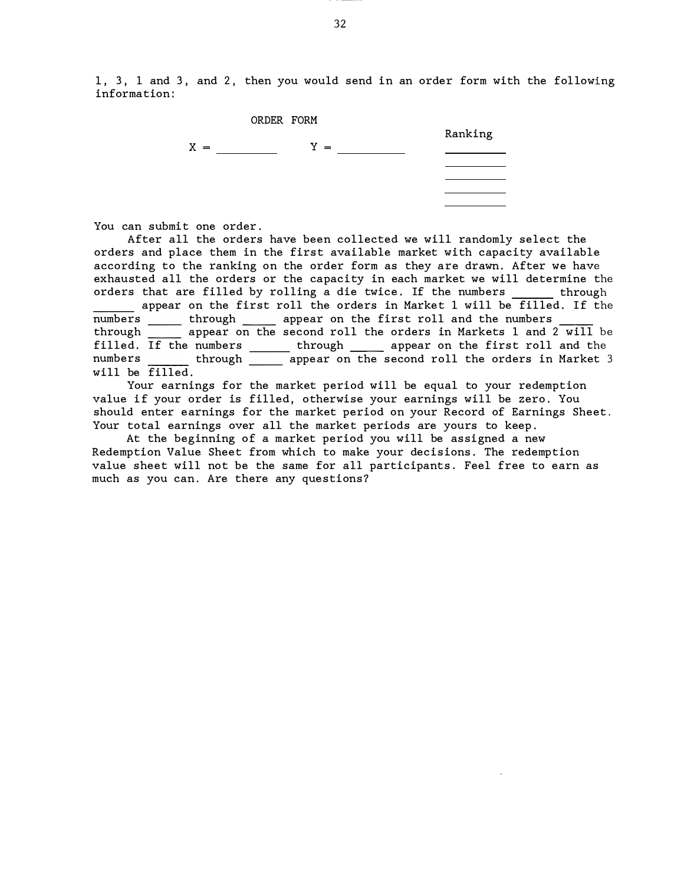1, 3, 1 and 3, and 2, then you would send in an order form with the following information:

ORDER FORM

| X = ______ | Y = ______ | Ranking |
|---|---|---|
| | | ______ |
| | | ______ |
| | | ______ |
| | | ______ |
| | | ______ |

You can submit one order.

After all the orders have been collected we will randomly select the orders and place them in the first available market with capacity available according to the ranking on the order form as they are drawn. After we have exhausted all the orders or the capacity in each market we will determine the orders that are filled by rolling a die twice. If the numbers ______ through ______ appear on the first roll the orders in Market 1 will be filled. If the numbers _____ through _____ appear on the first roll and the numbers _____ through _____ appear on the second roll the orders in Markets 1 and 2 will be filled. If the numbers ______ through _____ appear on the first roll and the numbers ______ through _____ appear on the second roll the orders in Market 3 will be filled.

Your earnings for the market period will be equal to your redemption value if your order is filled, otherwise your earnings will be zero. You should enter earnings for the market period on your Record of Earnings Sheet. Your total earnings over all the market periods are yours to keep.

At the beginning of a market period you will be assigned a new Redemption Value Sheet from which to make your decisions. The redemption value sheet will not be the same for all participants. Feel free to earn as much as you can. Are there any questions?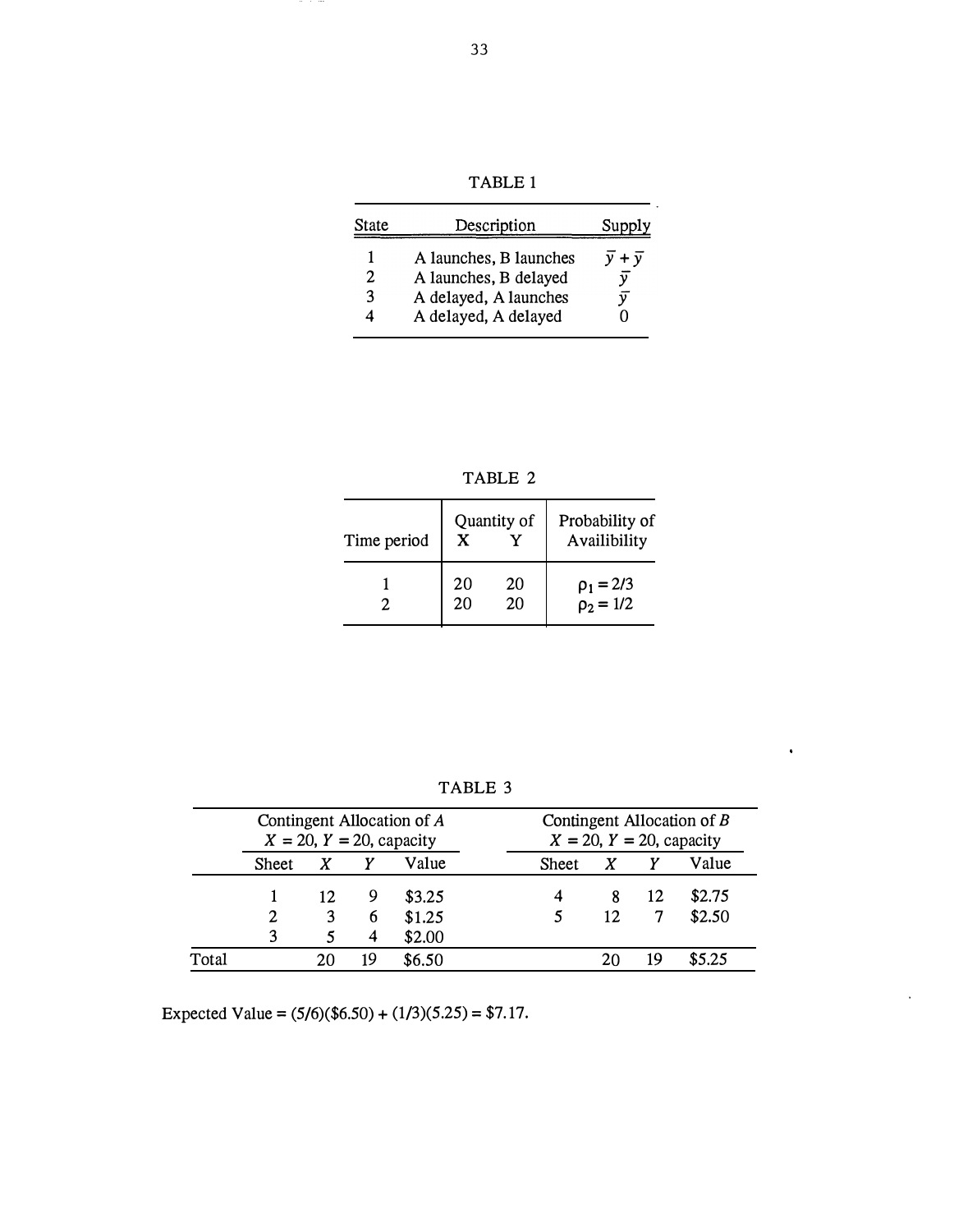TABLE 1

| State | Description | Supply |
|---|---|---|
| 1 | A launches, B launches | $\bar{y} + \bar{y}$ |
| 2 | A launches, B delayed | $\bar{y}$ |
| 3 | A delayed, A launches | $\bar{y}$ |
| 4 | A delayed, A delayed | 0 |

TABLE 2

| Time period | Quantity of X | Quantity of Y | Probability of Availibility |
|---|---|---|---|
| 1 | 20 | 20 | $\rho_1 = 2/3$ |
| 2 | 20 | 20 | $\rho_2 = 1/2$ |

TABLE 3

| | Contingent Allocation of $A$ $X = 20$, $Y = 20$, capacity | | | | Contingent Allocation of $B$ $X = 20$, $Y = 20$, capacity | | | |
|---|---|---|---|---|---|---|---|---|
| | Sheet | $X$ | $Y$ | Value | Sheet | $X$ | $Y$ | Value |
| | 1 | 12 | 9 | \$3.25 | 4 | 8 | 12 | \$2.75 |
| | 2 | 3 | 6 | \$1.25 | 5 | 12 | 7 | \$2.50 |
| | 3 | 5 | 4 | \$2.00 | | | | |
| Total | | 20 | 19 | \$6.50 | | 20 | 19 | \$5.25 |

Expected Value = (5/6)(\$6.50) + (1/3)(5.25) = \$7.17.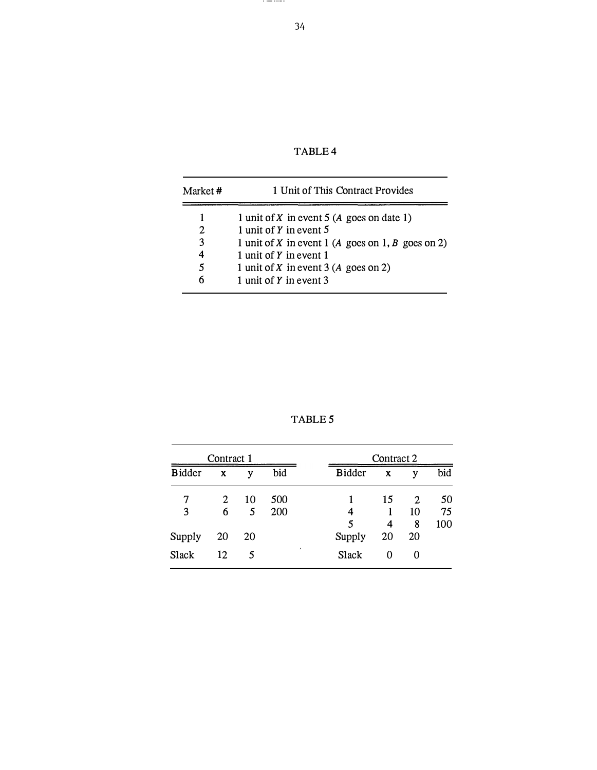TABLE 4

| Market # | 1 Unit of This Contract Provides |
|---|---|
| 1 | 1 unit of $X$ in event 5 ($A$ goes on date 1) |
| 2 | 1 unit of $Y$ in event 5 |
| 3 | 1 unit of $X$ in event 1 ($A$ goes on 1, $B$ goes on 2) |
| 4 | 1 unit of $Y$ in event 1 |
| 5 | 1 unit of $X$ in event 3 ($A$ goes on 2) |
| 6 | 1 unit of $Y$ in event 3 |

TABLE 5

| Contract 1 | | | | Contract 2 | | | |
|---|---|---|---|---|---|---|---|
| Bidder | x | y | bid | Bidder | x | y | bid |
| 7 | 2 | 10 | 500 | 1 | 15 | 2 | 50 |
| 3 | 6 | 5 | 200 | 4 | 1 | 10 | 75 |
| | | | | 5 | 4 | 8 | 100 |
| Supply | 20 | 20 | | Supply | 20 | 20 | |
| Slack | 12 | 5 | | Slack | 0 | 0 | |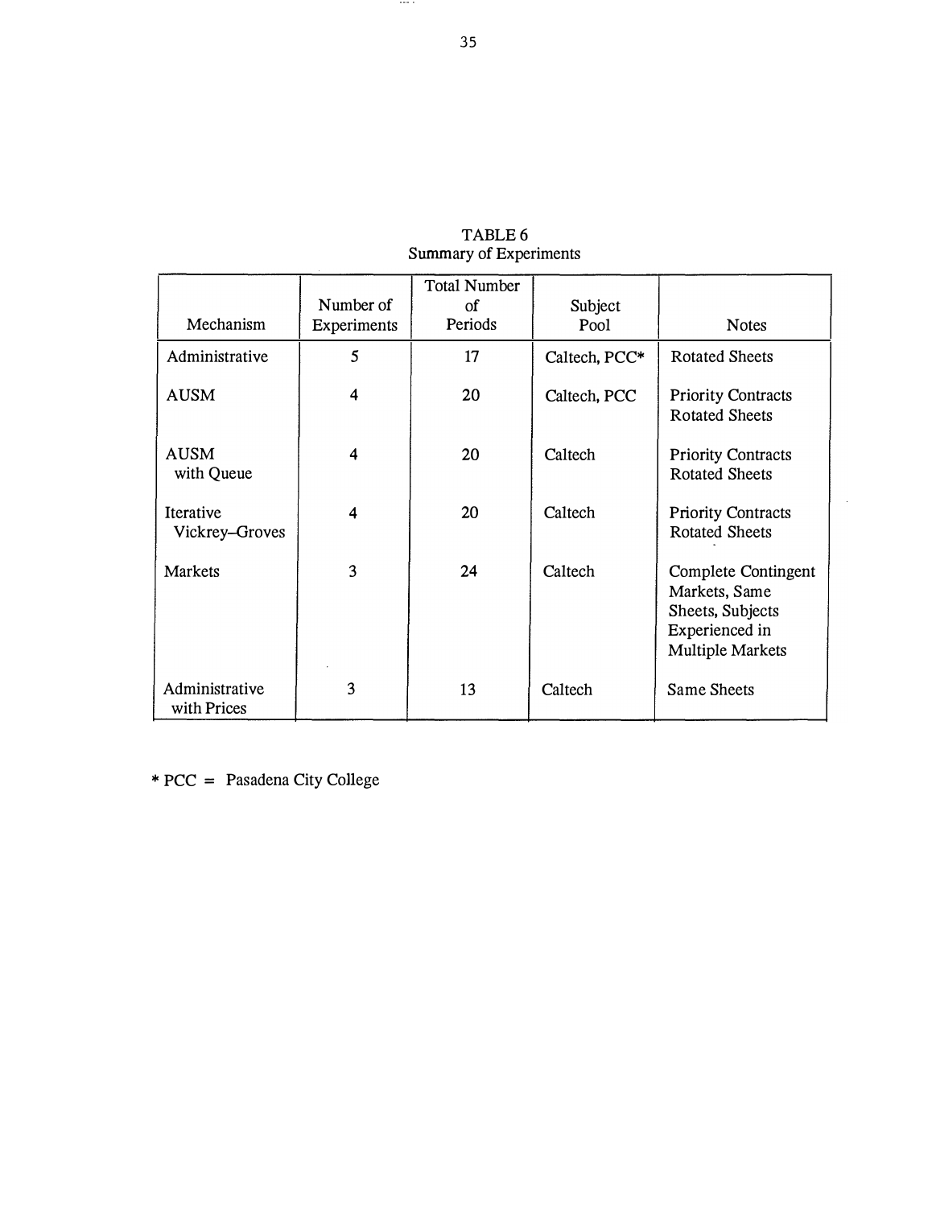TABLE 6
Summary of Experiments

| Mechanism | Number of Experiments | Total Number of Periods | Subject Pool | Notes |
|---|---|---|---|---|
| Administrative | 5 | 17 | Caltech, PCC* | Rotated Sheets |
| AUSM | 4 | 20 | Caltech, PCC | Priority Contracts Rotated Sheets |
| AUSM with Queue | 4 | 20 | Caltech | Priority Contracts Rotated Sheets |
| Iterative Vickrey–Groves | 4 | 20 | Caltech | Priority Contracts Rotated Sheets |
| Markets | 3 | 24 | Caltech | Complete Contingent Markets, Same Sheets, Subjects Experienced in Multiple Markets |
| Administrative with Prices | 3 | 13 | Caltech | Same Sheets |

\* PCC = Pasadena City College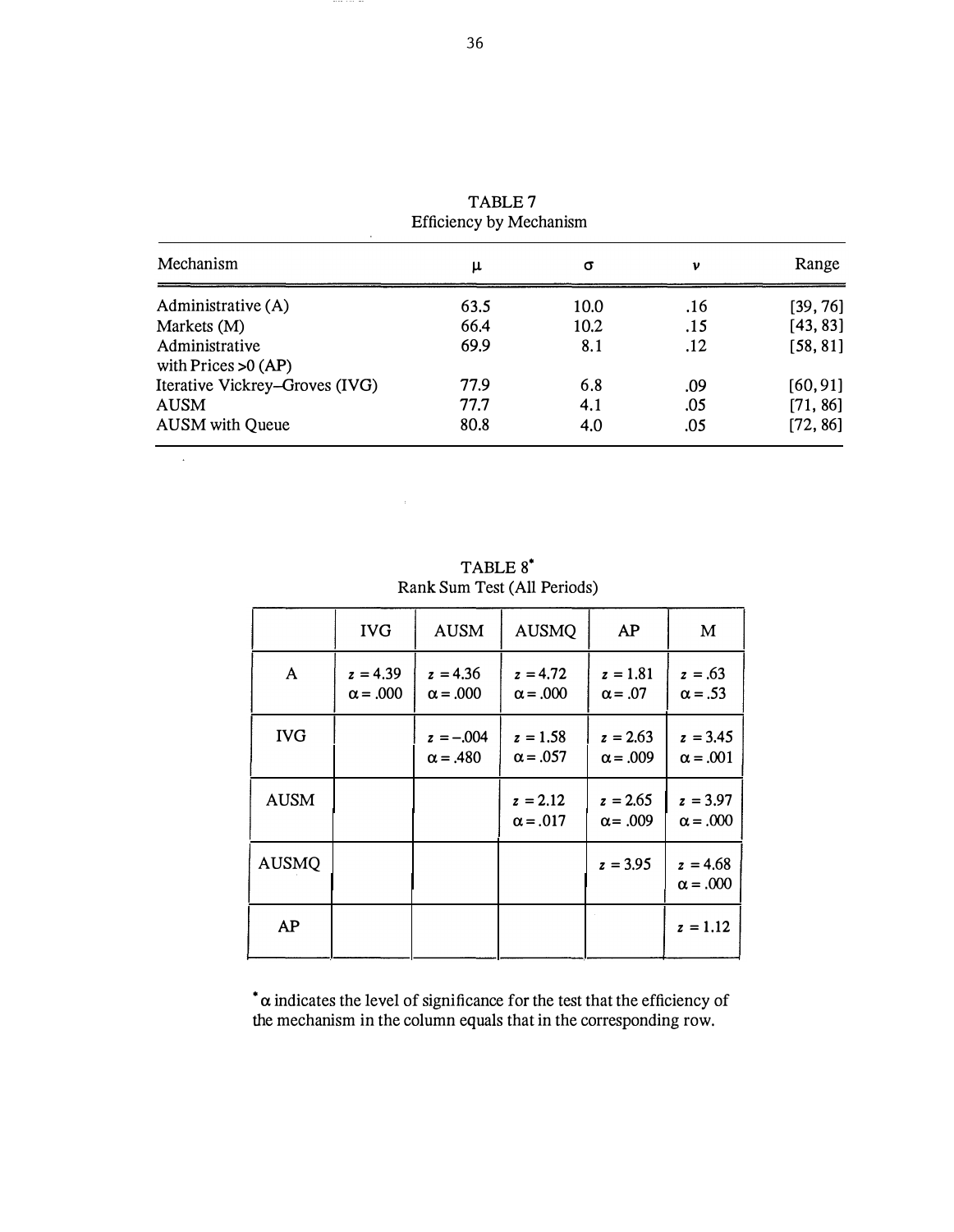TABLE 7
Efficiency by Mechanism

| Mechanism | $\mu$ | $\sigma$ | $\nu$ | Range |
|---|---|---|---|---|
| Administrative (A) | 63.5 | 10.0 | .16 | [39, 76] |
| Markets (M) | 66.4 | 10.2 | .15 | [43, 83] |
| Administrative with Prices >0 (AP) | 69.9 | 8.1 | .12 | [58, 81] |
| Iterative Vickrey–Groves (IVG) | 77.9 | 6.8 | .09 | [60, 91] |
| AUSM | 77.7 | 4.1 | .05 | [71, 86] |
| AUSM with Queue | 80.8 | 4.0 | .05 | [72, 86] |

TABLE 8*
Rank Sum Test (All Periods)

| | IVG | AUSM | AUSMQ | AP | M |
|---|---|---|---|---|---|
| A | $z = 4.39$ $\alpha = .000$ | $z = 4.36$ $\alpha = .000$ | $z = 4.72$ $\alpha = .000$ | $z = 1.81$ $\alpha = .07$ | $z = .63$ $\alpha = .53$ |
| IVG | | $z = -.004$ $\alpha = .480$ | $z = 1.58$ $\alpha = .057$ | $z = 2.63$ $\alpha = .009$ | $z = 3.45$ $\alpha = .001$ |
| AUSM | | | $z = 2.12$ $\alpha = .017$ | $z = 2.65$ $\alpha = .009$ | $z = 3.97$ $\alpha = .000$ |
| AUSMQ | | | | $z = 3.95$ | $z = 4.68$ $\alpha = .000$ |
| AP | | | | | $z = 1.12$ |

* $\alpha$ indicates the level of significance for the test that the efficiency of the mechanism in the column equals that in the corresponding row.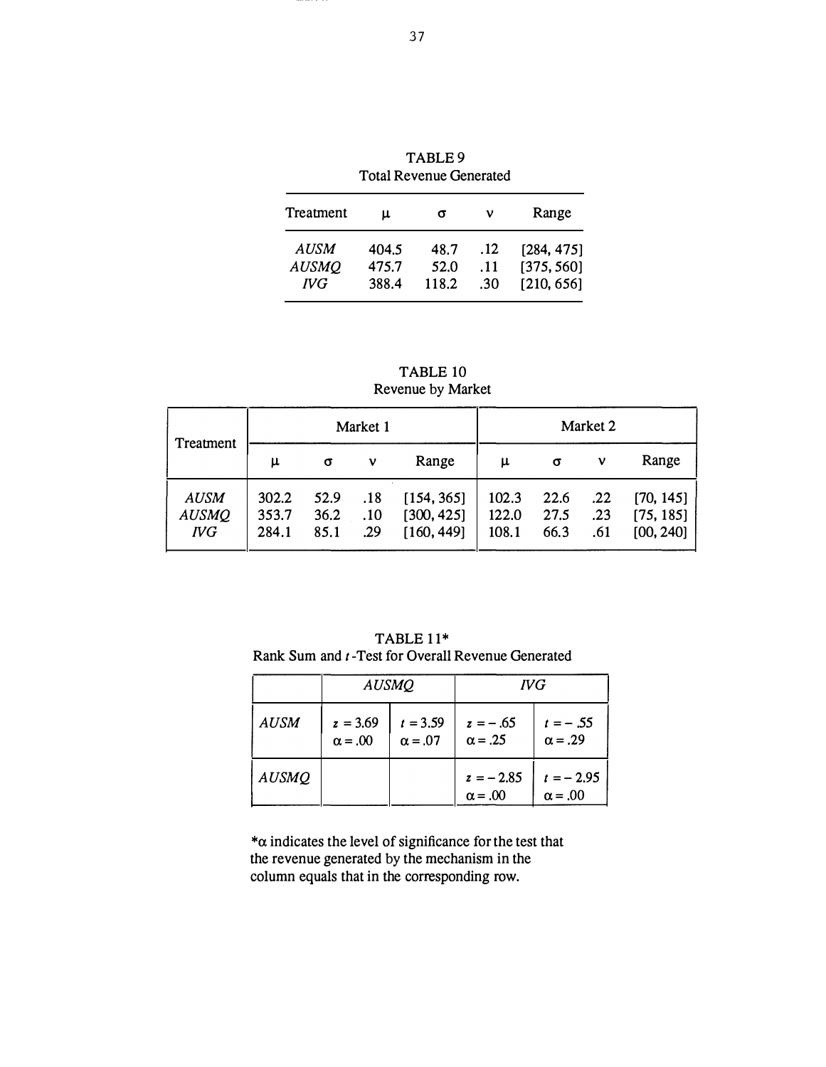TABLE 9

Total Revenue Generated

| Treatment | $\mu$ | $\sigma$ | $\nu$ | Range |
|---|---|---|---|---|
| *AUSM* | 404.5 | 48.7 | .12 | [284, 475] |
| *AUSMQ* | 475.7 | 52.0 | .11 | [375, 560] |
| *IVG* | 388.4 | 118.2 | .30 | [210, 656] |

TABLE 10

Revenue by Market

| Treatment | Market 1 | | | | Market 2 | | | |
|---|---|---|---|---|---|---|---|---|
| | $\mu$ | $\sigma$ | $\nu$ | Range | $\mu$ | $\sigma$ | $\nu$ | Range |
| *AUSM* | 302.2 | 52.9 | .18 | [154, 365] | 102.3 | 22.6 | .22 | [70, 145] |
| *AUSMQ* | 353.7 | 36.2 | .10 | [300, 425] | 122.0 | 27.5 | .23 | [75, 185] |
| *IVG* | 284.1 | 85.1 | .29 | [160, 449] | 108.1 | 66.3 | .61 | [00, 240] |

TABLE 11*

Rank Sum and $t$-Test for Overall Revenue Generated

| | *AUSMQ* | | *IVG* | |
|---|---|---|---|---|
| *AUSM* | $z = 3.69$ $\alpha = .00$ | $t = 3.59$ $\alpha = .07$ | $z = -.65$ $\alpha = .25$ | $t = -.55$ $\alpha = .29$ |
| *AUSMQ* | | | $z = -2.85$ $\alpha = .00$ | $t = -2.95$ $\alpha = .00$ |

*$\alpha$ indicates the level of significance for the test that the revenue generated by the mechanism in the column equals that in the corresponding row.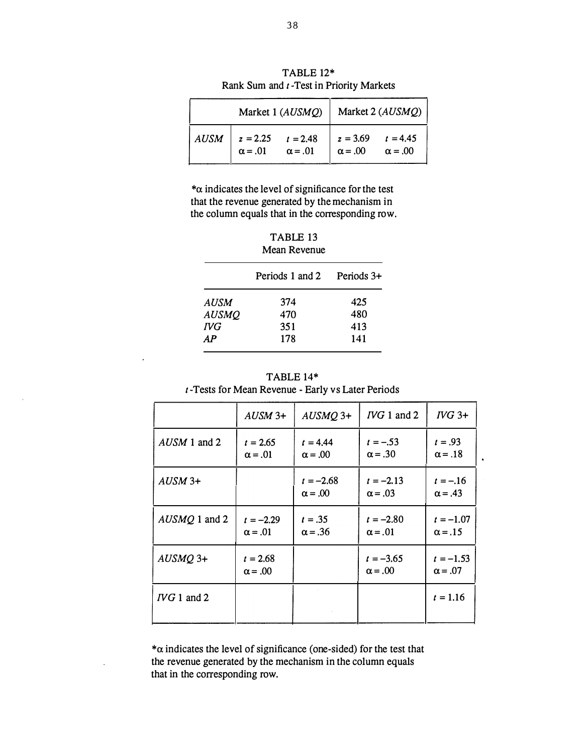TABLE 12*

Rank Sum and $t$-Test in Priority Markets

| | Market 1 (*AUSMQ*) | | Market 2 (*AUSMQ*) | |
|---|---|---|---|---|
| *AUSM* | $z = 2.25$<br>$\alpha = .01$ | $t = 2.48$<br>$\alpha = .01$ | $z = 3.69$<br>$\alpha = .00$ | $t = 4.45$<br>$\alpha = .00$ |

*$\alpha$ indicates the level of significance for the test that the revenue generated by the mechanism in the column equals that in the corresponding row.

TABLE 13

Mean Revenue

| | Periods 1 and 2 | Periods 3+ |
|---|---|---|
| *AUSM* | 374 | 425 |
| *AUSMQ* | 470 | 480 |
| *IVG* | 351 | 413 |
| *AP* | 178 | 141 |

TABLE 14*

$t$-Tests for Mean Revenue - Early vs Later Periods

| | *AUSM* 3+ | *AUSMQ* 3+ | *IVG* 1 and 2 | *IVG* 3+ |
|---|---|---|---|---|
| *AUSM* 1 and 2 | $t = 2.65$<br>$\alpha = .01$ | $t = 4.44$<br>$\alpha = .00$ | $t = -.53$<br>$\alpha = .30$ | $t = .93$<br>$\alpha = .18$ |
| *AUSM* 3+ | | $t = -2.68$<br>$\alpha = .00$ | $t = -2.13$<br>$\alpha = .03$ | $t = -.16$<br>$\alpha = .43$ |
| *AUSMQ* 1 and 2 | $t = -2.29$<br>$\alpha = .01$ | $t = .35$<br>$\alpha = .36$ | $t = -2.80$<br>$\alpha = .01$ | $t = -1.07$<br>$\alpha = .15$ |
| *AUSMQ* 3+ | $t = 2.68$<br>$\alpha = .00$ | | $t = -3.65$<br>$\alpha = .00$ | $t = -1.53$<br>$\alpha = .07$ |
| *IVG* 1 and 2 | | | | $t = 1.16$ |

*$\alpha$ indicates the level of significance (one-sided) for the test that the revenue generated by the mechanism in the column equals that in the corresponding row.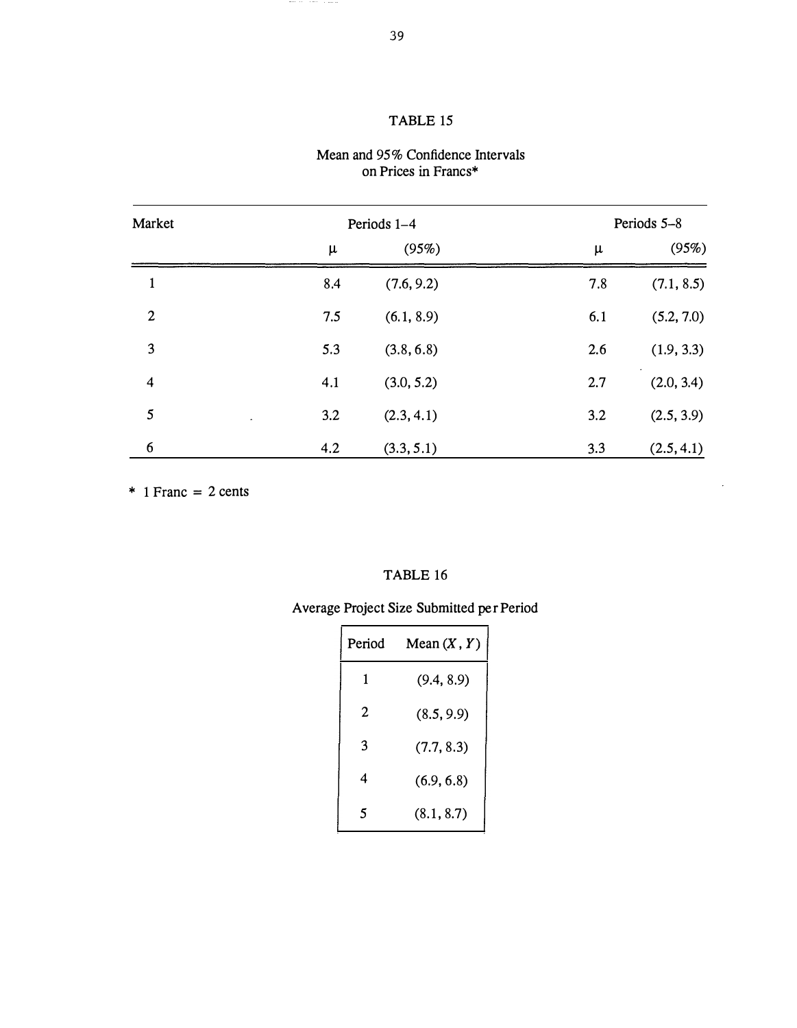## TABLE 15

Mean and 95% Confidence Intervals on Prices in Francs*

| Market | Periods 1–4 | | Periods 5–8 | |
|---|---|---|---|---|
| | $\mu$ | (95%) | $\mu$ | (95%) |
| 1 | 8.4 | (7.6, 9.2) | 7.8 | (7.1, 8.5) |
| 2 | 7.5 | (6.1, 8.9) | 6.1 | (5.2, 7.0) |
| 3 | 5.3 | (3.8, 6.8) | 2.6 | (1.9, 3.3) |
| 4 | 4.1 | (3.0, 5.2) | 2.7 | (2.0, 3.4) |
| 5 | 3.2 | (2.3, 4.1) | 3.2 | (2.5, 3.9) |
| 6 | 4.2 | (3.3, 5.1) | 3.3 | (2.5, 4.1) |

* 1 Franc = 2 cents

## TABLE 16

Average Project Size Submitted per Period

| Period | Mean $(X, Y)$ |
|---|---|
| 1 | (9.4, 8.9) |
| 2 | (8.5, 9.9) |
| 3 | (7.7, 8.3) |
| 4 | (6.9, 6.8) |
| 5 | (8.1, 8.7) |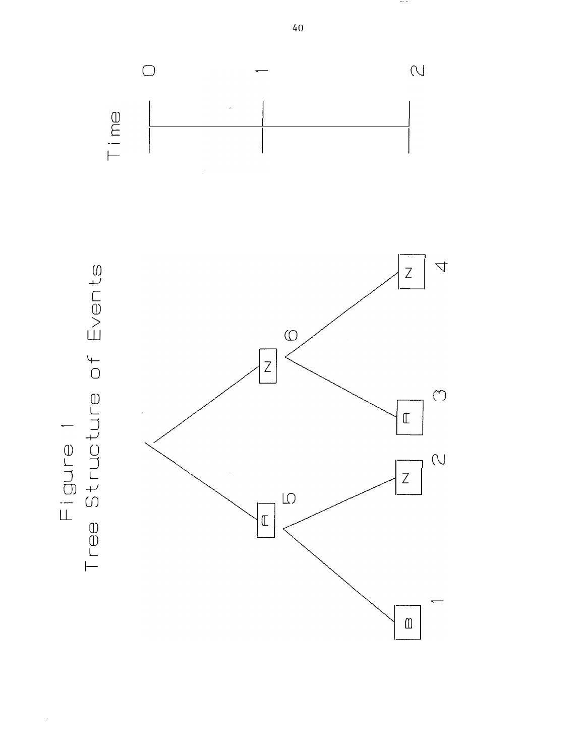Figure 1
Tree Structure of Events

Time

0

1

2

5

6

A

Z

1

2

3

4

B

Z

A

Z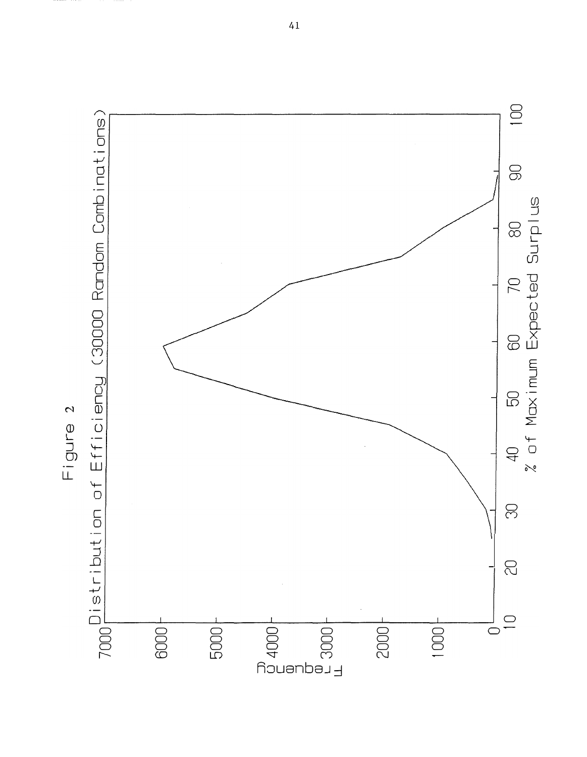Figure 2

Distribution of Efficiency (30000 Random Combinations)

Frequency

% of Maximum Expected Surplus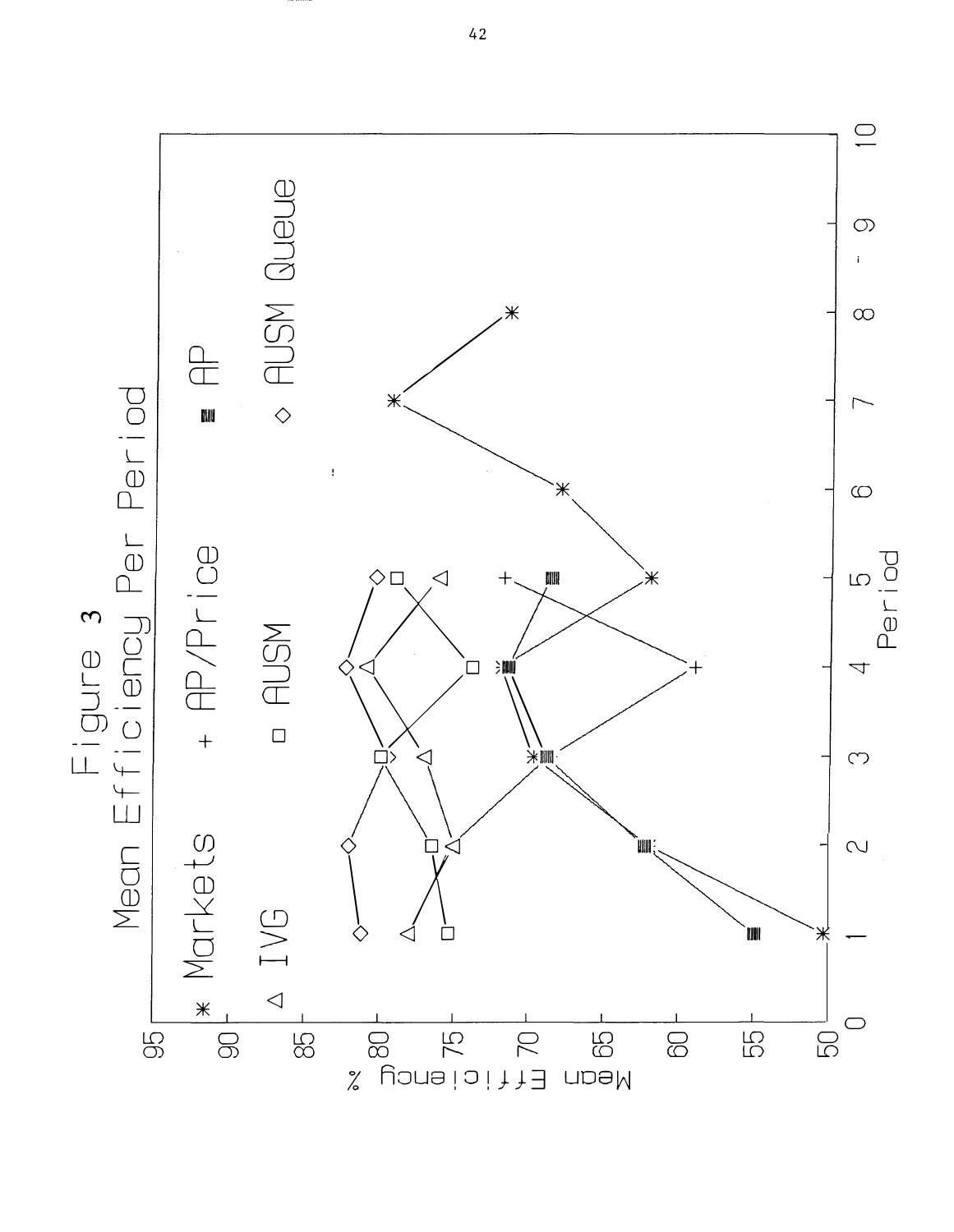Figure 3

Mean Efficiency Per Period

| Period | Markets | AP/Price | AP | IVG | AUSM | AUSM Queue |
|---|---|---|---|---|---|---|
| 1 | 50 | | 55 | 77.5 | 75.5 | 81 |
| 2 | 62 | | 62 | 75 | 76.5 | 82 |
| 3 | 69 | | 69 | 76.5 | 79.5 | 79.5 |
| 4 | 71 | 59 | 71 | 80 | 74 | 82 |
| 5 | 62 | 71 | 68 | 79 | 79 | 80 |
| 6 | 67.5 | | | | | |
| 7 | 79 | | | | | |
| 8 | 71 | | | | | |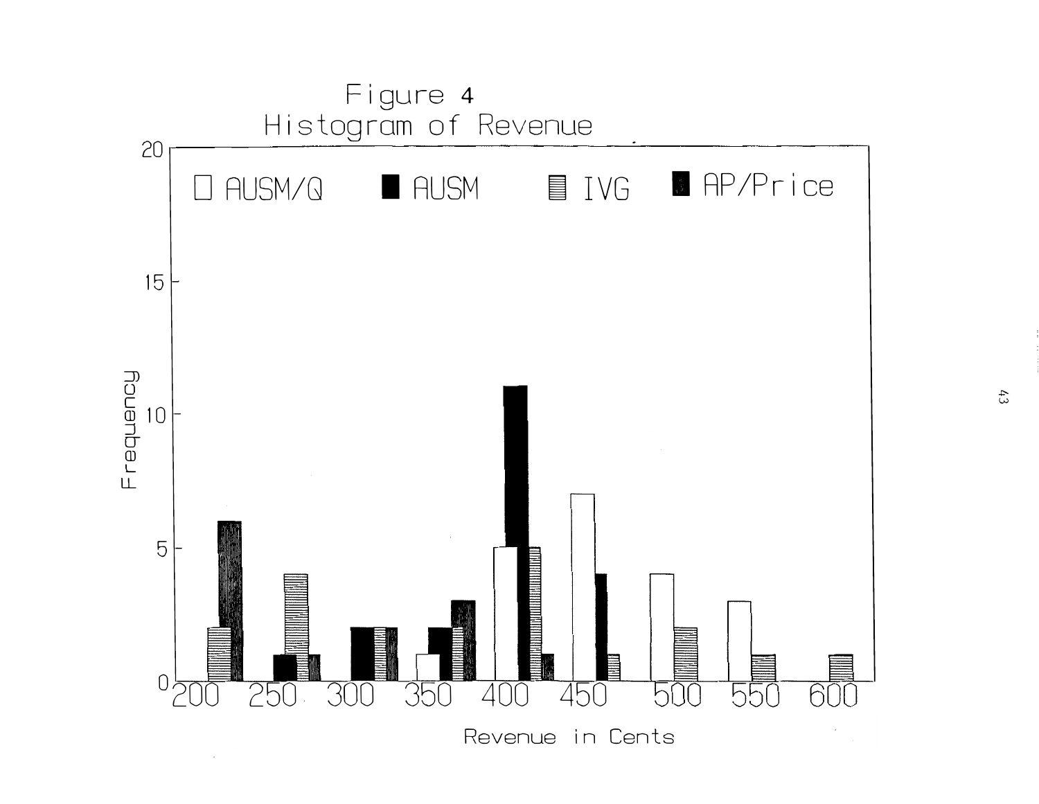Figure 4
Histogram of Revenue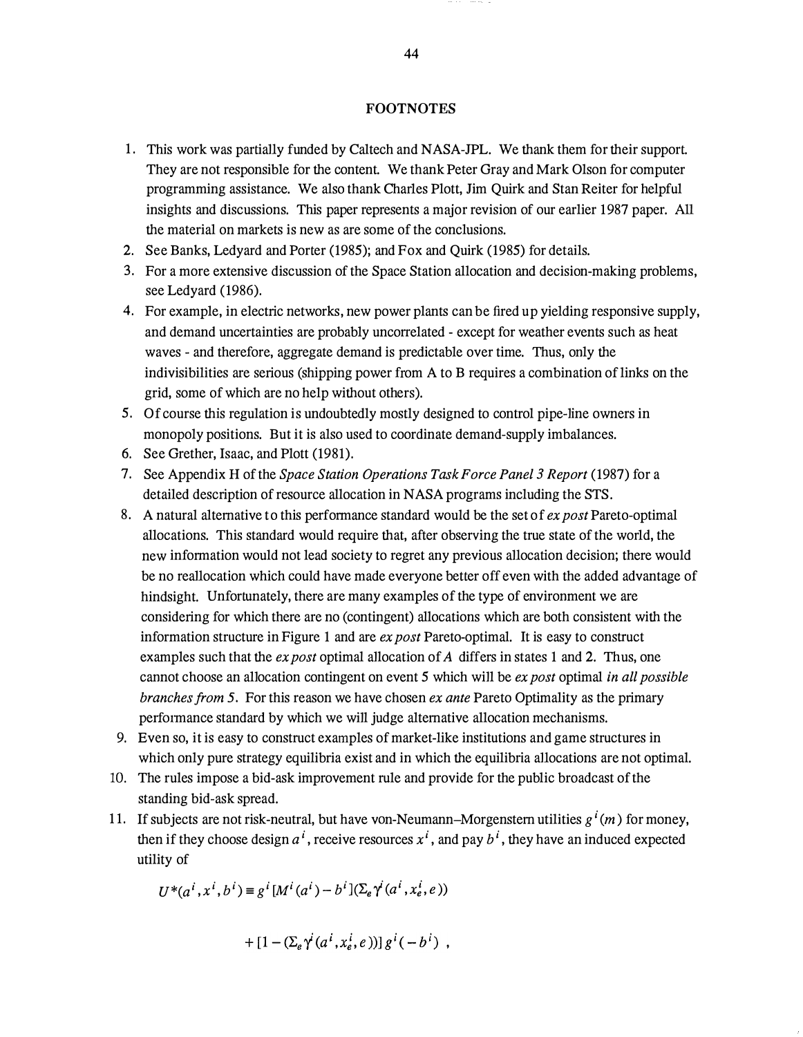## FOOTNOTES

1. This work was partially funded by Caltech and NASA-JPL. We thank them for their support. They are not responsible for the content. We thank Peter Gray and Mark Olson for computer programming assistance. We also thank Charles Plott, Jim Quirk and Stan Reiter for helpful insights and discussions. This paper represents a major revision of our earlier 1987 paper. All the material on markets is new as are some of the conclusions.
2. See Banks, Ledyard and Porter (1985); and Fox and Quirk (1985) for details.
3. For a more extensive discussion of the Space Station allocation and decision-making problems, see Ledyard (1986).
4. For example, in electric networks, new power plants can be fired up yielding responsive supply, and demand uncertainties are probably uncorrelated - except for weather events such as heat waves - and therefore, aggregate demand is predictable over time. Thus, only the indivisibilities are serious (shipping power from A to B requires a combination of links on the grid, some of which are no help without others).
5. Of course this regulation is undoubtedly mostly designed to control pipe-line owners in monopoly positions. But it is also used to coordinate demand-supply imbalances.
6. See Grether, Isaac, and Plott (1981).
7. See Appendix H of the *Space Station Operations Task Force Panel 3 Report* (1987) for a detailed description of resource allocation in NASA programs including the STS.
8. A natural alternative to this performance standard would be the set of *ex post* Pareto-optimal allocations. This standard would require that, after observing the true state of the world, the new information would not lead society to regret any previous allocation decision; there would be no reallocation which could have made everyone better off even with the added advantage of hindsight. Unfortunately, there are many examples of the type of environment we are considering for which there are no (contingent) allocations which are both consistent with the information structure in Figure 1 and are *ex post* Pareto-optimal. It is easy to construct examples such that the *ex post* optimal allocation of $A$ differs in states 1 and 2. Thus, one cannot choose an allocation contingent on event 5 which will be *ex post* optimal *in all possible branches from 5*. For this reason we have chosen *ex ante* Pareto Optimality as the primary performance standard by which we will judge alternative allocation mechanisms.
9. Even so, it is easy to construct examples of market-like institutions and game structures in which only pure strategy equilibria exist and in which the equilibria allocations are not optimal.
10. The rules impose a bid-ask improvement rule and provide for the public broadcast of the standing bid-ask spread.
11. If subjects are not risk-neutral, but have von-Neumann–Morgenstern utilities $g^i(m)$ for money, then if they choose design $a^i$, receive resources $x^i$, and pay $b^i$, they have an induced expected utility of

$$U^*(a^i, x^i, b^i) \equiv g^i[M^i(a^i) - b^i](\Sigma_e \gamma^i(a^i, x_e^i, e))$$

$$+ [1 - (\Sigma_e \gamma^i(a^i, x_e^i, e))]\, g^i(-b^i) \ ,$$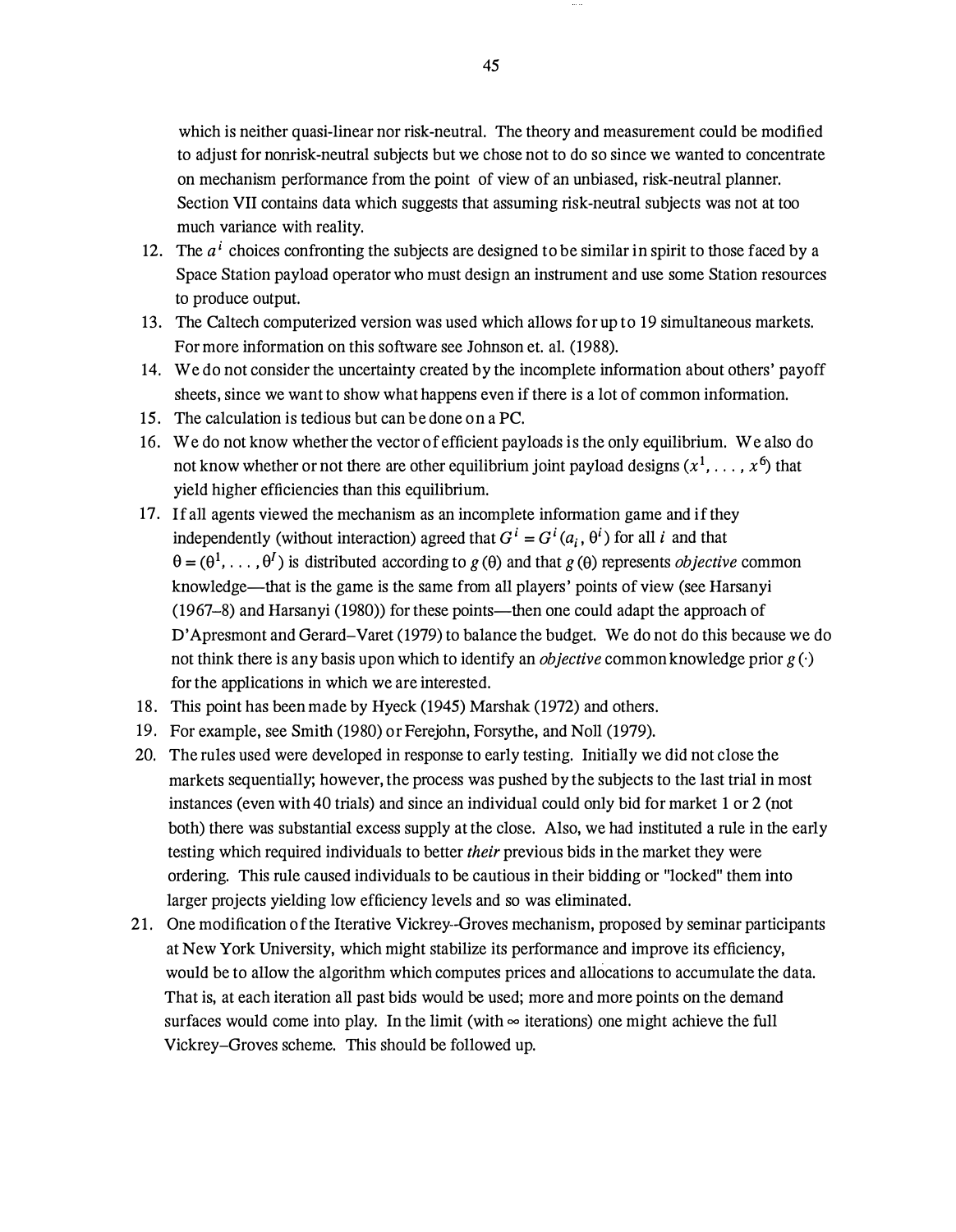which is neither quasi-linear nor risk-neutral. The theory and measurement could be modified to adjust for nonrisk-neutral subjects but we chose not to do so since we wanted to concentrate on mechanism performance from the point of view of an unbiased, risk-neutral planner. Section VII contains data which suggests that assuming risk-neutral subjects was not at too much variance with reality.

12. The $a^i$ choices confronting the subjects are designed to be similar in spirit to those faced by a Space Station payload operator who must design an instrument and use some Station resources to produce output.
13. The Caltech computerized version was used which allows for up to 19 simultaneous markets. For more information on this software see Johnson et. al. (1988).
14. We do not consider the uncertainty created by the incomplete information about others' payoff sheets, since we want to show what happens even if there is a lot of common information.
15. The calculation is tedious but can be done on a PC.
16. We do not know whether the vector of efficient payloads is the only equilibrium. We also do not know whether or not there are other equilibrium joint payload designs $(x^1, \ldots, x^6)$ that yield higher efficiencies than this equilibrium.
17. If all agents viewed the mechanism as an incomplete information game and if they independently (without interaction) agreed that $G^i = G^i(a_i, \theta^i)$ for all $i$ and that $\theta = (\theta^1, \ldots, \theta^I)$ is distributed according to $g(\theta)$ and that $g(\theta)$ represents *objective* common knowledge—that is the game is the same from all players' points of view (see Harsanyi (1967–8) and Harsanyi (1980)) for these points—then one could adapt the approach of D'Apresmont and Gerard–Varet (1979) to balance the budget. We do not do this because we do not think there is any basis upon which to identify an *objective* common knowledge prior $g(\cdot)$ for the applications in which we are interested.
18. This point has been made by Hyeck (1945) Marshak (1972) and others.
19. For example, see Smith (1980) or Ferejohn, Forsythe, and Noll (1979).
20. The rules used were developed in response to early testing. Initially we did not close the markets sequentially; however, the process was pushed by the subjects to the last trial in most instances (even with 40 trials) and since an individual could only bid for market 1 or 2 (not both) there was substantial excess supply at the close. Also, we had instituted a rule in the early testing which required individuals to better *their* previous bids in the market they were ordering. This rule caused individuals to be cautious in their bidding or "locked" them into larger projects yielding low efficiency levels and so was eliminated.
21. One modification of the Iterative Vickrey–Groves mechanism, proposed by seminar participants at New York University, which might stabilize its performance and improve its efficiency, would be to allow the algorithm which computes prices and allocations to accumulate the data. That is, at each iteration all past bids would be used; more and more points on the demand surfaces would come into play. In the limit (with $\infty$ iterations) one might achieve the full Vickrey–Groves scheme. This should be followed up.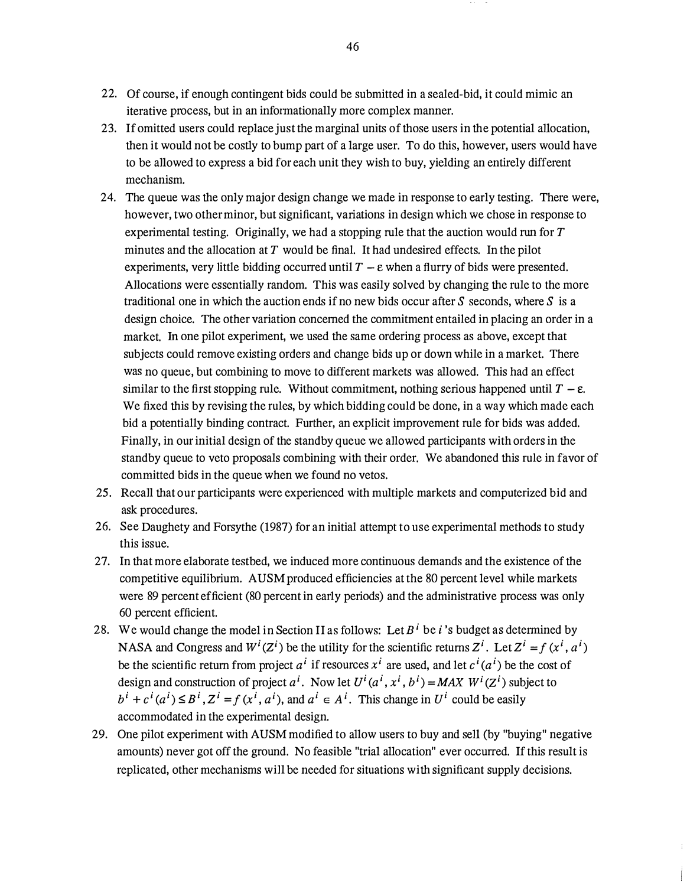22. Of course, if enough contingent bids could be submitted in a sealed-bid, it could mimic an iterative process, but in an informationally more complex manner.
23. If omitted users could replace just the marginal units of those users in the potential allocation, then it would not be costly to bump part of a large user. To do this, however, users would have to be allowed to express a bid for each unit they wish to buy, yielding an entirely different mechanism.
24. The queue was the only major design change we made in response to early testing. There were, however, two other minor, but significant, variations in design which we chose in response to experimental testing. Originally, we had a stopping rule that the auction would run for $T$ minutes and the allocation at $T$ would be final. It had undesired effects. In the pilot experiments, very little bidding occurred until $T - \varepsilon$ when a flurry of bids were presented. Allocations were essentially random. This was easily solved by changing the rule to the more traditional one in which the auction ends if no new bids occur after $S$ seconds, where $S$ is a design choice. The other variation concerned the commitment entailed in placing an order in a market. In one pilot experiment, we used the same ordering process as above, except that subjects could remove existing orders and change bids up or down while in a market. There was no queue, but combining to move to different markets was allowed. This had an effect similar to the first stopping rule. Without commitment, nothing serious happened until $T - \varepsilon$. We fixed this by revising the rules, by which bidding could be done, in a way which made each bid a potentially binding contract. Further, an explicit improvement rule for bids was added. Finally, in our initial design of the standby queue we allowed participants with orders in the standby queue to veto proposals combining with their order. We abandoned this rule in favor of committed bids in the queue when we found no vetos.
25. Recall that our participants were experienced with multiple markets and computerized bid and ask procedures.
26. See Daughety and Forsythe (1987) for an initial attempt to use experimental methods to study this issue.
27. In that more elaborate testbed, we induced more continuous demands and the existence of the competitive equilibrium. AUSM produced efficiencies at the 80 percent level while markets were 89 percent efficient (80 percent in early periods) and the administrative process was only 60 percent efficient.
28. We would change the model in Section II as follows: Let $B^i$ be $i$'s budget as determined by NASA and Congress and $W^i(Z^i)$ be the utility for the scientific returns $Z^i$. Let $Z^i = f(x^i, a^i)$ be the scientific return from project $a^i$ if resources $x^i$ are used, and let $c^i(a^i)$ be the cost of design and construction of project $a^i$. Now let $U^i(a^i, x^i, b^i) = MAX\ W^i(Z^i)$ subject to $b^i + c^i(a^i) \leq B^i$, $Z^i = f(x^i, a^i)$, and $a^i \in A^i$. This change in $U^i$ could be easily accommodated in the experimental design.
29. One pilot experiment with AUSM modified to allow users to buy and sell (by "buying" negative amounts) never got off the ground. No feasible "trial allocation" ever occurred. If this result is replicated, other mechanisms will be needed for situations with significant supply decisions.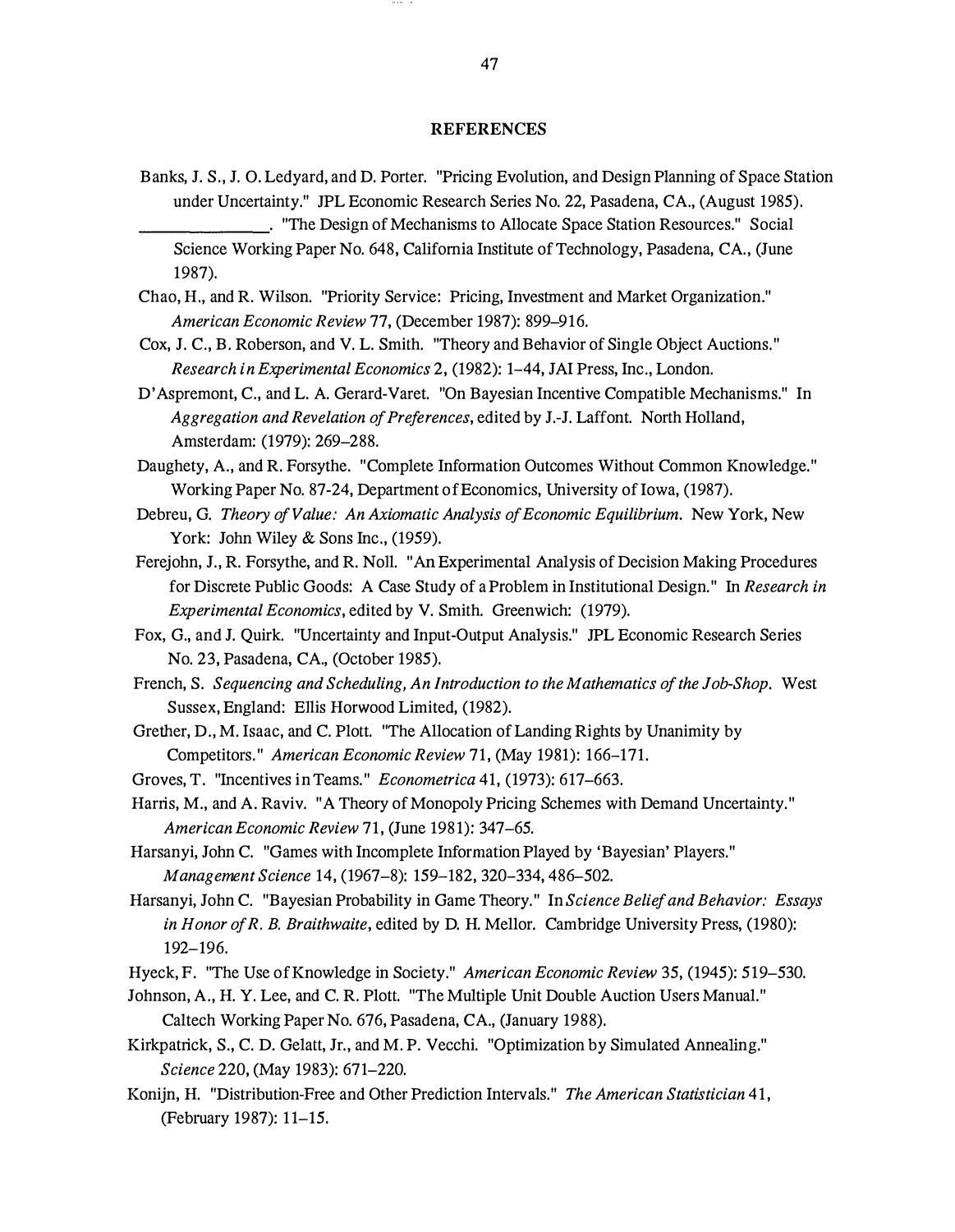## REFERENCES

Banks, J. S., J. O. Ledyard, and D. Porter. "Pricing Evolution, and Design Planning of Space Station under Uncertainty." JPL Economic Research Series No. 22, Pasadena, CA., (August 1985).

\_\_\_\_\_\_\_\_\_\_\_\_\_\_\_\_. "The Design of Mechanisms to Allocate Space Station Resources." Social Science Working Paper No. 648, California Institute of Technology, Pasadena, CA., (June 1987).

Chao, H., and R. Wilson. "Priority Service: Pricing, Investment and Market Organization." *American Economic Review* 77, (December 1987): 899–916.

Cox, J. C., B. Roberson, and V. L. Smith. "Theory and Behavior of Single Object Auctions." *Research in Experimental Economics* 2, (1982): 1–44, JAI Press, Inc., London.

D'Aspremont, C., and L. A. Gerard-Varet. "On Bayesian Incentive Compatible Mechanisms." In *Aggregation and Revelation of Preferences*, edited by J.-J. Laffont. North Holland, Amsterdam: (1979): 269–288.

Daughety, A., and R. Forsythe. "Complete Information Outcomes Without Common Knowledge." Working Paper No. 87-24, Department of Economics, University of Iowa, (1987).

Debreu, G. *Theory of Value: An Axiomatic Analysis of Economic Equilibrium*. New York, New York: John Wiley & Sons Inc., (1959).

Ferejohn, J., R. Forsythe, and R. Noll. "An Experimental Analysis of Decision Making Procedures for Discrete Public Goods: A Case Study of a Problem in Institutional Design." In *Research in Experimental Economics*, edited by V. Smith. Greenwich: (1979).

Fox, G., and J. Quirk. "Uncertainty and Input-Output Analysis." JPL Economic Research Series No. 23, Pasadena, CA., (October 1985).

French, S. *Sequencing and Scheduling, An Introduction to the Mathematics of the Job-Shop*. West Sussex, England: Ellis Horwood Limited, (1982).

Grether, D., M. Isaac, and C. Plott. "The Allocation of Landing Rights by Unanimity by Competitors." *American Economic Review* 71, (May 1981): 166–171.

Groves, T. "Incentives in Teams." *Econometrica* 41, (1973): 617–663.

Harris, M., and A. Raviv. "A Theory of Monopoly Pricing Schemes with Demand Uncertainty." *American Economic Review* 71, (June 1981): 347–65.

Harsanyi, John C. "Games with Incomplete Information Played by 'Bayesian' Players." *Management Science* 14, (1967–8): 159–182, 320–334, 486–502.

Harsanyi, John C. "Bayesian Probability in Game Theory." In *Science Belief and Behavior: Essays in Honor of R. B. Braithwaite*, edited by D. H. Mellor. Cambridge University Press, (1980): 192–196.

Hyeck, F. "The Use of Knowledge in Society." *American Economic Review* 35, (1945): 519–530.

Johnson, A., H. Y. Lee, and C. R. Plott. "The Multiple Unit Double Auction Users Manual." Caltech Working Paper No. 676, Pasadena, CA., (January 1988).

Kirkpatrick, S., C. D. Gelatt, Jr., and M. P. Vecchi. "Optimization by Simulated Annealing." *Science* 220, (May 1983): 671–220.

Konijn, H. "Distribution-Free and Other Prediction Intervals." *The American Statistician* 41, (February 1987): 11–15.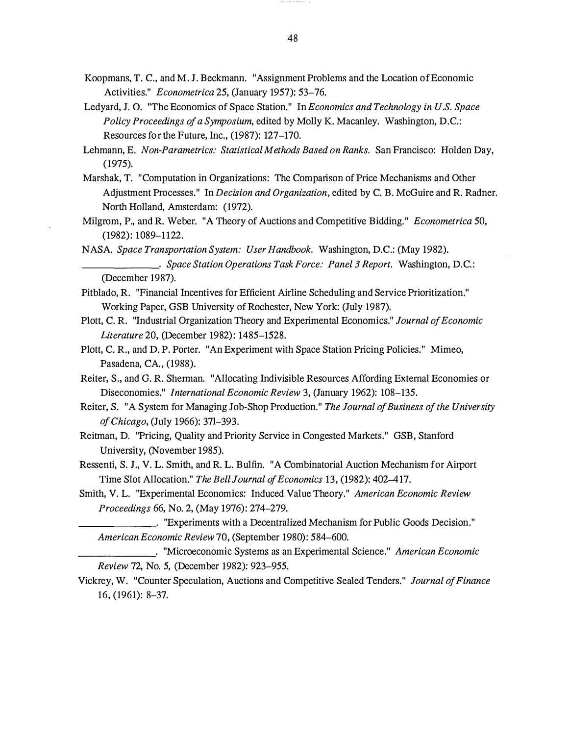Koopmans, T. C., and M. J. Beckmann. "Assignment Problems and the Location of Economic Activities." *Econometrica* 25, (January 1957): 53–76.

Ledyard, J. O. "The Economics of Space Station." In *Economics and Technology in U.S. Space Policy Proceedings of a Symposium*, edited by Molly K. Macanley. Washington, D.C.: Resources for the Future, Inc., (1987): 127–170.

Lehmann, E. *Non-Parametrics: Statistical Methods Based on Ranks.* San Francisco: Holden Day, (1975).

Marshak, T. "Computation in Organizations: The Comparison of Price Mechanisms and Other Adjustment Processes." In *Decision and Organization*, edited by C. B. McGuire and R. Radner. North Holland, Amsterdam: (1972).

Milgrom, P., and R. Weber. "A Theory of Auctions and Competitive Bidding." *Econometrica* 50, (1982): 1089–1122.

NASA. *Space Transportation System: User Handbook.* Washington, D.C.: (May 1982).

\_\_\_\_\_\_\_\_\_\_\_\_\_\_\_. *Space Station Operations Task Force: Panel 3 Report.* Washington, D.C.: (December 1987).

Pitblado, R. "Financial Incentives for Efficient Airline Scheduling and Service Prioritization." Working Paper, GSB University of Rochester, New York: (July 1987).

Plott, C. R. "Industrial Organization Theory and Experimental Economics." *Journal of Economic Literature* 20, (December 1982): 1485–1528.

Plott, C. R., and D. P. Porter. "An Experiment with Space Station Pricing Policies." Mimeo, Pasadena, CA., (1988).

Reiter, S., and G. R. Sherman. "Allocating Indivisible Resources Affording External Economies or Diseconomies." *International Economic Review* 3, (January 1962): 108–135.

Reiter, S. "A System for Managing Job-Shop Production." *The Journal of Business of the University of Chicago*, (July 1966): 371–393.

Reitman, D. "Pricing, Quality and Priority Service in Congested Markets." GSB, Stanford University, (November 1985).

Ressenti, S. J., V. L. Smith, and R. L. Bulfin. "A Combinatorial Auction Mechanism for Airport Time Slot Allocation." *The Bell Journal of Economics* 13, (1982): 402–417.

Smith, V. L. "Experimental Economics: Induced Value Theory." *American Economic Review Proceedings* 66, No. 2, (May 1976): 274–279.

\_\_\_\_\_\_\_\_\_\_\_\_\_\_\_. "Experiments with a Decentralized Mechanism for Public Goods Decision." *American Economic Review* 70, (September 1980): 584–600.

\_\_\_\_\_\_\_\_\_\_\_\_\_\_\_. "Microeconomic Systems as an Experimental Science." *American Economic Review* 72, No. 5, (December 1982): 923–955.

Vickrey, W. "Counter Speculation, Auctions and Competitive Sealed Tenders." *Journal of Finance* 16, (1961): 8–37.